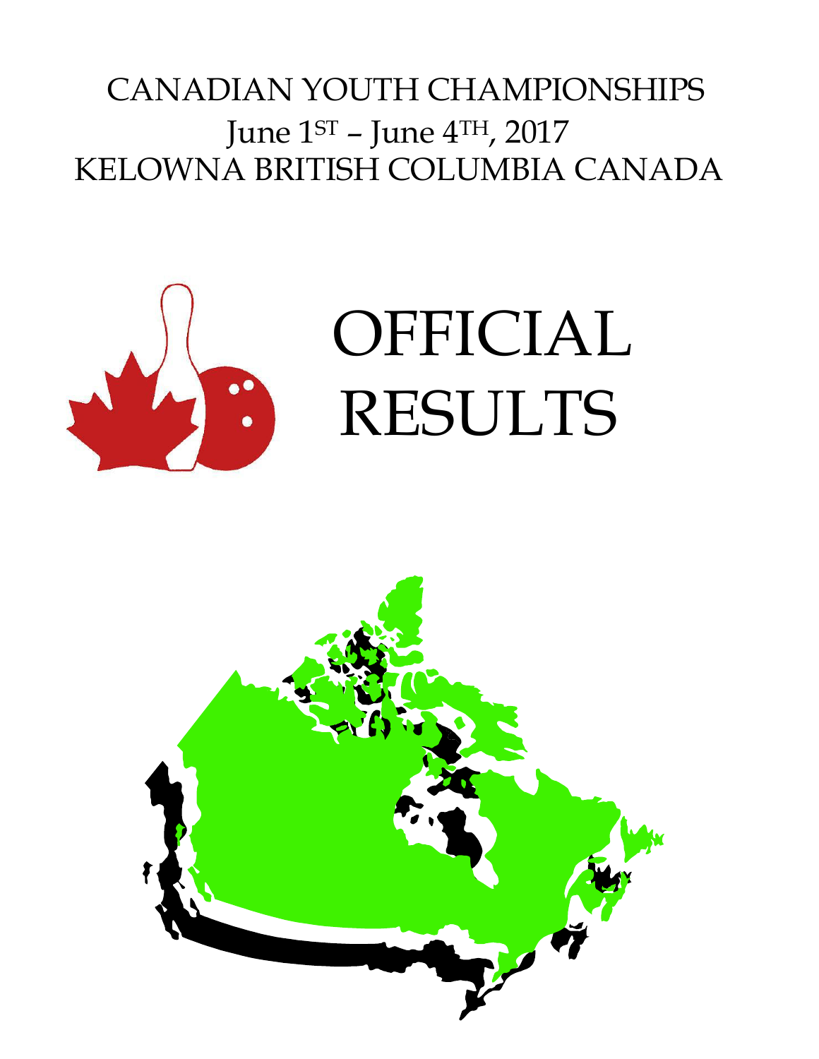# CANADIAN YOUTH CHAMPIONSHIPS

June 1ST – June 4TH, 2017

KELOWNA BRITISH COLUMBIA CANADA

# OFFICIAL RESULTS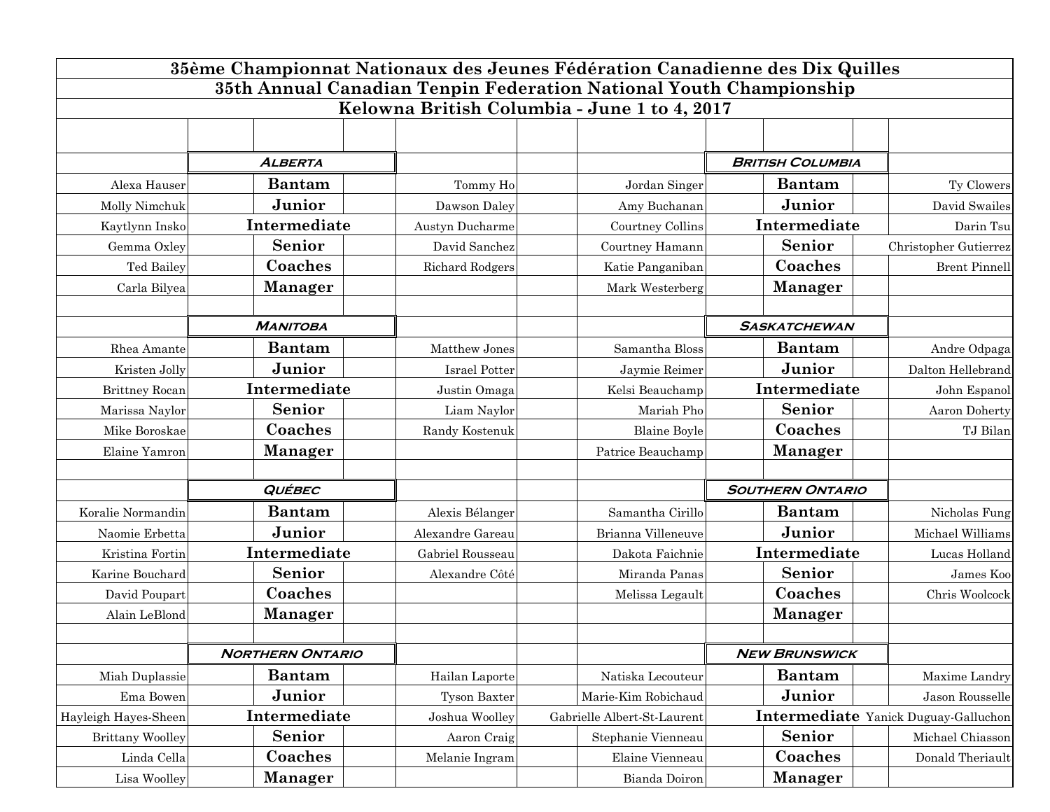# 35ème Championnat Nationaux des Jeunes Fédération Canadienne des Dix Quilles

# 35th Annual Canadian Tenpin Federation National Youth Championship

## Kelowna British Columbia - June 1 to 4, 2017

| | ***Alberta*** | | | ***British Columbia*** | |
|---|---|---|---|---|---|
| Alexa Hauser | **Bantam** | Tommy Ho | Jordan Singer | **Bantam** | Ty Clowers |
| Molly Nimchuk | **Junior** | Dawson Daley | Amy Buchanan | **Junior** | David Swailes |
| Kaytlynn Insko | **Intermediate** | Austyn Ducharme | Courtney Collins | **Intermediate** | Darin Tsu |
| Gemma Oxley | **Senior** | David Sanchez | Courtney Hamann | **Senior** | Christopher Gutierrez |
| Ted Bailey | **Coaches** | Richard Rodgers | Katie Panganiban | **Coaches** | Brent Pinnell |
| Carla Bilyea | **Manager** | | Mark Westerberg | **Manager** | |
| | | | | | |
| | ***Manitoba*** | | | ***Saskatchewan*** | |
| Rhea Amante | **Bantam** | Matthew Jones | Samantha Bloss | **Bantam** | Andre Odpaga |
| Kristen Jolly | **Junior** | Israel Potter | Jaymie Reimer | **Junior** | Dalton Hellebrand |
| Brittney Rocan | **Intermediate** | Justin Omaga | Kelsi Beauchamp | **Intermediate** | John Espanol |
| Marissa Naylor | **Senior** | Liam Naylor | Mariah Pho | **Senior** | Aaron Doherty |
| Mike Boroskae | **Coaches** | Randy Kostenuk | Blaine Boyle | **Coaches** | TJ Bilan |
| Elaine Yamron | **Manager** | | Patrice Beauchamp | **Manager** | |
| | | | | | |
| | ***Québec*** | | | ***Southern Ontario*** | |
| Koralie Normandin | **Bantam** | Alexis Bélanger | Samantha Cirillo | **Bantam** | Nicholas Fung |
| Naomie Erbetta | **Junior** | Alexandre Gareau | Brianna Villeneuve | **Junior** | Michael Williams |
| Kristina Fortin | **Intermediate** | Gabriel Rousseau | Dakota Faichnie | **Intermediate** | Lucas Holland |
| Karine Bouchard | **Senior** | Alexandre Côté | Miranda Panas | **Senior** | James Koo |
| David Poupart | **Coaches** | | Melissa Legault | **Coaches** | Chris Woolcock |
| Alain LeBlond | **Manager** | | | **Manager** | |
| | | | | | |
| | ***Northern Ontario*** | | | ***New Brunswick*** | |
| Miah Duplassie | **Bantam** | Hailan Laporte | Natiska Lecouteur | **Bantam** | Maxime Landry |
| Ema Bowen | **Junior** | Tyson Baxter | Marie-Kim Robichaud | **Junior** | Jason Rousselle |
| Hayleigh Hayes-Sheen | **Intermediate** | Joshua Woolley | Gabrielle Albert-St-Laurent | **Intermediate** | Yanick Duguay-Galluchon |
| Brittany Woolley | **Senior** | Aaron Craig | Stephanie Vienneau | **Senior** | Michael Chiasson |
| Linda Cella | **Coaches** | Melanie Ingram | Elaine Vienneau | **Coaches** | Donald Theriault |
| Lisa Woolley | **Manager** | | Bianda Doiron | **Manager** | |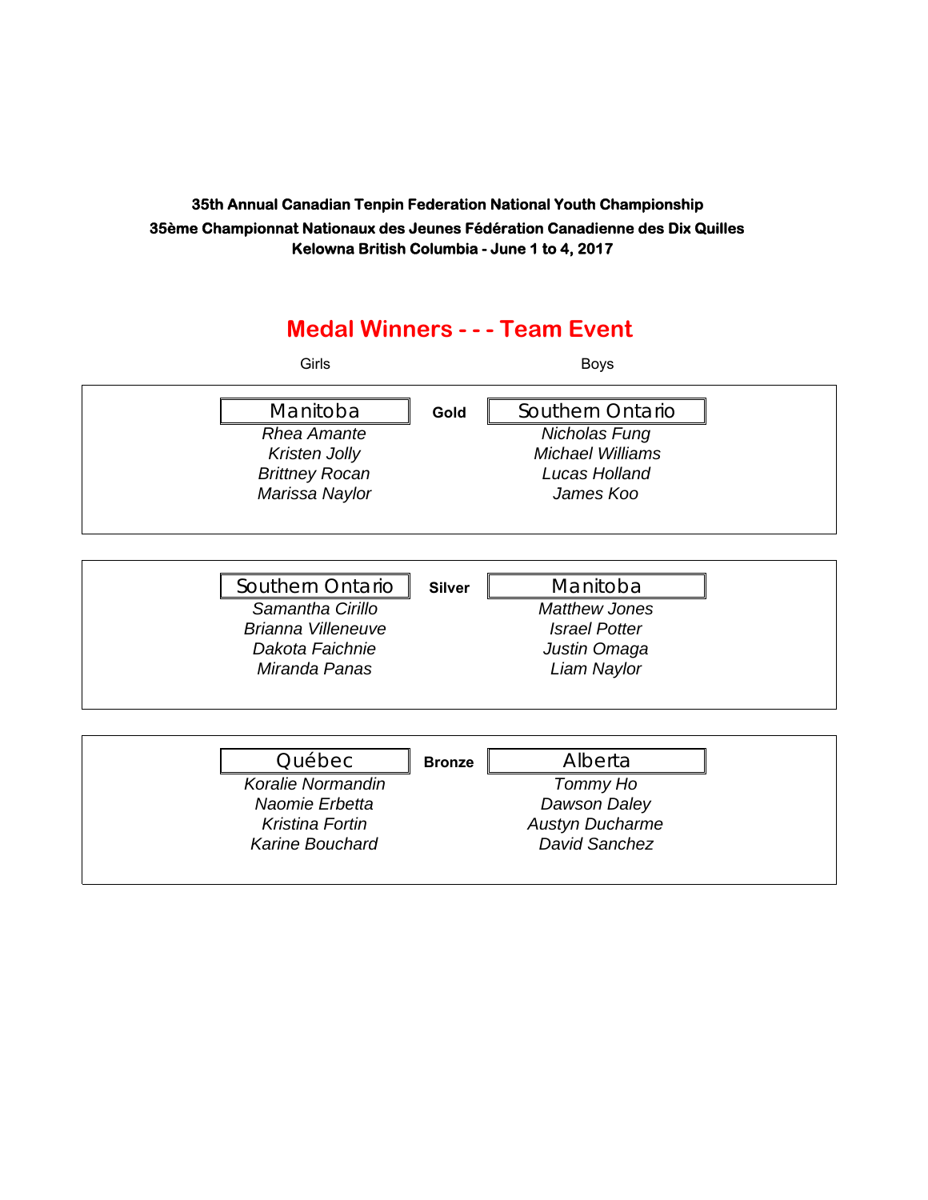**35th Annual Canadian Tenpin Federation National Youth Championship**
**35ème Championnat Nationaux des Jeunes Fédération Canadienne des Dix Quilles**
**Kelowna British Columbia - June 1 to 4, 2017**

## Medal Winners - - - Team Event

| Girls | | Boys |
|---|---|---|
| Manitoba | **Gold** | Southern Ontario |
| *Rhea Amante* | | *Nicholas Fung* |
| *Kristen Jolly* | | *Michael Williams* |
| *Brittney Rocan* | | *Lucas Holland* |
| *Marissa Naylor* | | *James Koo* |
| Southern Ontario | **Silver** | Manitoba |
| *Samantha Cirillo* | | *Matthew Jones* |
| *Brianna Villeneuve* | | *Israel Potter* |
| *Dakota Faichnie* | | *Justin Omaga* |
| *Miranda Panas* | | *Liam Naylor* |
| Québec | **Bronze** | Alberta |
| *Koralie Normandin* | | *Tommy Ho* |
| *Naomie Erbetta* | | *Dawson Daley* |
| *Kristina Fortin* | | *Austyn Ducharme* |
| *Karine Bouchard* | | *David Sanchez* |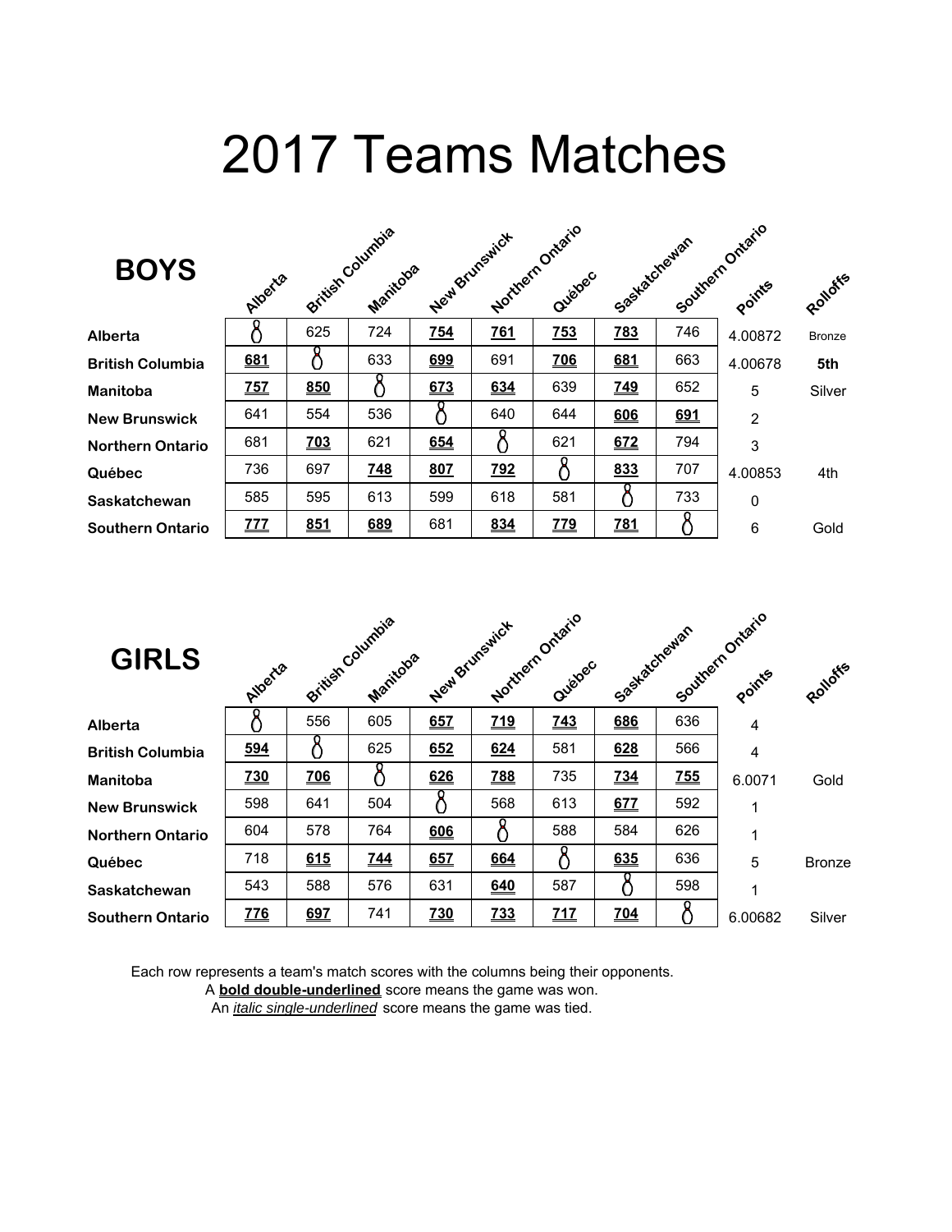# 2017 Teams Matches

## BOYS

| | Alberta | British Columbia | Manitoba | New Brunswick | Northern Ontario | Québec | Saskatchewan | Southern Ontario | Points | Rolloffs |
|---|---|---|---|---|---|---|---|---|---|---|
| **Alberta** | | 625 | 724 | **754** | **761** | **753** | **783** | 746 | 4.00872 | Bronze |
| **British Columbia** | **681** | | 633 | **699** | 691 | **706** | **681** | 663 | 4.00678 | **5th** |
| **Manitoba** | **757** | **850** | | **673** | **634** | 639 | **749** | 652 | 5 | Silver |
| **New Brunswick** | 641 | 554 | 536 | | 640 | 644 | **606** | **691** | 2 | |
| **Northern Ontario** | 681 | **703** | 621 | **654** | | 621 | **672** | 794 | 3 | |
| **Québec** | 736 | 697 | **748** | **807** | **792** | | **833** | 707 | 4.00853 | 4th |
| **Saskatchewan** | 585 | 595 | 613 | 599 | 618 | 581 | | 733 | 0 | |
| **Southern Ontario** | **777** | **851** | **689** | 681 | **834** | **779** | **781** | | 6 | Gold |

## GIRLS

| | Alberta | British Columbia | Manitoba | New Brunswick | Northern Ontario | Québec | Saskatchewan | Southern Ontario | Points | Rolloffs |
|---|---|---|---|---|---|---|---|---|---|---|
| **Alberta** | | 556 | 605 | **657** | **719** | **743** | **686** | 636 | 4 | |
| **British Columbia** | **594** | | 625 | **652** | **624** | 581 | **628** | 566 | 4 | |
| **Manitoba** | **730** | **706** | | **626** | **788** | 735 | **734** | **755** | 6.0071 | Gold |
| **New Brunswick** | 598 | 641 | 504 | | 568 | 613 | **677** | 592 | 1 | |
| **Northern Ontario** | 604 | 578 | 764 | **606** | | 588 | 584 | 626 | 1 | |
| **Québec** | 718 | **615** | **744** | **657** | **664** | | **635** | 636 | 5 | Bronze |
| **Saskatchewan** | 543 | 588 | 576 | 631 | **640** | 587 | | 598 | 1 | |
| **Southern Ontario** | **776** | **697** | 741 | **730** | **733** | **717** | **704** | | 6.00682 | Silver |

Each row represents a team's match scores with the columns being their opponents.

A **bold double-underlined** score means the game was won.

An *italic single-underlined* score means the game was tied.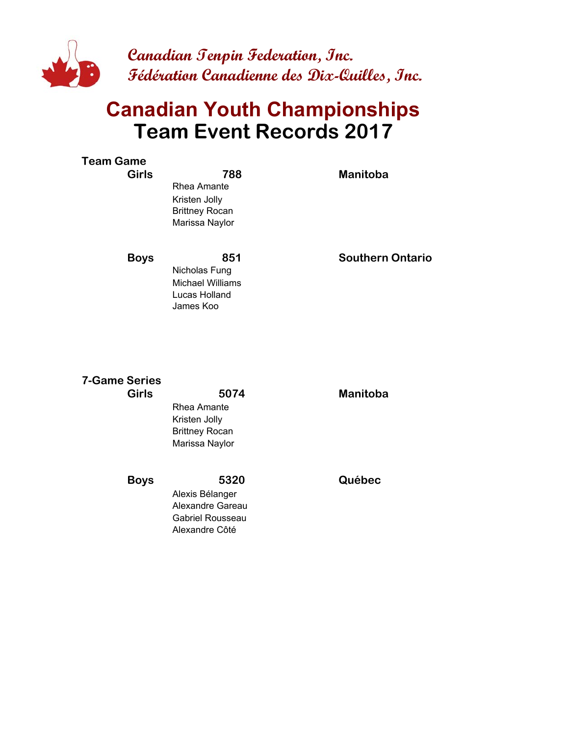*Canadian Tenpin Federation, Inc.*
*Fédération Canadienne des Dix-Quilles, Inc.*

# Canadian Youth Championships
# Team Event Records 2017

## Team Game

**Girls** **788** **Manitoba**

Rhea Amante
Kristen Jolly
Brittney Rocan
Marissa Naylor

**Boys** **851** **Southern Ontario**

Nicholas Fung
Michael Williams
Lucas Holland
James Koo

## 7-Game Series

**Girls** **5074** **Manitoba**

Rhea Amante
Kristen Jolly
Brittney Rocan
Marissa Naylor

**Boys** **5320** **Québec**

Alexis Bélanger
Alexandre Gareau
Gabriel Rousseau
Alexandre Côté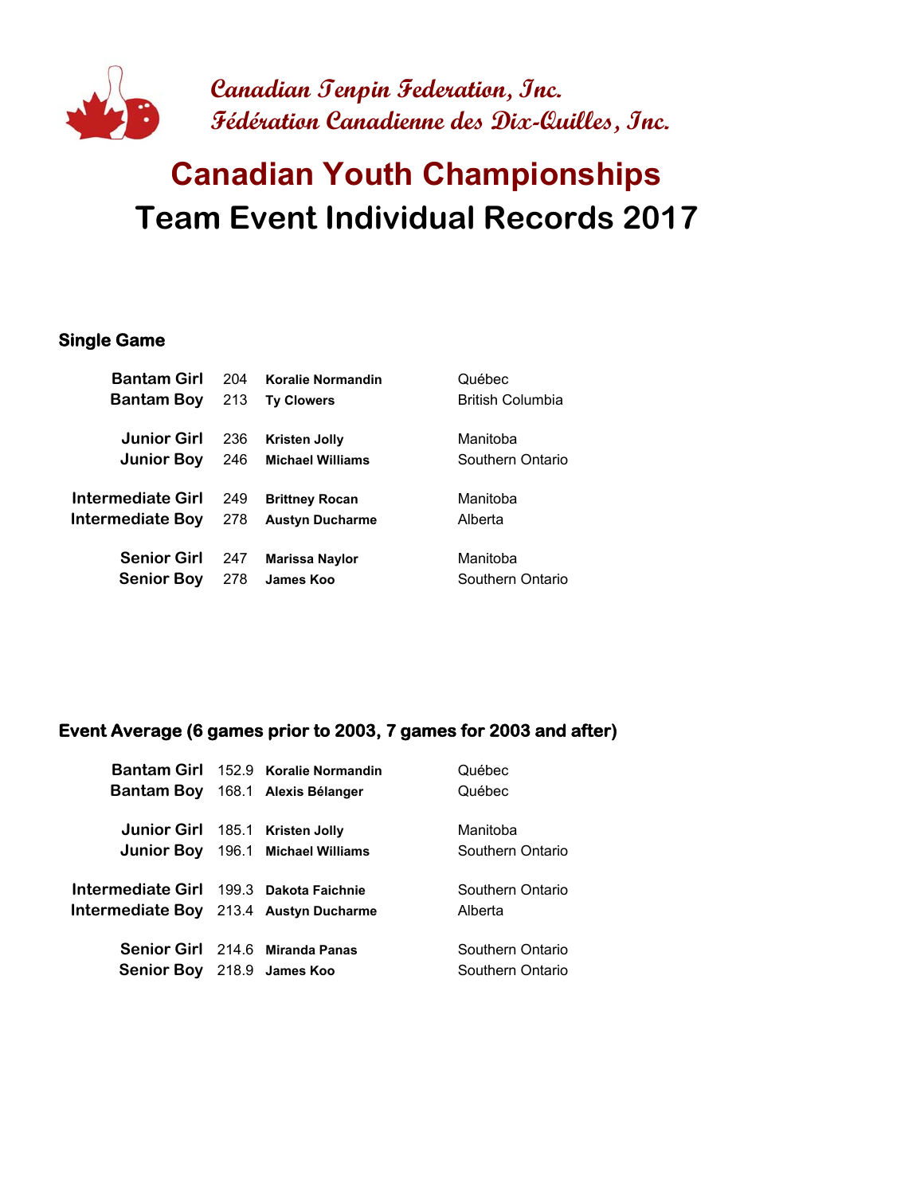Canadian Tenpin Federation, Inc.
Fédération Canadienne des Dix-Quilles, Inc.

# Canadian Youth Championships

# Team Event Individual Records 2017

## Single Game

| Category | Score | Name | Province |
|---|---|---|---|
| **Bantam Girl** | 204 | **Koralie Normandin** | Québec |
| **Bantam Boy** | 213 | **Ty Clowers** | British Columbia |
| **Junior Girl** | 236 | **Kristen Jolly** | Manitoba |
| **Junior Boy** | 246 | **Michael Williams** | Southern Ontario |
| **Intermediate Girl** | 249 | **Brittney Rocan** | Manitoba |
| **Intermediate Boy** | 278 | **Austyn Ducharme** | Alberta |
| **Senior Girl** | 247 | **Marissa Naylor** | Manitoba |
| **Senior Boy** | 278 | **James Koo** | Southern Ontario |

## Event Average (6 games prior to 2003, 7 games for 2003 and after)

| Category | Average | Name | Province |
|---|---|---|---|
| **Bantam Girl** | 152.9 | **Koralie Normandin** | Québec |
| **Bantam Boy** | 168.1 | **Alexis Bélanger** | Québec |
| **Junior Girl** | 185.1 | **Kristen Jolly** | Manitoba |
| **Junior Boy** | 196.1 | **Michael Williams** | Southern Ontario |
| **Intermediate Girl** | 199.3 | **Dakota Faichnie** | Southern Ontario |
| **Intermediate Boy** | 213.4 | **Austyn Ducharme** | Alberta |
| **Senior Girl** | 214.6 | **Miranda Panas** | Southern Ontario |
| **Senior Boy** | 218.9 | **James Koo** | Southern Ontario |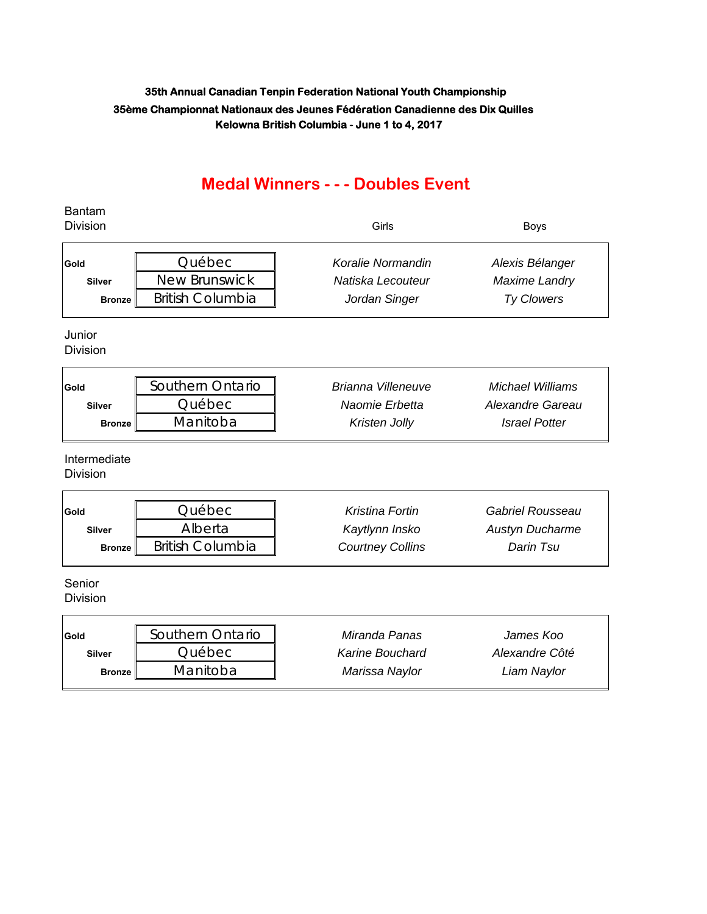**35th Annual Canadian Tenpin Federation National Youth Championship**

**35ème Championnat Nationaux des Jeunes Fédération Canadienne des Dix Quilles**

**Kelowna British Columbia - June 1 to 4, 2017**

## Medal Winners - - - Doubles Event

Bantam Division

| | | Girls | Boys |
|---|---|---|---|
| **Gold** | Québec | *Koralie Normandin* | *Alexis Bélanger* |
| **Silver** | New Brunswick | *Natiska Lecouteur* | *Maxime Landry* |
| **Bronze** | British Columbia | *Jordan Singer* | *Ty Clowers* |

Junior Division

| | | Girls | Boys |
|---|---|---|---|
| **Gold** | Southern Ontario | *Brianna Villeneuve* | *Michael Williams* |
| **Silver** | Québec | *Naomie Erbetta* | *Alexandre Gareau* |
| **Bronze** | Manitoba | *Kristen Jolly* | *Israel Potter* |

Intermediate Division

| | | Girls | Boys |
|---|---|---|---|
| **Gold** | Québec | *Kristina Fortin* | *Gabriel Rousseau* |
| **Silver** | Alberta | *Kaytlynn Insko* | *Austyn Ducharme* |
| **Bronze** | British Columbia | *Courtney Collins* | *Darin Tsu* |

Senior Division

| | | Girls | Boys |
|---|---|---|---|
| **Gold** | Southern Ontario | *Miranda Panas* | *James Koo* |
| **Silver** | Québec | *Karine Bouchard* | *Alexandre Côté* |
| **Bronze** | Manitoba | *Marissa Naylor* | *Liam Naylor* |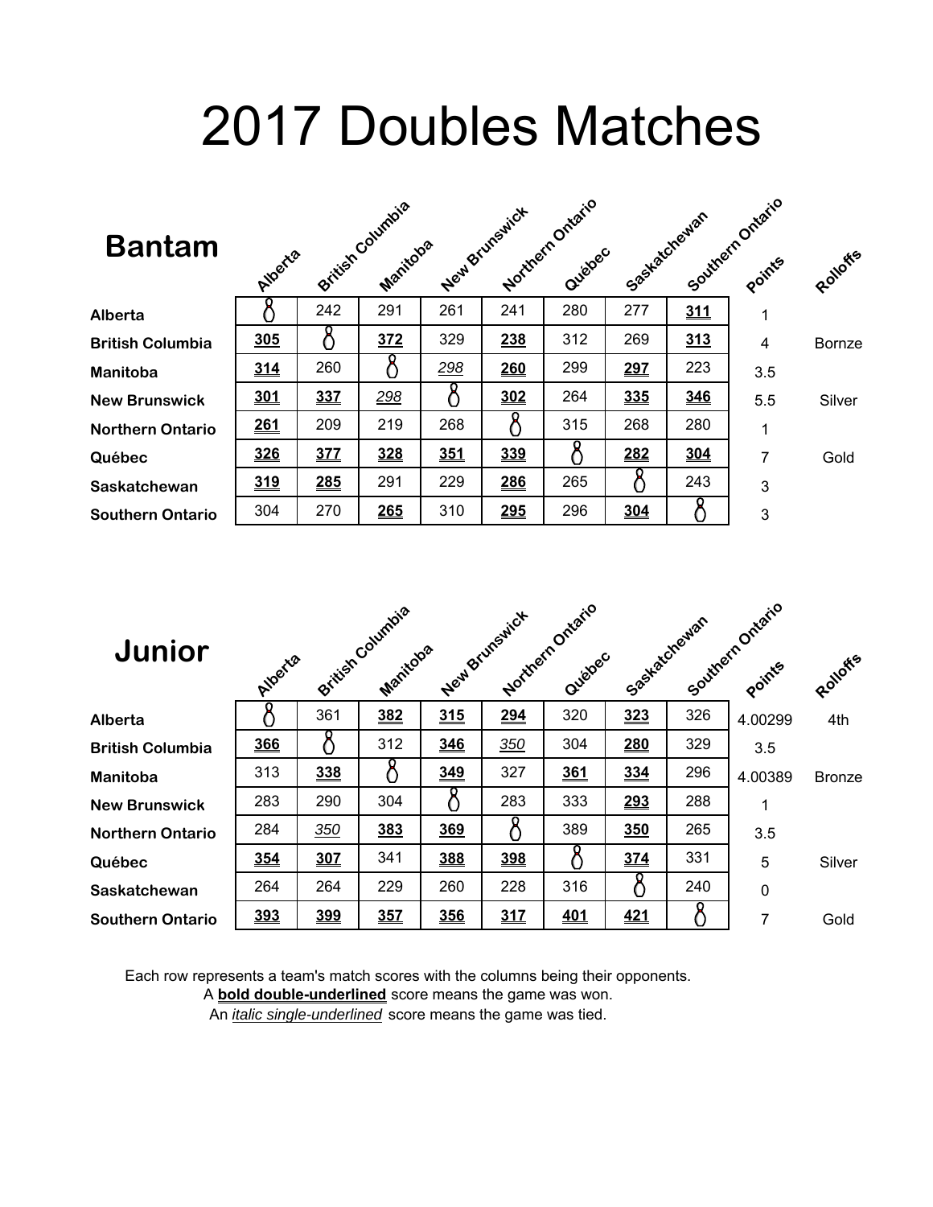# 2017 Doubles Matches

## Bantam

| | Alberta | British Columbia | Manitoba | New Brunswick | Northern Ontario | Québec | Saskatchewan | Southern Ontario | Points | Rolloffs |
|---|---|---|---|---|---|---|---|---|---|---|
| **Alberta** | | 242 | 291 | 261 | 241 | 280 | 277 | **311** | 1 | |
| **British Columbia** | **305** | | **372** | 329 | **238** | 312 | 269 | **313** | 4 | Bornze |
| **Manitoba** | **314** | 260 | | *298* | **260** | 299 | **297** | 223 | 3.5 | |
| **New Brunswick** | **301** | **337** | *298* | | **302** | 264 | **335** | **346** | 5.5 | Silver |
| **Northern Ontario** | **261** | 209 | 219 | 268 | | 315 | 268 | 280 | 1 | |
| **Québec** | **326** | **377** | **328** | **351** | **339** | | **282** | **304** | 7 | Gold |
| **Saskatchewan** | **319** | **285** | 291 | 229 | **286** | 265 | | 243 | 3 | |
| **Southern Ontario** | 304 | 270 | **265** | 310 | **295** | 296 | **304** | | 3 | |

## Junior

| | Alberta | British Columbia | Manitoba | New Brunswick | Northern Ontario | Québec | Saskatchewan | Southern Ontario | Points | Rolloffs |
|---|---|---|---|---|---|---|---|---|---|---|
| **Alberta** | | 361 | **382** | **315** | **294** | 320 | **323** | 326 | 4.00299 | 4th |
| **British Columbia** | **366** | | 312 | **346** | *350* | 304 | **280** | 329 | 3.5 | |
| **Manitoba** | 313 | **338** | | **349** | 327 | **361** | **334** | 296 | 4.00389 | Bronze |
| **New Brunswick** | 283 | 290 | 304 | | 283 | 333 | **293** | 288 | 1 | |
| **Northern Ontario** | 284 | *350* | **383** | **369** | | 389 | **350** | 265 | 3.5 | |
| **Québec** | **354** | **307** | 341 | **388** | **398** | | **374** | 331 | 5 | Silver |
| **Saskatchewan** | 264 | 264 | 229 | 260 | 228 | 316 | | 240 | 0 | |
| **Southern Ontario** | **393** | **399** | **357** | **356** | **317** | **401** | **421** | | 7 | Gold |

Each row represents a team's match scores with the columns being their opponents.

A **bold double-underlined** score means the game was won.

An *italic single-underlined* score means the game was tied.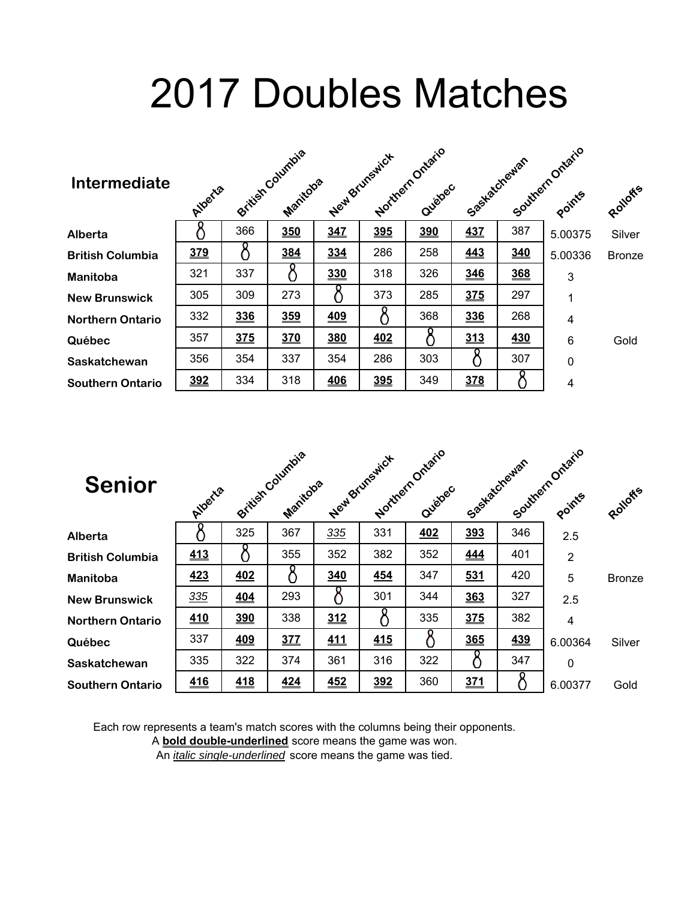# 2017 Doubles Matches

## Intermediate

| | Alberta | British Columbia | Manitoba | New Brunswick | Northern Ontario | Québec | Saskatchewan | Southern Ontario | Points | Rolloffs |
|---|---|---|---|---|---|---|---|---|---|---|
| **Alberta** | | 366 | **350** | **347** | **395** | **390** | **437** | 387 | 5.00375 | Silver |
| **British Columbia** | **379** | | **384** | **334** | 286 | 258 | **443** | **340** | 5.00336 | Bronze |
| **Manitoba** | 321 | 337 | | **330** | 318 | 326 | **346** | **368** | 3 | |
| **New Brunswick** | 305 | 309 | 273 | | 373 | 285 | **375** | 297 | 1 | |
| **Northern Ontario** | 332 | **336** | **359** | **409** | | 368 | **336** | 268 | 4 | |
| **Québec** | 357 | **375** | **370** | **380** | **402** | | **313** | **430** | 6 | Gold |
| **Saskatchewan** | 356 | 354 | 337 | 354 | 286 | 303 | | 307 | 0 | |
| **Southern Ontario** | **392** | 334 | 318 | **406** | **395** | 349 | **378** | | 4 | |

## Senior

| | Alberta | British Columbia | Manitoba | New Brunswick | Northern Ontario | Québec | Saskatchewan | Southern Ontario | Points | Rolloffs |
|---|---|---|---|---|---|---|---|---|---|---|
| **Alberta** | | 325 | 367 | *335* | 331 | **402** | **393** | 346 | 2.5 | |
| **British Columbia** | **413** | | 355 | 352 | 382 | 352 | **444** | 401 | 2 | |
| **Manitoba** | **423** | **402** | | **340** | **454** | 347 | **531** | 420 | 5 | Bronze |
| **New Brunswick** | *335* | **404** | 293 | | 301 | 344 | **363** | 327 | 2.5 | |
| **Northern Ontario** | **410** | **390** | 338 | **312** | | 335 | **375** | 382 | 4 | |
| **Québec** | 337 | **409** | **377** | **411** | **415** | | **365** | **439** | 6.00364 | Silver |
| **Saskatchewan** | 335 | 322 | 374 | 361 | 316 | 322 | | 347 | 0 | |
| **Southern Ontario** | **416** | **418** | **424** | **452** | **392** | 360 | **371** | | 6.00377 | Gold |

Each row represents a team's match scores with the columns being their opponents.
A **bold double-underlined** score means the game was won.
An *italic single-underlined* score means the game was tied.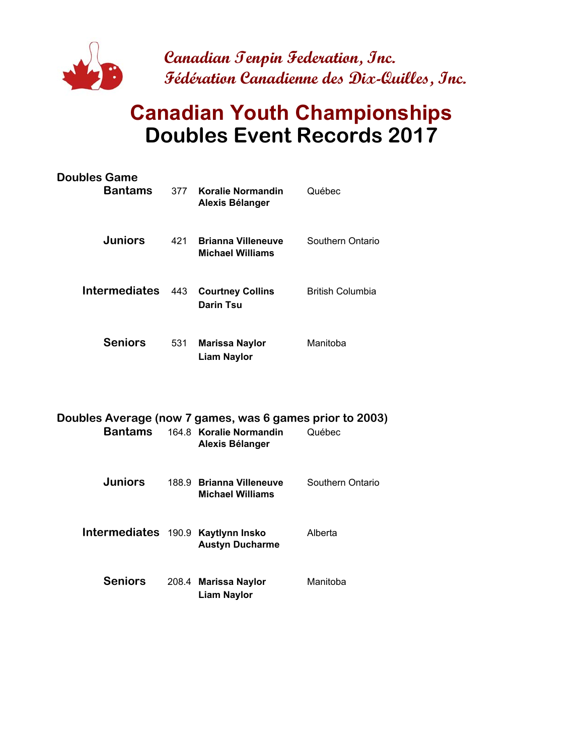Canadian Tenpin Federation, Inc.
Fédération Canadienne des Dix-Quilles, Inc.

# Canadian Youth Championships
# Doubles Event Records 2017

## Doubles Game

| Division | Score | Bowlers | Province |
|---|---|---|---|
| Bantams | 377 | **Koralie Normandin**<br>**Alexis Bélanger** | Québec |
| Juniors | 421 | **Brianna Villeneuve**<br>**Michael Williams** | Southern Ontario |
| Intermediates | 443 | **Courtney Collins**<br>**Darin Tsu** | British Columbia |
| Seniors | 531 | **Marissa Naylor**<br>**Liam Naylor** | Manitoba |

## Doubles Average (now 7 games, was 6 games prior to 2003)

| Division | Average | Bowlers | Province |
|---|---|---|---|
| Bantams | 164.8 | **Koralie Normandin**<br>**Alexis Bélanger** | Québec |
| Juniors | 188.9 | **Brianna Villeneuve**<br>**Michael Williams** | Southern Ontario |
| Intermediates | 190.9 | **Kaytlynn Insko**<br>**Austyn Ducharme** | Alberta |
| Seniors | 208.4 | **Marissa Naylor**<br>**Liam Naylor** | Manitoba |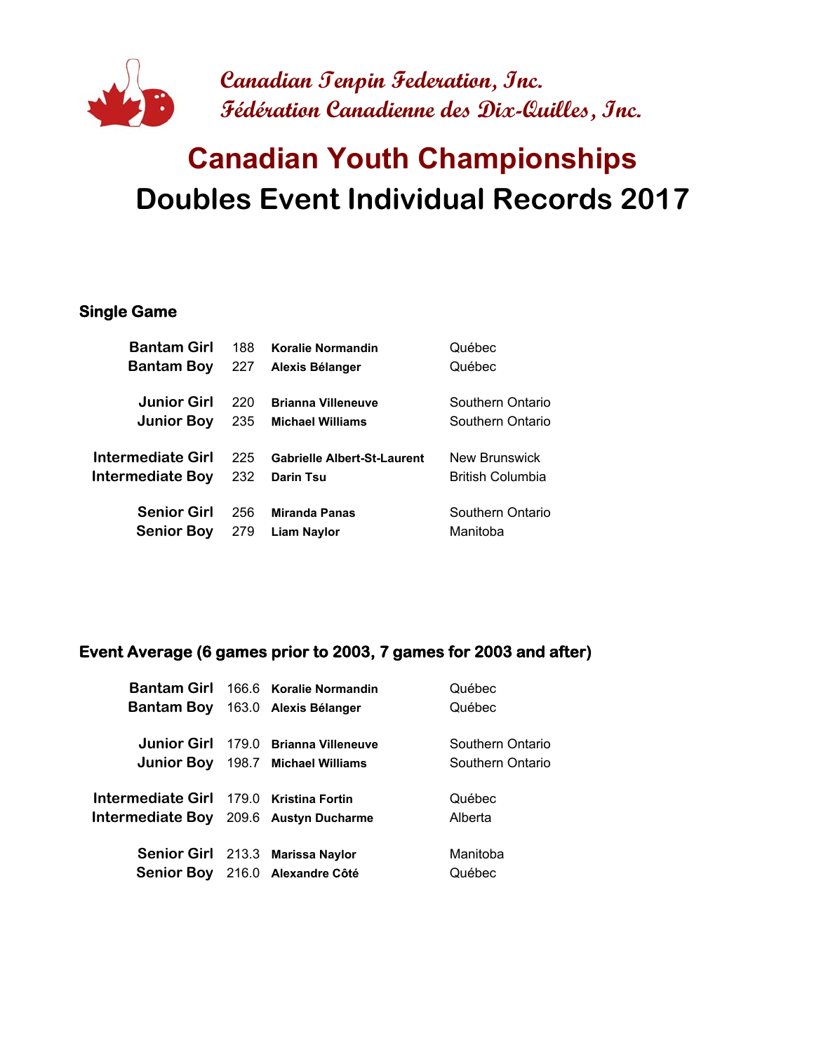*Canadian Tenpin Federation, Inc.*
*Fédération Canadienne des Dix-Quilles, Inc.*

# Canadian Youth Championships
# Doubles Event Individual Records 2017

### Single Game

| Division | Score | Name | Province |
|---|---|---|---|
| Bantam Girl | 188 | **Koralie Normandin** | Québec |
| Bantam Boy | 227 | **Alexis Bélanger** | Québec |
| Junior Girl | 220 | **Brianna Villeneuve** | Southern Ontario |
| Junior Boy | 235 | **Michael Williams** | Southern Ontario |
| Intermediate Girl | 225 | **Gabrielle Albert-St-Laurent** | New Brunswick |
| Intermediate Boy | 232 | **Darin Tsu** | British Columbia |
| Senior Girl | 256 | **Miranda Panas** | Southern Ontario |
| Senior Boy | 279 | **Liam Naylor** | Manitoba |

### Event Average (6 games prior to 2003, 7 games for 2003 and after)

| Division | Average | Name | Province |
|---|---|---|---|
| Bantam Girl | 166.6 | **Koralie Normandin** | Québec |
| Bantam Boy | 163.0 | **Alexis Bélanger** | Québec |
| Junior Girl | 179.0 | **Brianna Villeneuve** | Southern Ontario |
| Junior Boy | 198.7 | **Michael Williams** | Southern Ontario |
| Intermediate Girl | 179.0 | **Kristina Fortin** | Québec |
| Intermediate Boy | 209.6 | **Austyn Ducharme** | Alberta |
| Senior Girl | 213.3 | **Marissa Naylor** | Manitoba |
| Senior Boy | 216.0 | **Alexandre Côté** | Québec |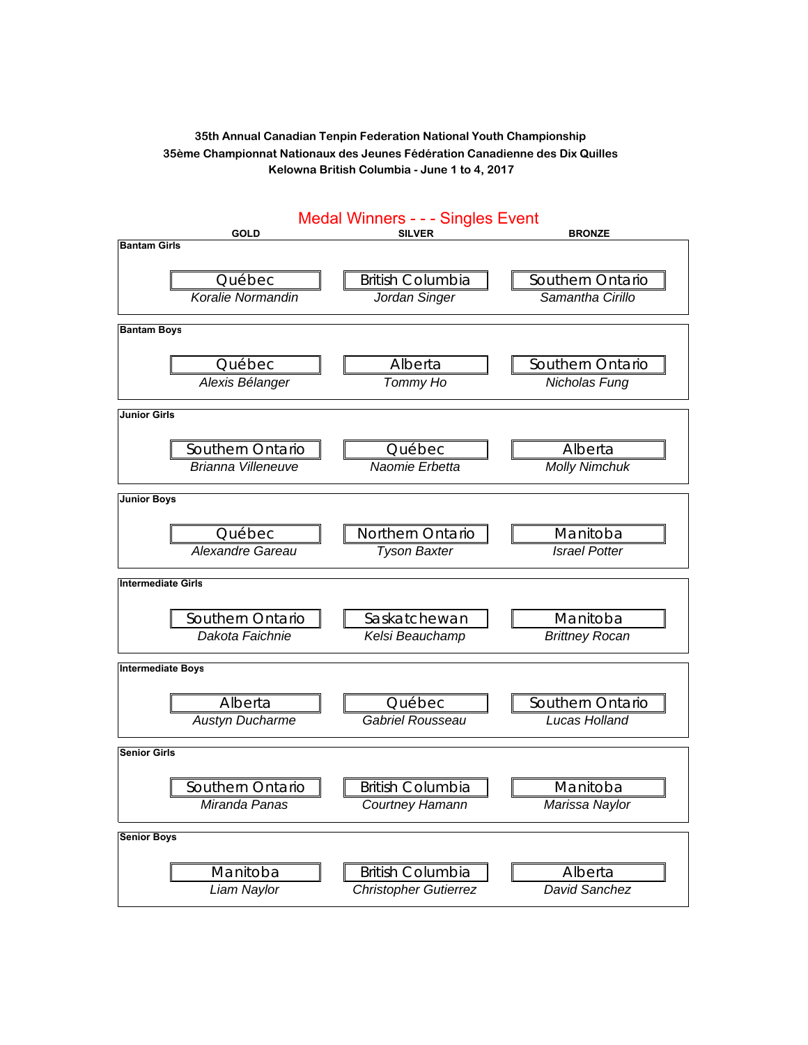**35th Annual Canadian Tenpin Federation National Youth Championship**
**35ème Championnat Nationaux des Jeunes Fédération Canadienne des Dix Quilles**
**Kelowna British Columbia - June 1 to 4, 2017**

## Medal Winners - - - Singles Event

| Category | GOLD | SILVER | BRONZE |
|---|---|---|---|
| **Bantam Girls** | Québec<br>*Koralie Normandin* | British Columbia<br>*Jordan Singer* | Southern Ontario<br>*Samantha Cirillo* |
| **Bantam Boys** | Québec<br>*Alexis Bélanger* | Alberta<br>*Tommy Ho* | Southern Ontario<br>*Nicholas Fung* |
| **Junior Girls** | Southern Ontario<br>*Brianna Villeneuve* | Québec<br>*Naomie Erbetta* | Alberta<br>*Molly Nimchuk* |
| **Junior Boys** | Québec<br>*Alexandre Gareau* | Northern Ontario<br>*Tyson Baxter* | Manitoba<br>*Israel Potter* |
| **Intermediate Girls** | Southern Ontario<br>*Dakota Faichnie* | Saskatchewan<br>*Kelsi Beauchamp* | Manitoba<br>*Brittney Rocan* |
| **Intermediate Boys** | Alberta<br>*Austyn Ducharme* | Québec<br>*Gabriel Rousseau* | Southern Ontario<br>*Lucas Holland* |
| **Senior Girls** | Southern Ontario<br>*Miranda Panas* | British Columbia<br>*Courtney Hamann* | Manitoba<br>*Marissa Naylor* |
| **Senior Boys** | Manitoba<br>*Liam Naylor* | British Columbia<br>*Christopher Gutierrez* | Alberta<br>*David Sanchez* |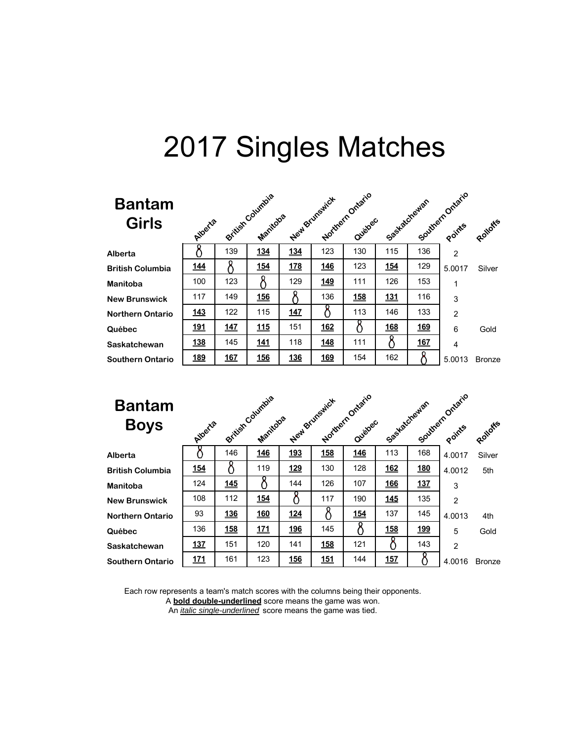# 2017 Singles Matches

## Bantam Girls

| | Alberta | British Columbia | Manitoba | New Brunswick | Northern Ontario | Québec | Saskatchewan | Southern Ontario | Points | Rolloffs |
|---|---|---|---|---|---|---|---|---|---|---|
| Alberta | | 139 | **134** | **134** | 123 | 130 | 115 | 136 | 2 | |
| British Columbia | **144** | | **154** | **178** | **146** | 123 | **154** | 129 | 5.0017 | Silver |
| Manitoba | 100 | 123 | | 129 | **149** | 111 | 126 | 153 | 1 | |
| New Brunswick | 117 | 149 | **156** | | 136 | **158** | **131** | 116 | 3 | |
| Northern Ontario | **143** | 122 | 115 | **147** | | 113 | 146 | 133 | 2 | |
| Québec | **191** | **147** | **115** | 151 | **162** | | **168** | **169** | 6 | Gold |
| Saskatchewan | **138** | 145 | **141** | 118 | **148** | 111 | | **167** | 4 | |
| Southern Ontario | **189** | **167** | **156** | **136** | **169** | 154 | 162 | | 5.0013 | Bronze |

## Bantam Boys

| | Alberta | British Columbia | Manitoba | New Brunswick | Northern Ontario | Québec | Saskatchewan | Southern Ontario | Points | Rolloffs |
|---|---|---|---|---|---|---|---|---|---|---|
| Alberta | | 146 | **146** | **193** | **158** | **146** | 113 | 168 | 4.0017 | Silver |
| British Columbia | **154** | | 119 | **129** | 130 | 128 | **162** | **180** | 4.0012 | 5th |
| Manitoba | 124 | **145** | | 144 | 126 | 107 | **166** | **137** | 3 | |
| New Brunswick | 108 | 112 | **154** | | 117 | 190 | **145** | 135 | 2 | |
| Northern Ontario | 93 | **136** | **160** | **124** | | **154** | 137 | 145 | 4.0013 | 4th |
| Québec | 136 | **158** | **171** | **196** | 145 | | **158** | **199** | 5 | Gold |
| Saskatchewan | **137** | 151 | 120 | 141 | **158** | 121 | | 143 | 2 | |
| Southern Ontario | **171** | 161 | 123 | **156** | **151** | 144 | **157** | | 4.0016 | Bronze |

Each row represents a team's match scores with the columns being their opponents.
A **bold double-underlined** score means the game was won.
An *italic single-underlined* score means the game was tied.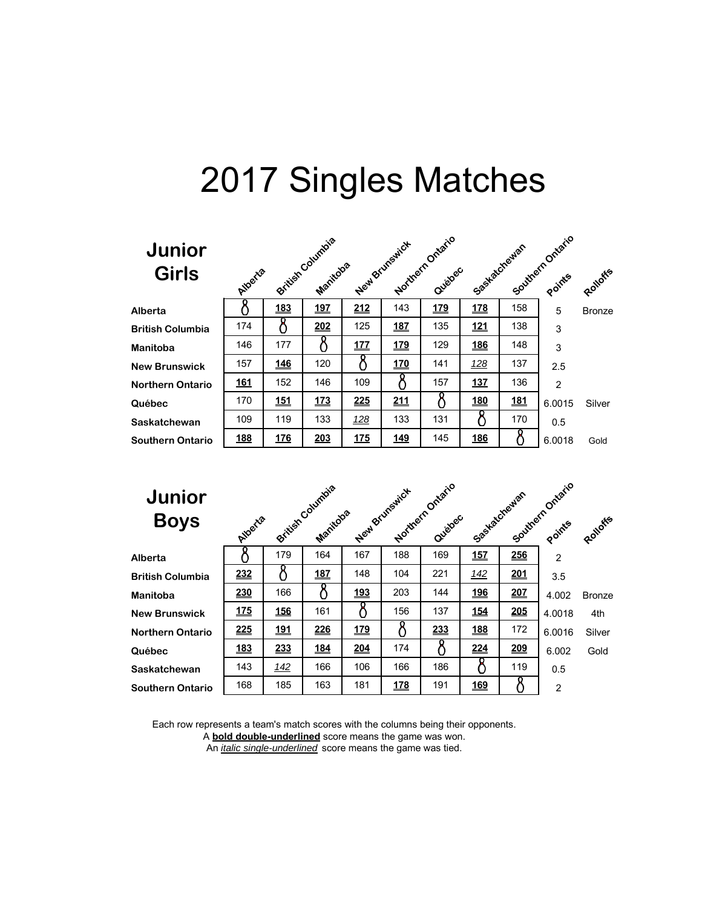# 2017 Singles Matches

## Junior Girls

| | Alberta | British Columbia | Manitoba | New Brunswick | Northern Ontario | Québec | Saskatchewan | Southern Ontario | Points | Rolloffs |
|---|---|---|---|---|---|---|---|---|---|---|
| **Alberta** | | **183** | **197** | **212** | 143 | **179** | **178** | 158 | 5 | Bronze |
| **British Columbia** | 174 | | **202** | 125 | **187** | 135 | **121** | 138 | 3 | |
| **Manitoba** | 146 | 177 | | **177** | **179** | 129 | **186** | 148 | 3 | |
| **New Brunswick** | 157 | **146** | 120 | | **170** | 141 | *128* | 137 | 2.5 | |
| **Northern Ontario** | **161** | 152 | 146 | 109 | | 157 | **137** | 136 | 2 | |
| **Québec** | 170 | **151** | **173** | **225** | **211** | | **180** | **181** | 6.0015 | Silver |
| **Saskatchewan** | 109 | 119 | 133 | *128* | 133 | 131 | | 170 | 0.5 | |
| **Southern Ontario** | **188** | **176** | **203** | **175** | **149** | 145 | **186** | | 6.0018 | Gold |

## Junior Boys

| | Alberta | British Columbia | Manitoba | New Brunswick | Northern Ontario | Québec | Saskatchewan | Southern Ontario | Points | Rolloffs |
|---|---|---|---|---|---|---|---|---|---|---|
| **Alberta** | | 179 | 164 | 167 | 188 | 169 | **157** | **256** | 2 | |
| **British Columbia** | **232** | | **187** | 148 | 104 | 221 | *142* | **201** | 3.5 | |
| **Manitoba** | **230** | 166 | | **193** | 203 | 144 | **196** | **207** | 4.002 | Bronze |
| **New Brunswick** | **175** | **156** | 161 | | 156 | 137 | **154** | **205** | 4.0018 | 4th |
| **Northern Ontario** | **225** | **191** | **226** | **179** | | **233** | **188** | 172 | 6.0016 | Silver |
| **Québec** | **183** | **233** | **184** | **204** | 174 | | **224** | **209** | 6.002 | Gold |
| **Saskatchewan** | 143 | *142* | 166 | 106 | 166 | 186 | | 119 | 0.5 | |
| **Southern Ontario** | 168 | 185 | 163 | 181 | **178** | 191 | **169** | | 2 | |

Each row represents a team's match scores with the columns being their opponents.

A **bold double-underlined** score means the game was won.

An *italic single-underlined* score means the game was tied.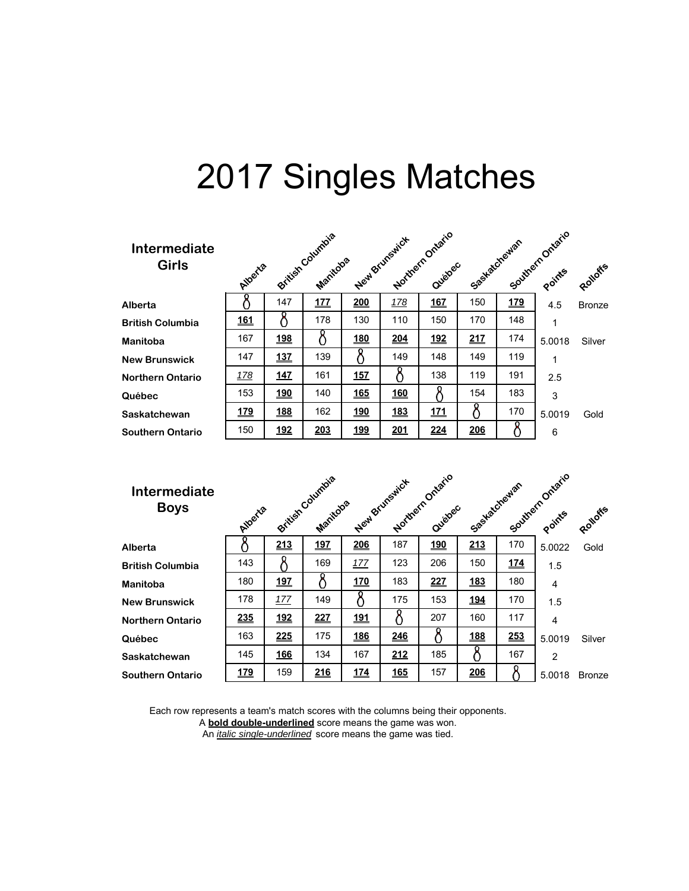# 2017 Singles Matches

## Intermediate Girls

| | Alberta | British Columbia | Manitoba | New Brunswick | Northern Ontario | Québec | Saskatchewan | Southern Ontario | Points | Rolloffs |
|---|---|---|---|---|---|---|---|---|---|---|
| **Alberta** | | 147 | **177** | **200** | *178* | **167** | 150 | **179** | 4.5 | Bronze |
| **British Columbia** | **161** | | 178 | 130 | 110 | 150 | 170 | 148 | 1 | |
| **Manitoba** | 167 | **198** | | **180** | **204** | **192** | **217** | 174 | 5.0018 | Silver |
| **New Brunswick** | 147 | **137** | 139 | | 149 | 148 | 149 | 119 | 1 | |
| **Northern Ontario** | *178* | **147** | 161 | **157** | | 138 | 119 | 191 | 2.5 | |
| **Québec** | 153 | **190** | 140 | **165** | **160** | | 154 | 183 | 3 | |
| **Saskatchewan** | **179** | **188** | 162 | **190** | **183** | **171** | | 170 | 5.0019 | Gold |
| **Southern Ontario** | 150 | **192** | **203** | **199** | **201** | **224** | **206** | | 6 | |

## Intermediate Boys

| | Alberta | British Columbia | Manitoba | New Brunswick | Northern Ontario | Québec | Saskatchewan | Southern Ontario | Points | Rolloffs |
|---|---|---|---|---|---|---|---|---|---|---|
| **Alberta** | | **213** | **197** | **206** | 187 | **190** | **213** | 170 | 5.0022 | Gold |
| **British Columbia** | 143 | | 169 | *177* | 123 | 206 | 150 | **174** | 1.5 | |
| **Manitoba** | 180 | **197** | | **170** | 183 | **227** | **183** | 180 | 4 | |
| **New Brunswick** | 178 | *177* | 149 | | 175 | 153 | **194** | 170 | 1.5 | |
| **Northern Ontario** | **235** | **192** | **227** | **191** | | 207 | 160 | 117 | 4 | |
| **Québec** | 163 | **225** | 175 | **186** | **246** | | **188** | **253** | 5.0019 | Silver |
| **Saskatchewan** | 145 | **166** | 134 | 167 | **212** | 185 | | 167 | 2 | |
| **Southern Ontario** | **179** | 159 | **216** | **174** | **165** | 157 | **206** | | 5.0018 | Bronze |

Each row represents a team's match scores with the columns being their opponents.
A **bold double-underlined** score means the game was won.
An *italic single-underlined* score means the game was tied.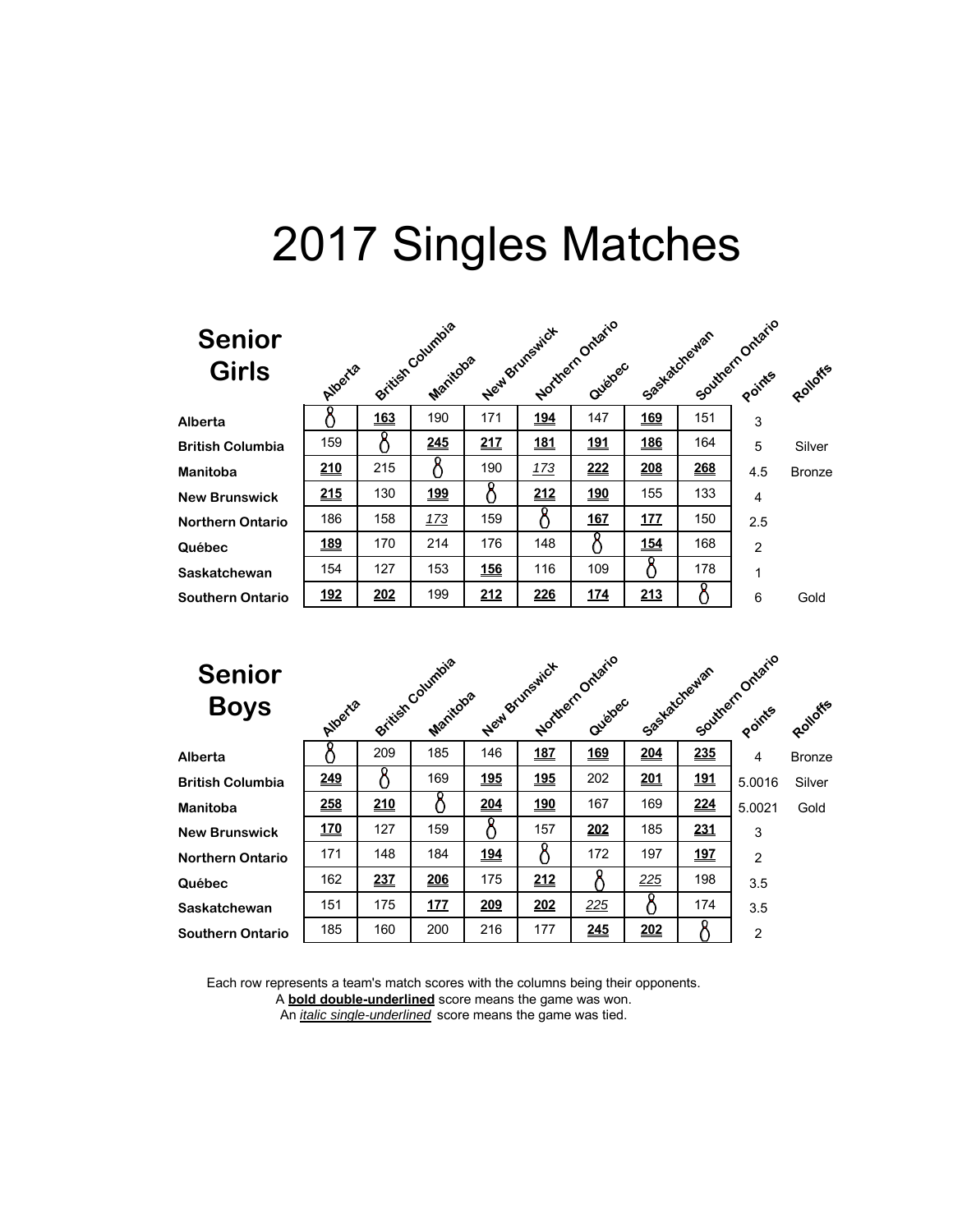# 2017 Singles Matches

## Senior Girls

| | Alberta | British Columbia | Manitoba | New Brunswick | Northern Ontario | Québec | Saskatchewan | Southern Ontario | Points | Rolloffs |
|---|---|---|---|---|---|---|---|---|---|---|
| **Alberta** | | **163** | 190 | 171 | **194** | 147 | **169** | 151 | 3 | |
| **British Columbia** | 159 | | **245** | **217** | **181** | **191** | **186** | 164 | 5 | Silver |
| **Manitoba** | **210** | 215 | | 190 | *173* | **222** | **208** | **268** | 4.5 | Bronze |
| **New Brunswick** | **215** | 130 | **199** | | **212** | **190** | 155 | 133 | 4 | |
| **Northern Ontario** | 186 | 158 | *173* | 159 | | **167** | **177** | 150 | 2.5 | |
| **Québec** | **189** | 170 | 214 | 176 | 148 | | **154** | 168 | 2 | |
| **Saskatchewan** | 154 | 127 | 153 | **156** | 116 | 109 | | 178 | 1 | |
| **Southern Ontario** | **192** | **202** | 199 | **212** | **226** | **174** | **213** | | 6 | Gold |

## Senior Boys

| | Alberta | British Columbia | Manitoba | New Brunswick | Northern Ontario | Québec | Saskatchewan | Southern Ontario | Points | Rolloffs |
|---|---|---|---|---|---|---|---|---|---|---|
| **Alberta** | | 209 | 185 | 146 | **187** | **169** | **204** | **235** | 4 | Bronze |
| **British Columbia** | **249** | | 169 | **195** | **195** | 202 | **201** | **191** | 5.0016 | Silver |
| **Manitoba** | **258** | **210** | | **204** | **190** | 167 | 169 | **224** | 5.0021 | Gold |
| **New Brunswick** | **170** | 127 | 159 | | 157 | **202** | 185 | **231** | 3 | |
| **Northern Ontario** | 171 | 148 | 184 | **194** | | 172 | 197 | **197** | 2 | |
| **Québec** | 162 | **237** | **206** | 175 | **212** | | *225* | 198 | 3.5 | |
| **Saskatchewan** | 151 | 175 | **177** | **209** | **202** | *225* | | 174 | 3.5 | |
| **Southern Ontario** | 185 | 160 | 200 | 216 | 177 | **245** | **202** | | 2 | |

Each row represents a team's match scores with the columns being their opponents.
A **bold double-underlined** score means the game was won.
An *italic single-underlined* score means the game was tied.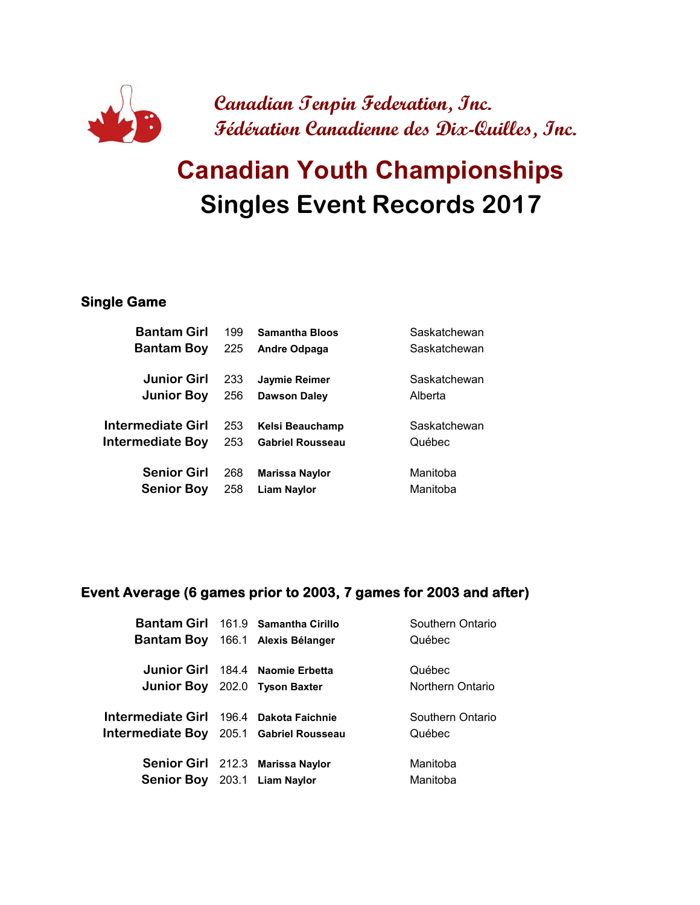Canadian Tenpin Federation, Inc.
Fédération Canadienne des Dix-Quilles, Inc.

# Canadian Youth Championships
# Singles Event Records 2017

### Single Game

| | | | |
|---|---|---|---|
| Bantam Girl | 199 | **Samantha Bloos** | Saskatchewan |
| Bantam Boy | 225 | **Andre Odpaga** | Saskatchewan |
| Junior Girl | 233 | **Jaymie Reimer** | Saskatchewan |
| Junior Boy | 256 | **Dawson Daley** | Alberta |
| Intermediate Girl | 253 | **Kelsi Beauchamp** | Saskatchewan |
| Intermediate Boy | 253 | **Gabriel Rousseau** | Québec |
| Senior Girl | 268 | **Marissa Naylor** | Manitoba |
| Senior Boy | 258 | **Liam Naylor** | Manitoba |

### Event Average (6 games prior to 2003, 7 games for 2003 and after)

| | | | |
|---|---|---|---|
| Bantam Girl | 161.9 | **Samantha Cirillo** | Southern Ontario |
| Bantam Boy | 166.1 | **Alexis Bélanger** | Québec |
| Junior Girl | 184.4 | **Naomie Erbetta** | Québec |
| Junior Boy | 202.0 | **Tyson Baxter** | Northern Ontario |
| Intermediate Girl | 196.4 | **Dakota Faichnie** | Southern Ontario |
| Intermediate Boy | 205.1 | **Gabriel Rousseau** | Québec |
| Senior Girl | 212.3 | **Marissa Naylor** | Manitoba |
| Senior Boy | 203.1 | **Liam Naylor** | Manitoba |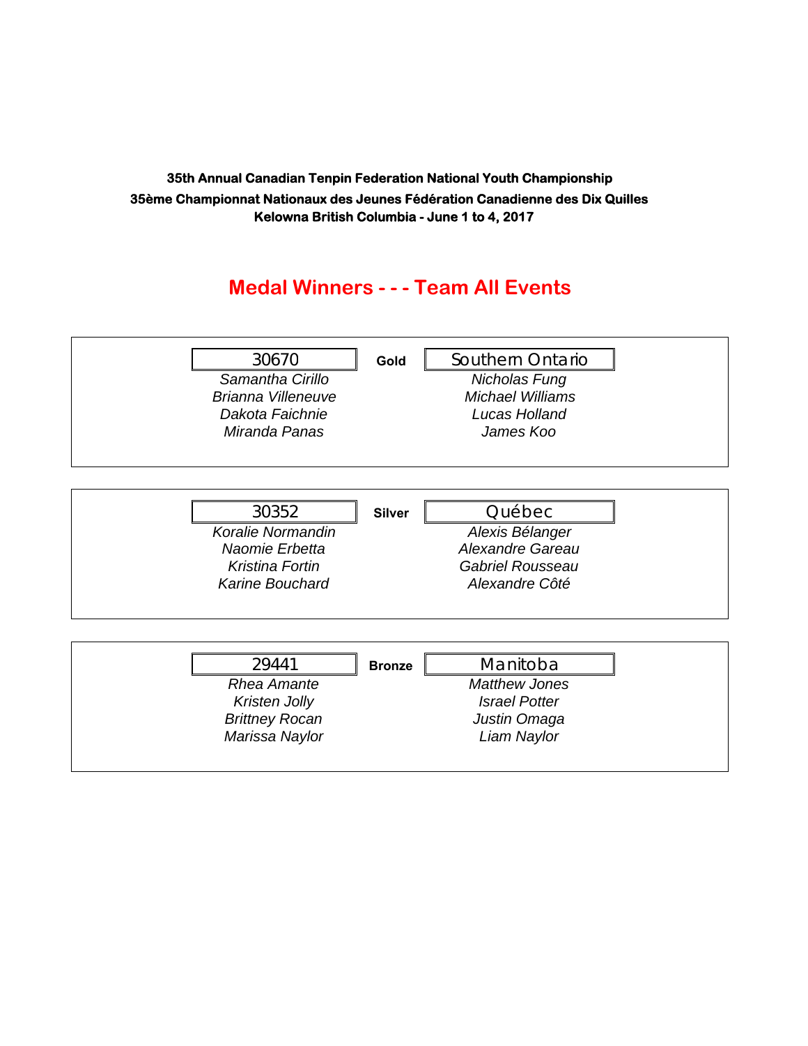**35th Annual Canadian Tenpin Federation National Youth Championship**
**35ème Championnat Nationaux des Jeunes Fédération Canadienne des Dix Quilles**
**Kelowna British Columbia - June 1 to 4, 2017**

## Medal Winners - - - Team All Events

| 30670 | Gold | Southern Ontario |
|---|---|---|
| *Samantha Cirillo* | | *Nicholas Fung* |
| *Brianna Villeneuve* | | *Michael Williams* |
| *Dakota Faichnie* | | *Lucas Holland* |
| *Miranda Panas* | | *James Koo* |

| 30352 | Silver | Québec |
|---|---|---|
| *Koralie Normandin* | | *Alexis Bélanger* |
| *Naomie Erbetta* | | *Alexandre Gareau* |
| *Kristina Fortin* | | *Gabriel Rousseau* |
| *Karine Bouchard* | | *Alexandre Côté* |

| 29441 | Bronze | Manitoba |
|---|---|---|
| *Rhea Amante* | | *Matthew Jones* |
| *Kristen Jolly* | | *Israel Potter* |
| *Brittney Rocan* | | *Justin Omaga* |
| *Marissa Naylor* | | *Liam Naylor* |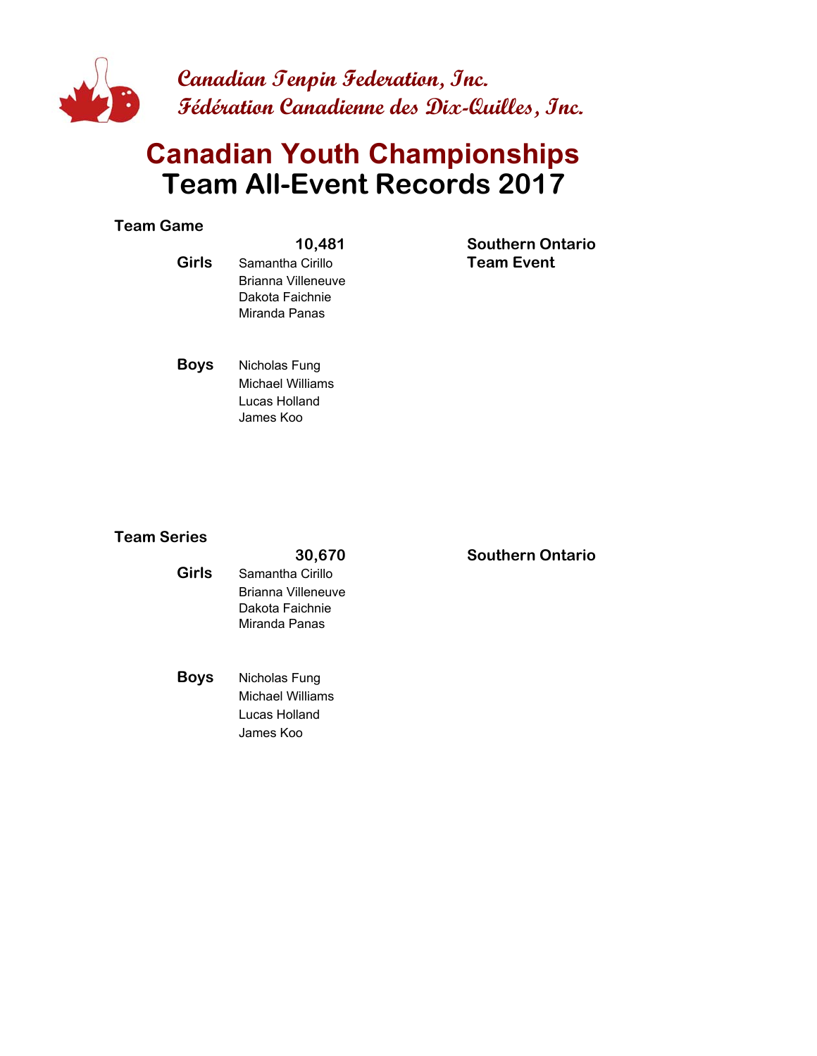Canadian Tenpin Federation, Inc.
Fédération Canadienne des Dix-Quilles, Inc.

# Canadian Youth Championships
# Team All-Event Records 2017

## Team Game

**10,481** — **Southern Ontario Team Event**

**Girls**
Samantha Cirillo
Brianna Villeneuve
Dakota Faichnie
Miranda Panas

**Boys**
Nicholas Fung
Michael Williams
Lucas Holland
James Koo

## Team Series

**30,670** — **Southern Ontario**

**Girls**
Samantha Cirillo
Brianna Villeneuve
Dakota Faichnie
Miranda Panas

**Boys**
Nicholas Fung
Michael Williams
Lucas Holland
James Koo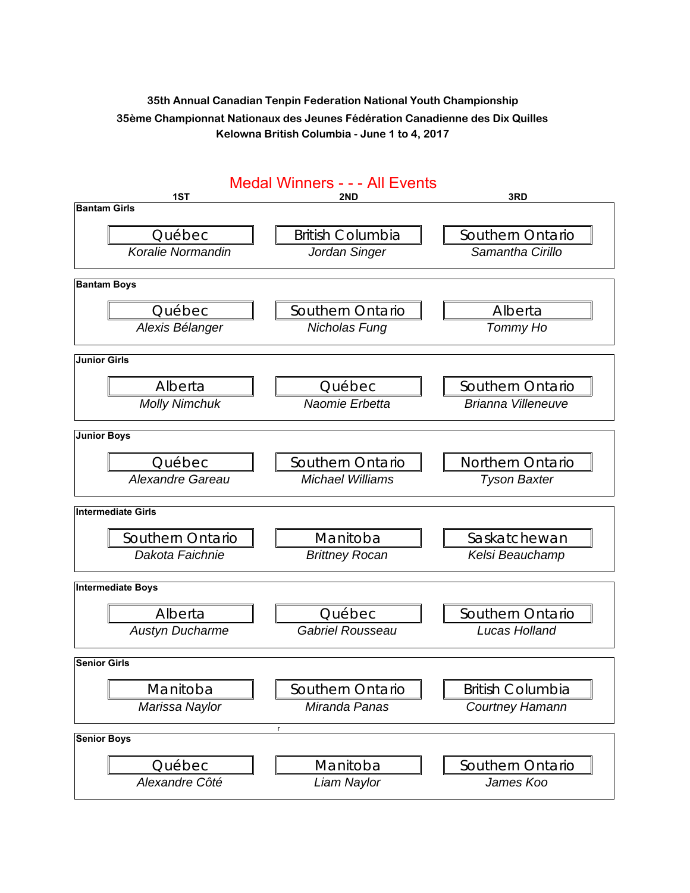**35th Annual Canadian Tenpin Federation National Youth Championship**
**35ème Championnat Nationaux des Jeunes Fédération Canadienne des Dix Quilles**
**Kelowna British Columbia - June 1 to 4, 2017**

## Medal Winners - - - All Events

| Division | 1ST | 2ND | 3RD |
|---|---|---|---|
| **Bantam Girls** | Québec<br>*Koralie Normandin* | British Columbia<br>*Jordan Singer* | Southern Ontario<br>*Samantha Cirillo* |
| **Bantam Boys** | Québec<br>*Alexis Bélanger* | Southern Ontario<br>*Nicholas Fung* | Alberta<br>*Tommy Ho* |
| **Junior Girls** | Alberta<br>*Molly Nimchuk* | Québec<br>*Naomie Erbetta* | Southern Ontario<br>*Brianna Villeneuve* |
| **Junior Boys** | Québec<br>*Alexandre Gareau* | Southern Ontario<br>*Michael Williams* | Northern Ontario<br>*Tyson Baxter* |
| **Intermediate Girls** | Southern Ontario<br>*Dakota Faichnie* | Manitoba<br>*Brittney Rocan* | Saskatchewan<br>*Kelsi Beauchamp* |
| **Intermediate Boys** | Alberta<br>*Austyn Ducharme* | Québec<br>*Gabriel Rousseau* | Southern Ontario<br>*Lucas Holland* |
| **Senior Girls** | Manitoba<br>*Marissa Naylor* | Southern Ontario<br>*Miranda Panas* | British Columbia<br>*Courtney Hamann* |
| **Senior Boys** | Québec<br>*Alexandre Côté* | Manitoba<br>*Liam Naylor* | Southern Ontario<br>*James Koo* |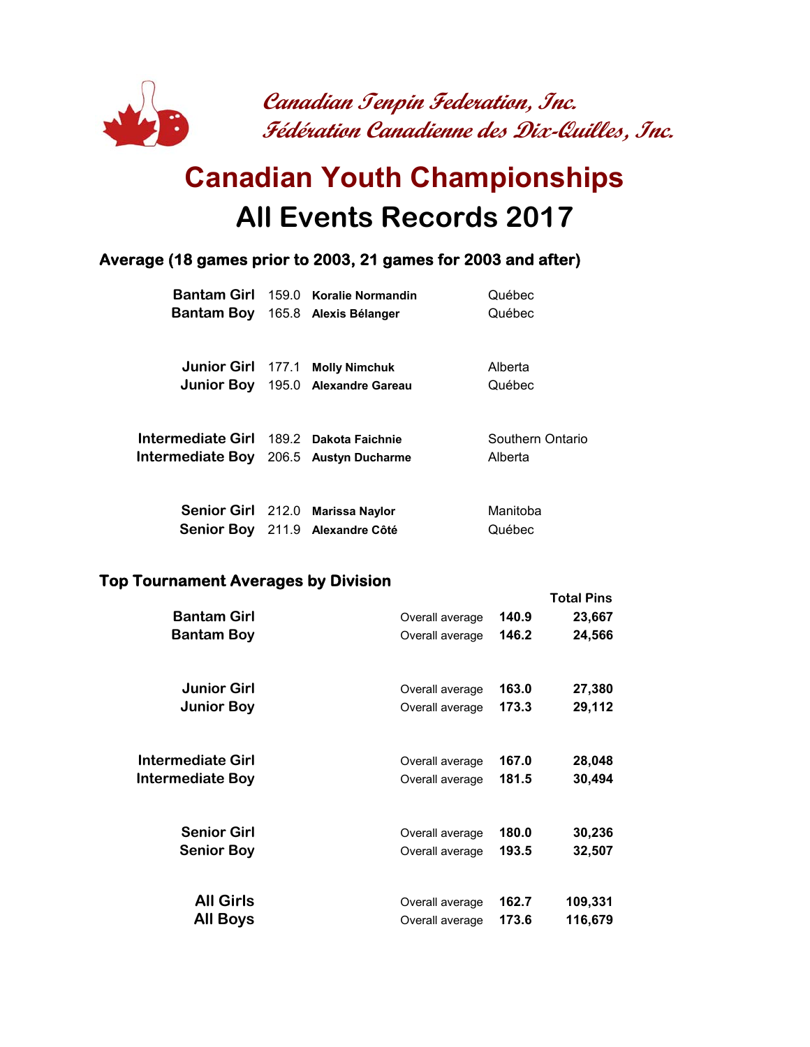*Canadian Tenpin Federation, Inc.*
*Fédération Canadienne des Dix-Quilles, Inc.*

# Canadian Youth Championships
# All Events Records 2017

### Average (18 games prior to 2003, 21 games for 2003 and after)

| Division | Average | Name | Province |
|---|---|---|---|
| **Bantam Girl** | 159.0 | **Koralie Normandin** | Québec |
| **Bantam Boy** | 165.8 | **Alexis Bélanger** | Québec |
| **Junior Girl** | 177.1 | **Molly Nimchuk** | Alberta |
| **Junior Boy** | 195.0 | **Alexandre Gareau** | Québec |
| **Intermediate Girl** | 189.2 | **Dakota Faichnie** | Southern Ontario |
| **Intermediate Boy** | 206.5 | **Austyn Ducharme** | Alberta |
| **Senior Girl** | 212.0 | **Marissa Naylor** | Manitoba |
| **Senior Boy** | 211.9 | **Alexandre Côté** | Québec |

### Top Tournament Averages by Division

| Division | | Average | Total Pins |
|---|---|---|---|
| **Bantam Girl** | Overall average | **140.9** | **23,667** |
| **Bantam Boy** | Overall average | **146.2** | **24,566** |
| **Junior Girl** | Overall average | **163.0** | **27,380** |
| **Junior Boy** | Overall average | **173.3** | **29,112** |
| **Intermediate Girl** | Overall average | **167.0** | **28,048** |
| **Intermediate Boy** | Overall average | **181.5** | **30,494** |
| **Senior Girl** | Overall average | **180.0** | **30,236** |
| **Senior Boy** | Overall average | **193.5** | **32,507** |
| **All Girls** | Overall average | **162.7** | **109,331** |
| **All Boys** | Overall average | **173.6** | **116,679** |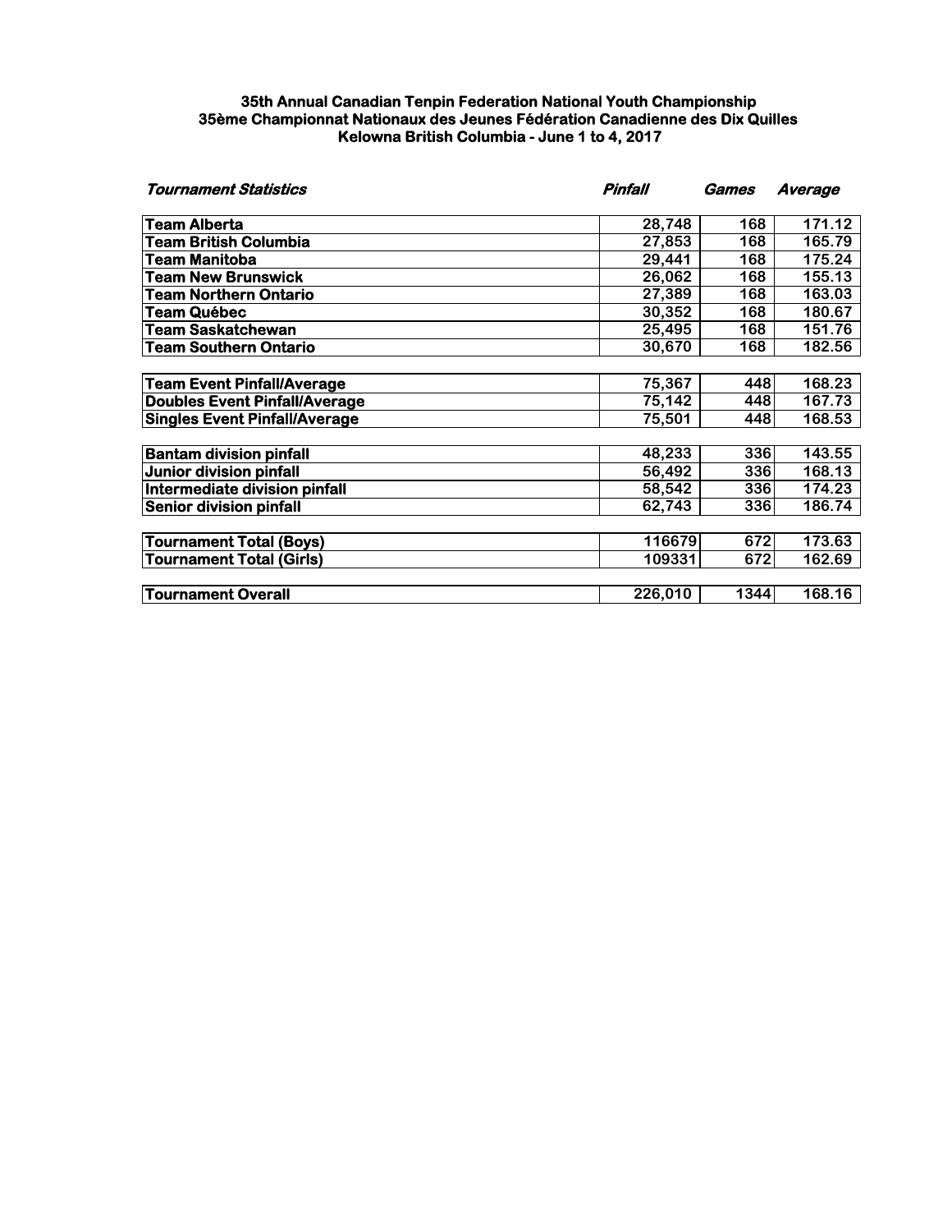**35th Annual Canadian Tenpin Federation National Youth Championship**
**35ème Championnat Nationaux des Jeunes Fédération Canadienne des Dix Quilles**
**Kelowna British Columbia - June 1 to 4, 2017**

| ***Tournament Statistics*** | ***Pinfall*** | ***Games*** | ***Average*** |
|---|---|---|---|
| **Team Alberta** | 28,748 | 168 | 171.12 |
| **Team British Columbia** | 27,853 | 168 | 165.79 |
| **Team Manitoba** | 29,441 | 168 | 175.24 |
| **Team New Brunswick** | 26,062 | 168 | 155.13 |
| **Team Northern Ontario** | 27,389 | 168 | 163.03 |
| **Team Québec** | 30,352 | 168 | 180.67 |
| **Team Saskatchewan** | 25,495 | 168 | 151.76 |
| **Team Southern Ontario** | 30,670 | 168 | 182.56 |
| | | | |
| **Team Event Pinfall/Average** | 75,367 | 448 | 168.23 |
| **Doubles Event Pinfall/Average** | 75,142 | 448 | 167.73 |
| **Singles Event Pinfall/Average** | 75,501 | 448 | 168.53 |
| | | | |
| **Bantam division pinfall** | 48,233 | 336 | 143.55 |
| **Junior division pinfall** | 56,492 | 336 | 168.13 |
| **Intermediate division pinfall** | 58,542 | 336 | 174.23 |
| **Senior division pinfall** | 62,743 | 336 | 186.74 |
| | | | |
| **Tournament Total (Boys)** | 116679 | 672 | 173.63 |
| **Tournament Total (Girls)** | 109331 | 672 | 162.69 |
| | | | |
| **Tournament Overall** | 226,010 | 1344 | 168.16 |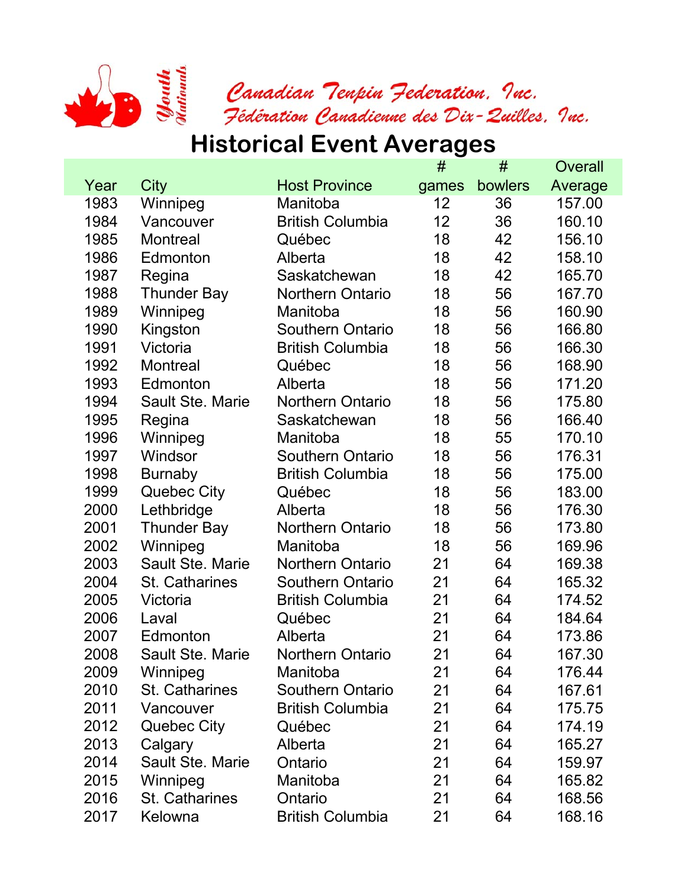Canadian Tenpin Federation, Inc.
Fédération Canadienne des Dix-Quilles, Inc.

Youth Nationals

# Historical Event Averages

| Year | City | Host Province | # games | # bowlers | Overall Average |
|---|---|---|---|---|---|
| 1983 | Winnipeg | Manitoba | 12 | 36 | 157.00 |
| 1984 | Vancouver | British Columbia | 12 | 36 | 160.10 |
| 1985 | Montreal | Québec | 18 | 42 | 156.10 |
| 1986 | Edmonton | Alberta | 18 | 42 | 158.10 |
| 1987 | Regina | Saskatchewan | 18 | 42 | 165.70 |
| 1988 | Thunder Bay | Northern Ontario | 18 | 56 | 167.70 |
| 1989 | Winnipeg | Manitoba | 18 | 56 | 160.90 |
| 1990 | Kingston | Southern Ontario | 18 | 56 | 166.80 |
| 1991 | Victoria | British Columbia | 18 | 56 | 166.30 |
| 1992 | Montreal | Québec | 18 | 56 | 168.90 |
| 1993 | Edmonton | Alberta | 18 | 56 | 171.20 |
| 1994 | Sault Ste. Marie | Northern Ontario | 18 | 56 | 175.80 |
| 1995 | Regina | Saskatchewan | 18 | 56 | 166.40 |
| 1996 | Winnipeg | Manitoba | 18 | 55 | 170.10 |
| 1997 | Windsor | Southern Ontario | 18 | 56 | 176.31 |
| 1998 | Burnaby | British Columbia | 18 | 56 | 175.00 |
| 1999 | Quebec City | Québec | 18 | 56 | 183.00 |
| 2000 | Lethbridge | Alberta | 18 | 56 | 176.30 |
| 2001 | Thunder Bay | Northern Ontario | 18 | 56 | 173.80 |
| 2002 | Winnipeg | Manitoba | 18 | 56 | 169.96 |
| 2003 | Sault Ste. Marie | Northern Ontario | 21 | 64 | 169.38 |
| 2004 | St. Catharines | Southern Ontario | 21 | 64 | 165.32 |
| 2005 | Victoria | British Columbia | 21 | 64 | 174.52 |
| 2006 | Laval | Québec | 21 | 64 | 184.64 |
| 2007 | Edmonton | Alberta | 21 | 64 | 173.86 |
| 2008 | Sault Ste. Marie | Northern Ontario | 21 | 64 | 167.30 |
| 2009 | Winnipeg | Manitoba | 21 | 64 | 176.44 |
| 2010 | St. Catharines | Southern Ontario | 21 | 64 | 167.61 |
| 2011 | Vancouver | British Columbia | 21 | 64 | 175.75 |
| 2012 | Quebec City | Québec | 21 | 64 | 174.19 |
| 2013 | Calgary | Alberta | 21 | 64 | 165.27 |
| 2014 | Sault Ste. Marie | Ontario | 21 | 64 | 159.97 |
| 2015 | Winnipeg | Manitoba | 21 | 64 | 165.82 |
| 2016 | St. Catharines | Ontario | 21 | 64 | 168.56 |
| 2017 | Kelowna | British Columbia | 21 | 64 | 168.16 |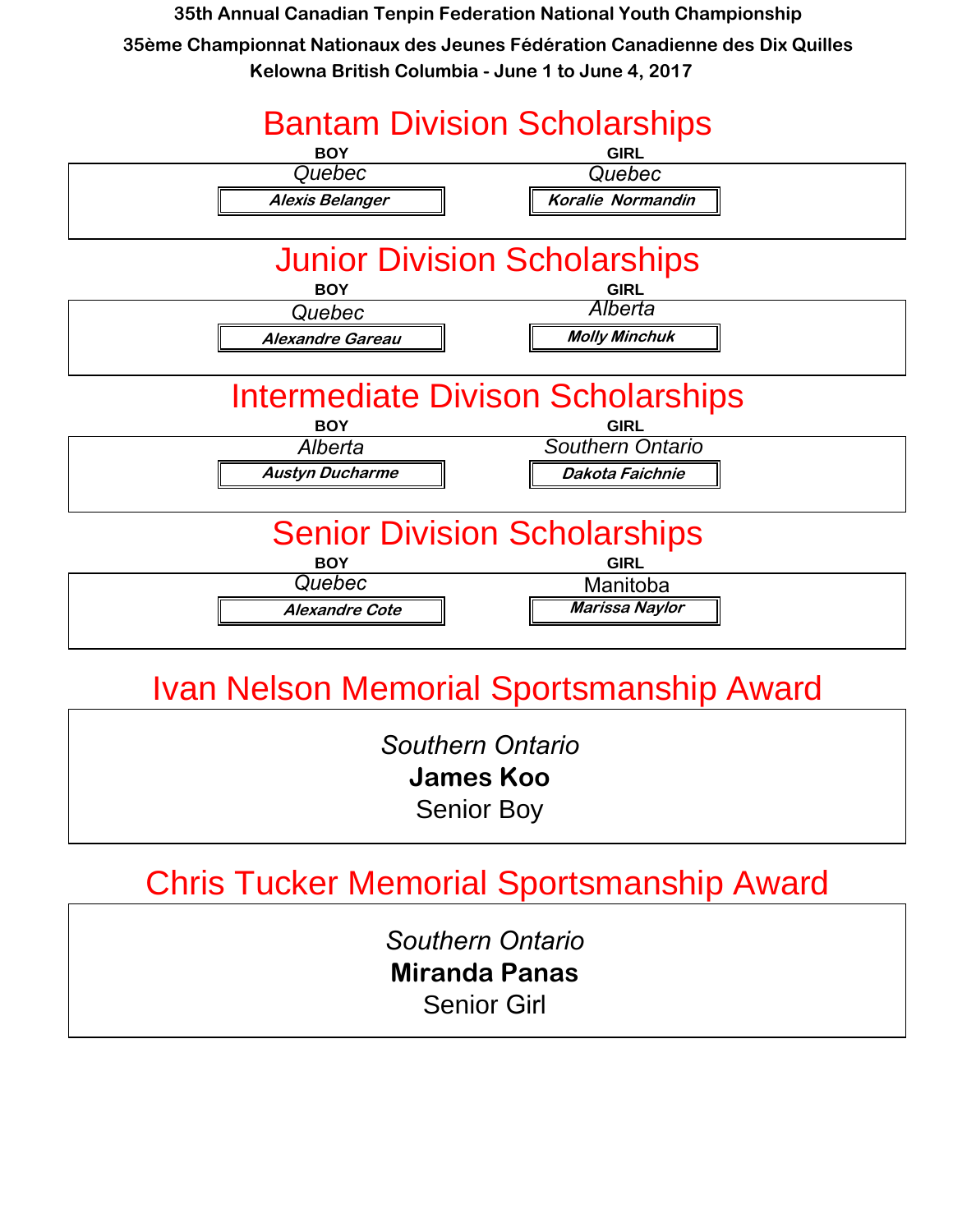**35th Annual Canadian Tenpin Federation National Youth Championship**

**35ème Championnat Nationaux des Jeunes Fédération Canadienne des Dix Quilles**

**Kelowna British Columbia - June 1 to June 4, 2017**

## Bantam Division Scholarships

| BOY | GIRL |
| --- | --- |
| *Quebec* | *Quebec* |
| ***Alexis Belanger*** | ***Koralie Normandin*** |

## Junior Division Scholarships

| BOY | GIRL |
| --- | --- |
| *Quebec* | *Alberta* |
| ***Alexandre Gareau*** | ***Molly Minchuk*** |

## Intermediate Divison Scholarships

| BOY | GIRL |
| --- | --- |
| *Alberta* | *Southern Ontario* |
| ***Austyn Ducharme*** | ***Dakota Faichnie*** |

## Senior Division Scholarships

| BOY | GIRL |
| --- | --- |
| *Quebec* | Manitoba |
| ***Alexandre Cote*** | ***Marissa Naylor*** |

## Ivan Nelson Memorial Sportsmanship Award

*Southern Ontario*

**James Koo**

Senior Boy

## Chris Tucker Memorial Sportsmanship Award

*Southern Ontario*

**Miranda Panas**

Senior Girl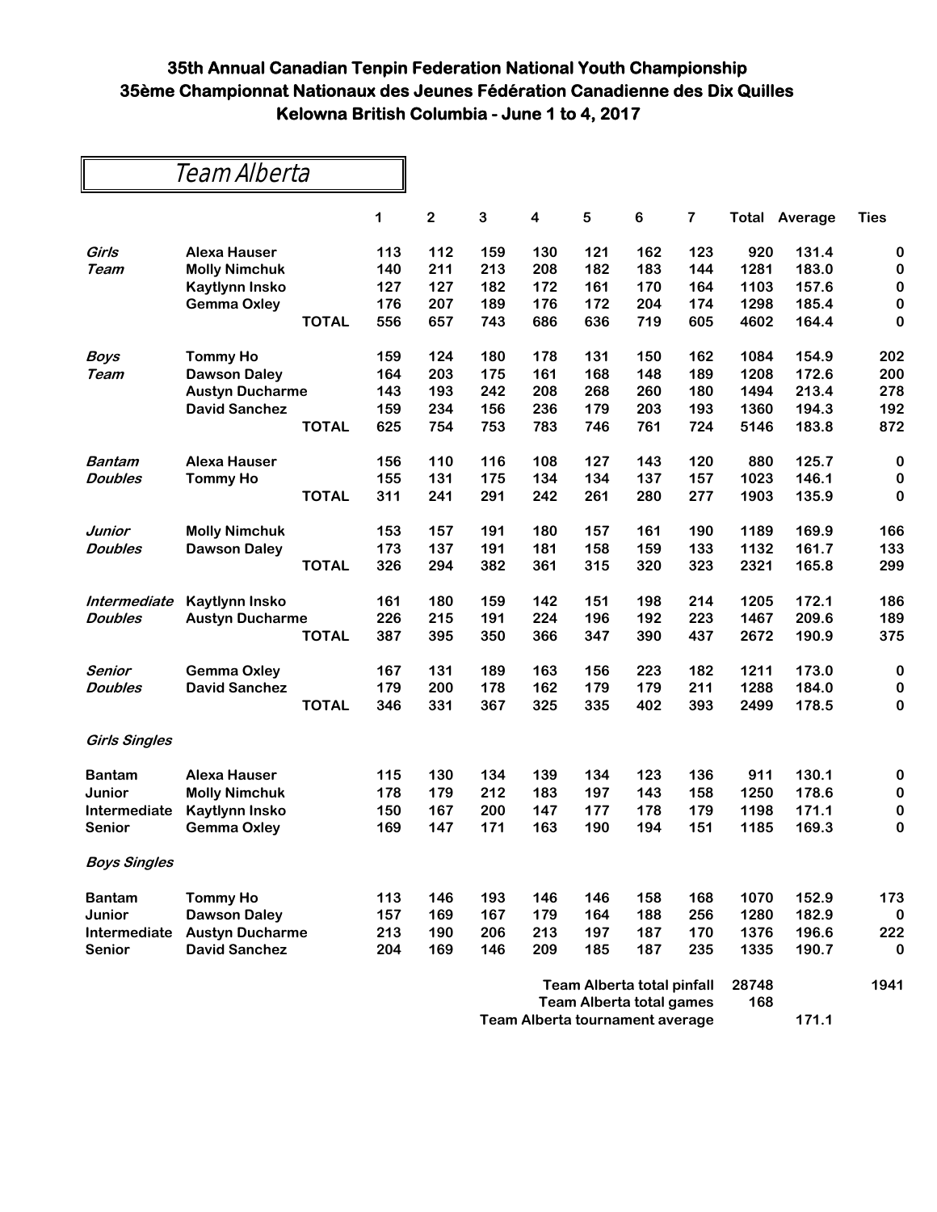# 35th Annual Canadian Tenpin Federation National Youth Championship
# 35ème Championnat Nationaux des Jeunes Fédération Canadienne des Dix Quilles
# Kelowna British Columbia - June 1 to 4, 2017

## Team Alberta

| | | | 1 | 2 | 3 | 4 | 5 | 6 | 7 | Total | Average | Ties |
|---|---|---|---|---|---|---|---|---|---|---|---|---|
| *Girls* | Alexa Hauser | | 113 | 112 | 159 | 130 | 121 | 162 | 123 | 920 | 131.4 | 0 |
| *Team* | Molly Nimchuk | | 140 | 211 | 213 | 208 | 182 | 183 | 144 | 1281 | 183.0 | 0 |
| | Kaytlynn Insko | | 127 | 127 | 182 | 172 | 161 | 170 | 164 | 1103 | 157.6 | 0 |
| | Gemma Oxley | | 176 | 207 | 189 | 176 | 172 | 204 | 174 | 1298 | 185.4 | 0 |
| | | **TOTAL** | 556 | 657 | 743 | 686 | 636 | 719 | 605 | 4602 | 164.4 | 0 |
| *Boys* | Tommy Ho | | 159 | 124 | 180 | 178 | 131 | 150 | 162 | 1084 | 154.9 | 202 |
| *Team* | Dawson Daley | | 164 | 203 | 175 | 161 | 168 | 148 | 189 | 1208 | 172.6 | 200 |
| | Austyn Ducharme | | 143 | 193 | 242 | 208 | 268 | 260 | 180 | 1494 | 213.4 | 278 |
| | David Sanchez | | 159 | 234 | 156 | 236 | 179 | 203 | 193 | 1360 | 194.3 | 192 |
| | | **TOTAL** | 625 | 754 | 753 | 783 | 746 | 761 | 724 | 5146 | 183.8 | 872 |
| *Bantam* | Alexa Hauser | | 156 | 110 | 116 | 108 | 127 | 143 | 120 | 880 | 125.7 | 0 |
| *Doubles* | Tommy Ho | | 155 | 131 | 175 | 134 | 134 | 137 | 157 | 1023 | 146.1 | 0 |
| | | **TOTAL** | 311 | 241 | 291 | 242 | 261 | 280 | 277 | 1903 | 135.9 | 0 |
| *Junior* | Molly Nimchuk | | 153 | 157 | 191 | 180 | 157 | 161 | 190 | 1189 | 169.9 | 166 |
| *Doubles* | Dawson Daley | | 173 | 137 | 191 | 181 | 158 | 159 | 133 | 1132 | 161.7 | 133 |
| | | **TOTAL** | 326 | 294 | 382 | 361 | 315 | 320 | 323 | 2321 | 165.8 | 299 |
| *Intermediate* | Kaytlynn Insko | | 161 | 180 | 159 | 142 | 151 | 198 | 214 | 1205 | 172.1 | 186 |
| *Doubles* | Austyn Ducharme | | 226 | 215 | 191 | 224 | 196 | 192 | 223 | 1467 | 209.6 | 189 |
| | | **TOTAL** | 387 | 395 | 350 | 366 | 347 | 390 | 437 | 2672 | 190.9 | 375 |
| *Senior* | Gemma Oxley | | 167 | 131 | 189 | 163 | 156 | 223 | 182 | 1211 | 173.0 | 0 |
| *Doubles* | David Sanchez | | 179 | 200 | 178 | 162 | 179 | 179 | 211 | 1288 | 184.0 | 0 |
| | | **TOTAL** | 346 | 331 | 367 | 325 | 335 | 402 | 393 | 2499 | 178.5 | 0 |
| *Girls Singles* | | | | | | | | | | | | |
| Bantam | Alexa Hauser | | 115 | 130 | 134 | 139 | 134 | 123 | 136 | 911 | 130.1 | 0 |
| Junior | Molly Nimchuk | | 178 | 179 | 212 | 183 | 197 | 143 | 158 | 1250 | 178.6 | 0 |
| Intermediate | Kaytlynn Insko | | 150 | 167 | 200 | 147 | 177 | 178 | 179 | 1198 | 171.1 | 0 |
| Senior | Gemma Oxley | | 169 | 147 | 171 | 163 | 190 | 194 | 151 | 1185 | 169.3 | 0 |
| *Boys Singles* | | | | | | | | | | | | |
| Bantam | Tommy Ho | | 113 | 146 | 193 | 146 | 146 | 158 | 168 | 1070 | 152.9 | 173 |
| Junior | Dawson Daley | | 157 | 169 | 167 | 179 | 164 | 188 | 256 | 1280 | 182.9 | 0 |
| Intermediate | Austyn Ducharme | | 213 | 190 | 206 | 213 | 197 | 187 | 170 | 1376 | 196.6 | 222 |
| Senior | David Sanchez | | 204 | 169 | 146 | 209 | 185 | 187 | 235 | 1335 | 190.7 | 0 |

**Team Alberta total pinfall** 28748 — 1941

**Team Alberta total games** 168

**Team Alberta tournament average** 171.1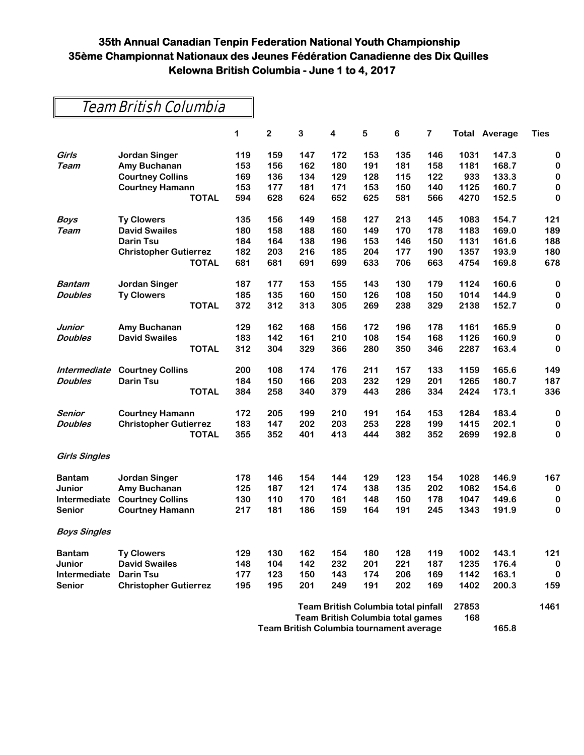# 35th Annual Canadian Tenpin Federation National Youth Championship
# 35ème Championnat Nationaux des Jeunes Fédération Canadienne des Dix Quilles
# Kelowna British Columbia - June 1 to 4, 2017

## Team British Columbia

| | | 1 | 2 | 3 | 4 | 5 | 6 | 7 | Total | Average | Ties |
|---|---|---|---|---|---|---|---|---|---|---|---|
| *Girls* | **Jordan Singer** | 119 | 159 | 147 | 172 | 153 | 135 | 146 | 1031 | 147.3 | 0 |
| *Team* | **Amy Buchanan** | 153 | 156 | 162 | 180 | 191 | 181 | 158 | 1181 | 168.7 | 0 |
| | **Courtney Collins** | 169 | 136 | 134 | 129 | 128 | 115 | 122 | 933 | 133.3 | 0 |
| | **Courtney Hamann** | 153 | 177 | 181 | 171 | 153 | 150 | 140 | 1125 | 160.7 | 0 |
| | **TOTAL** | 594 | 628 | 624 | 652 | 625 | 581 | 566 | 4270 | 152.5 | 0 |
| *Boys* | **Ty Clowers** | 135 | 156 | 149 | 158 | 127 | 213 | 145 | 1083 | 154.7 | 121 |
| *Team* | **David Swailes** | 180 | 158 | 188 | 160 | 149 | 170 | 178 | 1183 | 169.0 | 189 |
| | **Darin Tsu** | 184 | 164 | 138 | 196 | 153 | 146 | 150 | 1131 | 161.6 | 188 |
| | **Christopher Gutierrez** | 182 | 203 | 216 | 185 | 204 | 177 | 190 | 1357 | 193.9 | 180 |
| | **TOTAL** | 681 | 681 | 691 | 699 | 633 | 706 | 663 | 4754 | 169.8 | 678 |
| *Bantam* | **Jordan Singer** | 187 | 177 | 153 | 155 | 143 | 130 | 179 | 1124 | 160.6 | 0 |
| *Doubles* | **Ty Clowers** | 185 | 135 | 160 | 150 | 126 | 108 | 150 | 1014 | 144.9 | 0 |
| | **TOTAL** | 372 | 312 | 313 | 305 | 269 | 238 | 329 | 2138 | 152.7 | 0 |
| *Junior* | **Amy Buchanan** | 129 | 162 | 168 | 156 | 172 | 196 | 178 | 1161 | 165.9 | 0 |
| *Doubles* | **David Swailes** | 183 | 142 | 161 | 210 | 108 | 154 | 168 | 1126 | 160.9 | 0 |
| | **TOTAL** | 312 | 304 | 329 | 366 | 280 | 350 | 346 | 2287 | 163.4 | 0 |
| *Intermediate* | **Courtney Collins** | 200 | 108 | 174 | 176 | 211 | 157 | 133 | 1159 | 165.6 | 149 |
| *Doubles* | **Darin Tsu** | 184 | 150 | 166 | 203 | 232 | 129 | 201 | 1265 | 180.7 | 187 |
| | **TOTAL** | 384 | 258 | 340 | 379 | 443 | 286 | 334 | 2424 | 173.1 | 336 |
| *Senior* | **Courtney Hamann** | 172 | 205 | 199 | 210 | 191 | 154 | 153 | 1284 | 183.4 | 0 |
| *Doubles* | **Christopher Gutierrez** | 183 | 147 | 202 | 203 | 253 | 228 | 199 | 1415 | 202.1 | 0 |
| | **TOTAL** | 355 | 352 | 401 | 413 | 444 | 382 | 352 | 2699 | 192.8 | 0 |
| *Girls Singles* | | | | | | | | | | | |
| **Bantam** | **Jordan Singer** | 178 | 146 | 154 | 144 | 129 | 123 | 154 | 1028 | 146.9 | 167 |
| **Junior** | **Amy Buchanan** | 125 | 187 | 121 | 174 | 138 | 135 | 202 | 1082 | 154.6 | 0 |
| **Intermediate** | **Courtney Collins** | 130 | 110 | 170 | 161 | 148 | 150 | 178 | 1047 | 149.6 | 0 |
| **Senior** | **Courtney Hamann** | 217 | 181 | 186 | 159 | 164 | 191 | 245 | 1343 | 191.9 | 0 |
| *Boys Singles* | | | | | | | | | | | |
| **Bantam** | **Ty Clowers** | 129 | 130 | 162 | 154 | 180 | 128 | 119 | 1002 | 143.1 | 121 |
| **Junior** | **David Swailes** | 148 | 104 | 142 | 232 | 201 | 221 | 187 | 1235 | 176.4 | 0 |
| **Intermediate** | **Darin Tsu** | 177 | 123 | 150 | 143 | 174 | 206 | 169 | 1142 | 163.1 | 0 |
| **Senior** | **Christopher Gutierrez** | 195 | 195 | 201 | 249 | 191 | 202 | 169 | 1402 | 200.3 | 159 |

**Team British Columbia total pinfall** 27853 — 1461

**Team British Columbia total games** 168

**Team British Columbia tournament average** 165.8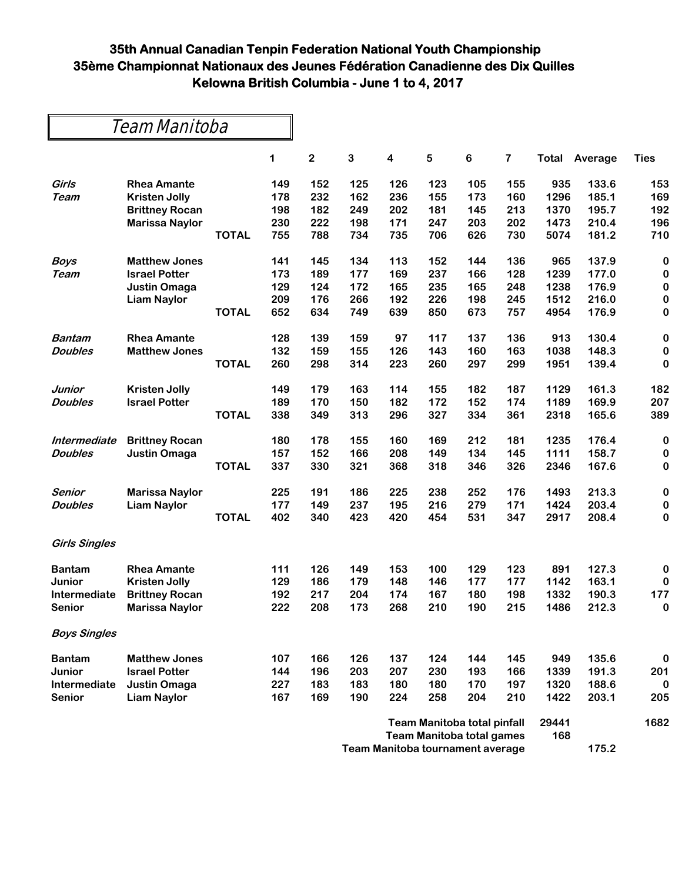# 35th Annual Canadian Tenpin Federation National Youth Championship
# 35ème Championnat Nationaux des Jeunes Fédération Canadienne des Dix Quilles
# Kelowna British Columbia - June 1 to 4, 2017

## Team Manitoba

| | | | 1 | 2 | 3 | 4 | 5 | 6 | 7 | Total | Average | Ties |
|---|---|---|---|---|---|---|---|---|---|---|---|---|
| *Girls* | **Rhea Amante** | | 149 | 152 | 125 | 126 | 123 | 105 | 155 | 935 | 133.6 | 153 |
| *Team* | **Kristen Jolly** | | 178 | 232 | 162 | 236 | 155 | 173 | 160 | 1296 | 185.1 | 169 |
| | **Brittney Rocan** | | 198 | 182 | 249 | 202 | 181 | 145 | 213 | 1370 | 195.7 | 192 |
| | **Marissa Naylor** | | 230 | 222 | 198 | 171 | 247 | 203 | 202 | 1473 | 210.4 | 196 |
| | | **TOTAL** | 755 | 788 | 734 | 735 | 706 | 626 | 730 | 5074 | 181.2 | 710 |
| *Boys* | **Matthew Jones** | | 141 | 145 | 134 | 113 | 152 | 144 | 136 | 965 | 137.9 | 0 |
| *Team* | **Israel Potter** | | 173 | 189 | 177 | 169 | 237 | 166 | 128 | 1239 | 177.0 | 0 |
| | **Justin Omaga** | | 129 | 124 | 172 | 165 | 235 | 165 | 248 | 1238 | 176.9 | 0 |
| | **Liam Naylor** | | 209 | 176 | 266 | 192 | 226 | 198 | 245 | 1512 | 216.0 | 0 |
| | | **TOTAL** | 652 | 634 | 749 | 639 | 850 | 673 | 757 | 4954 | 176.9 | 0 |
| *Bantam* | **Rhea Amante** | | 128 | 139 | 159 | 97 | 117 | 137 | 136 | 913 | 130.4 | 0 |
| *Doubles* | **Matthew Jones** | | 132 | 159 | 155 | 126 | 143 | 160 | 163 | 1038 | 148.3 | 0 |
| | | **TOTAL** | 260 | 298 | 314 | 223 | 260 | 297 | 299 | 1951 | 139.4 | 0 |
| *Junior* | **Kristen Jolly** | | 149 | 179 | 163 | 114 | 155 | 182 | 187 | 1129 | 161.3 | 182 |
| *Doubles* | **Israel Potter** | | 189 | 170 | 150 | 182 | 172 | 152 | 174 | 1189 | 169.9 | 207 |
| | | **TOTAL** | 338 | 349 | 313 | 296 | 327 | 334 | 361 | 2318 | 165.6 | 389 |
| *Intermediate* | **Brittney Rocan** | | 180 | 178 | 155 | 160 | 169 | 212 | 181 | 1235 | 176.4 | 0 |
| *Doubles* | **Justin Omaga** | | 157 | 152 | 166 | 208 | 149 | 134 | 145 | 1111 | 158.7 | 0 |
| | | **TOTAL** | 337 | 330 | 321 | 368 | 318 | 346 | 326 | 2346 | 167.6 | 0 |
| *Senior* | **Marissa Naylor** | | 225 | 191 | 186 | 225 | 238 | 252 | 176 | 1493 | 213.3 | 0 |
| *Doubles* | **Liam Naylor** | | 177 | 149 | 237 | 195 | 216 | 279 | 171 | 1424 | 203.4 | 0 |
| | | **TOTAL** | 402 | 340 | 423 | 420 | 454 | 531 | 347 | 2917 | 208.4 | 0 |
| *Girls Singles* | | | | | | | | | | | | |
| **Bantam** | **Rhea Amante** | | 111 | 126 | 149 | 153 | 100 | 129 | 123 | 891 | 127.3 | 0 |
| **Junior** | **Kristen Jolly** | | 129 | 186 | 179 | 148 | 146 | 177 | 177 | 1142 | 163.1 | 0 |
| **Intermediate** | **Brittney Rocan** | | 192 | 217 | 204 | 174 | 167 | 180 | 198 | 1332 | 190.3 | 177 |
| **Senior** | **Marissa Naylor** | | 222 | 208 | 173 | 268 | 210 | 190 | 215 | 1486 | 212.3 | 0 |
| *Boys Singles* | | | | | | | | | | | | |
| **Bantam** | **Matthew Jones** | | 107 | 166 | 126 | 137 | 124 | 144 | 145 | 949 | 135.6 | 0 |
| **Junior** | **Israel Potter** | | 144 | 196 | 203 | 207 | 230 | 193 | 166 | 1339 | 191.3 | 201 |
| **Intermediate** | **Justin Omaga** | | 227 | 183 | 183 | 180 | 180 | 170 | 197 | 1320 | 188.6 | 0 |
| **Senior** | **Liam Naylor** | | 167 | 169 | 190 | 224 | 258 | 204 | 210 | 1422 | 203.1 | 205 |

**Team Manitoba total pinfall** 29441 1682

**Team Manitoba total games** 168

**Team Manitoba tournament average** 175.2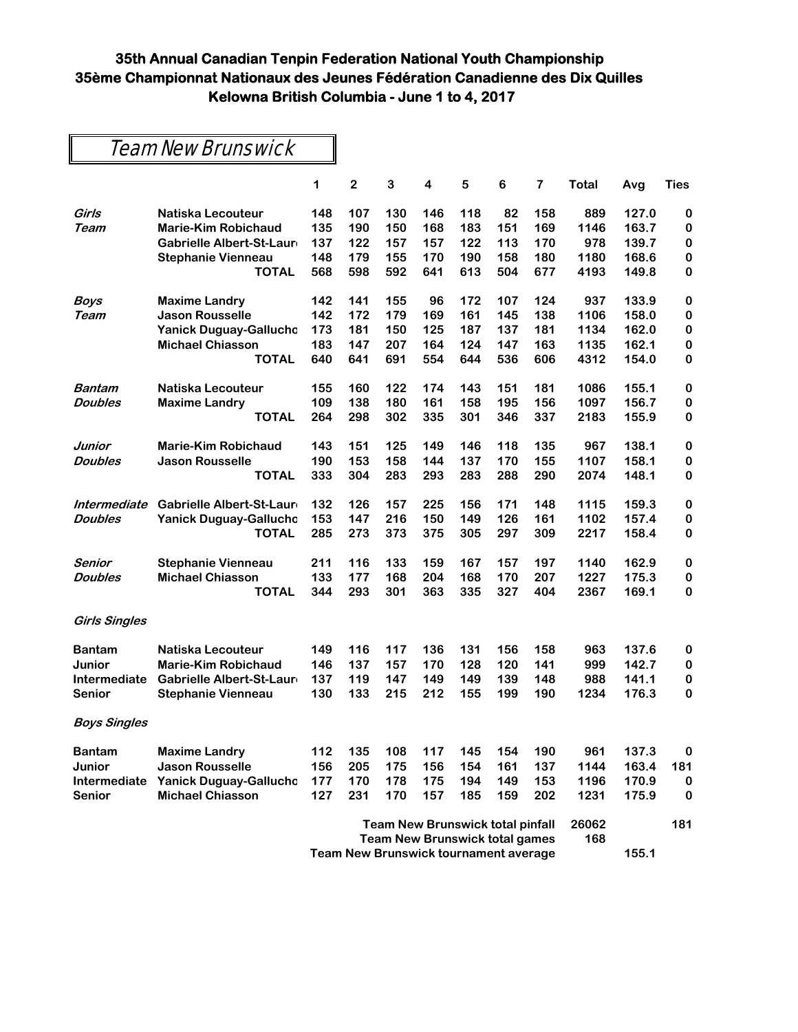# 35th Annual Canadian Tenpin Federation National Youth Championship
# 35ème Championnat Nationaux des Jeunes Fédération Canadienne des Dix Quilles
# Kelowna British Columbia - June 1 to 4, 2017

## Team New Brunswick

| | | 1 | 2 | 3 | 4 | 5 | 6 | 7 | Total | Avg | Ties |
|---|---|---|---|---|---|---|---|---|---|---|---|
| *Girls* | Natiska Lecouteur | 148 | 107 | 130 | 146 | 118 | 82 | 158 | 889 | 127.0 | 0 |
| *Team* | Marie-Kim Robichaud | 135 | 190 | 150 | 168 | 183 | 151 | 169 | 1146 | 163.7 | 0 |
| | Gabrielle Albert-St-Laur | 137 | 122 | 157 | 157 | 122 | 113 | 170 | 978 | 139.7 | 0 |
| | Stephanie Vienneau | 148 | 179 | 155 | 170 | 190 | 158 | 180 | 1180 | 168.6 | 0 |
| | **TOTAL** | 568 | 598 | 592 | 641 | 613 | 504 | 677 | 4193 | 149.8 | 0 |
| *Boys* | Maxime Landry | 142 | 141 | 155 | 96 | 172 | 107 | 124 | 937 | 133.9 | 0 |
| *Team* | Jason Rousselle | 142 | 172 | 179 | 169 | 161 | 145 | 138 | 1106 | 158.0 | 0 |
| | Yanick Duguay-Gallucho | 173 | 181 | 150 | 125 | 187 | 137 | 181 | 1134 | 162.0 | 0 |
| | Michael Chiasson | 183 | 147 | 207 | 164 | 124 | 147 | 163 | 1135 | 162.1 | 0 |
| | **TOTAL** | 640 | 641 | 691 | 554 | 644 | 536 | 606 | 4312 | 154.0 | 0 |
| *Bantam* | Natiska Lecouteur | 155 | 160 | 122 | 174 | 143 | 151 | 181 | 1086 | 155.1 | 0 |
| *Doubles* | Maxime Landry | 109 | 138 | 180 | 161 | 158 | 195 | 156 | 1097 | 156.7 | 0 |
| | **TOTAL** | 264 | 298 | 302 | 335 | 301 | 346 | 337 | 2183 | 155.9 | 0 |
| *Junior* | Marie-Kim Robichaud | 143 | 151 | 125 | 149 | 146 | 118 | 135 | 967 | 138.1 | 0 |
| *Doubles* | Jason Rousselle | 190 | 153 | 158 | 144 | 137 | 170 | 155 | 1107 | 158.1 | 0 |
| | **TOTAL** | 333 | 304 | 283 | 293 | 283 | 288 | 290 | 2074 | 148.1 | 0 |
| *Intermediate* | Gabrielle Albert-St-Laur | 132 | 126 | 157 | 225 | 156 | 171 | 148 | 1115 | 159.3 | 0 |
| *Doubles* | Yanick Duguay-Gallucho | 153 | 147 | 216 | 150 | 149 | 126 | 161 | 1102 | 157.4 | 0 |
| | **TOTAL** | 285 | 273 | 373 | 375 | 305 | 297 | 309 | 2217 | 158.4 | 0 |
| *Senior* | Stephanie Vienneau | 211 | 116 | 133 | 159 | 167 | 157 | 197 | 1140 | 162.9 | 0 |
| *Doubles* | Michael Chiasson | 133 | 177 | 168 | 204 | 168 | 170 | 207 | 1227 | 175.3 | 0 |
| | **TOTAL** | 344 | 293 | 301 | 363 | 335 | 327 | 404 | 2367 | 169.1 | 0 |
| *Girls Singles* | | | | | | | | | | | |
| Bantam | Natiska Lecouteur | 149 | 116 | 117 | 136 | 131 | 156 | 158 | 963 | 137.6 | 0 |
| Junior | Marie-Kim Robichaud | 146 | 137 | 157 | 170 | 128 | 120 | 141 | 999 | 142.7 | 0 |
| Intermediate | Gabrielle Albert-St-Laur | 137 | 119 | 147 | 149 | 149 | 139 | 148 | 988 | 141.1 | 0 |
| Senior | Stephanie Vienneau | 130 | 133 | 215 | 212 | 155 | 199 | 190 | 1234 | 176.3 | 0 |
| *Boys Singles* | | | | | | | | | | | |
| Bantam | Maxime Landry | 112 | 135 | 108 | 117 | 145 | 154 | 190 | 961 | 137.3 | 0 |
| Junior | Jason Rousselle | 156 | 205 | 175 | 156 | 154 | 161 | 137 | 1144 | 163.4 | 181 |
| Intermediate | Yanick Duguay-Gallucho | 177 | 170 | 178 | 175 | 194 | 149 | 153 | 1196 | 170.9 | 0 |
| Senior | Michael Chiasson | 127 | 231 | 170 | 157 | 185 | 159 | 202 | 1231 | 175.9 | 0 |

**Team New Brunswick total pinfall** 26062 — 181

**Team New Brunswick total games** 168

**Team New Brunswick tournament average** 155.1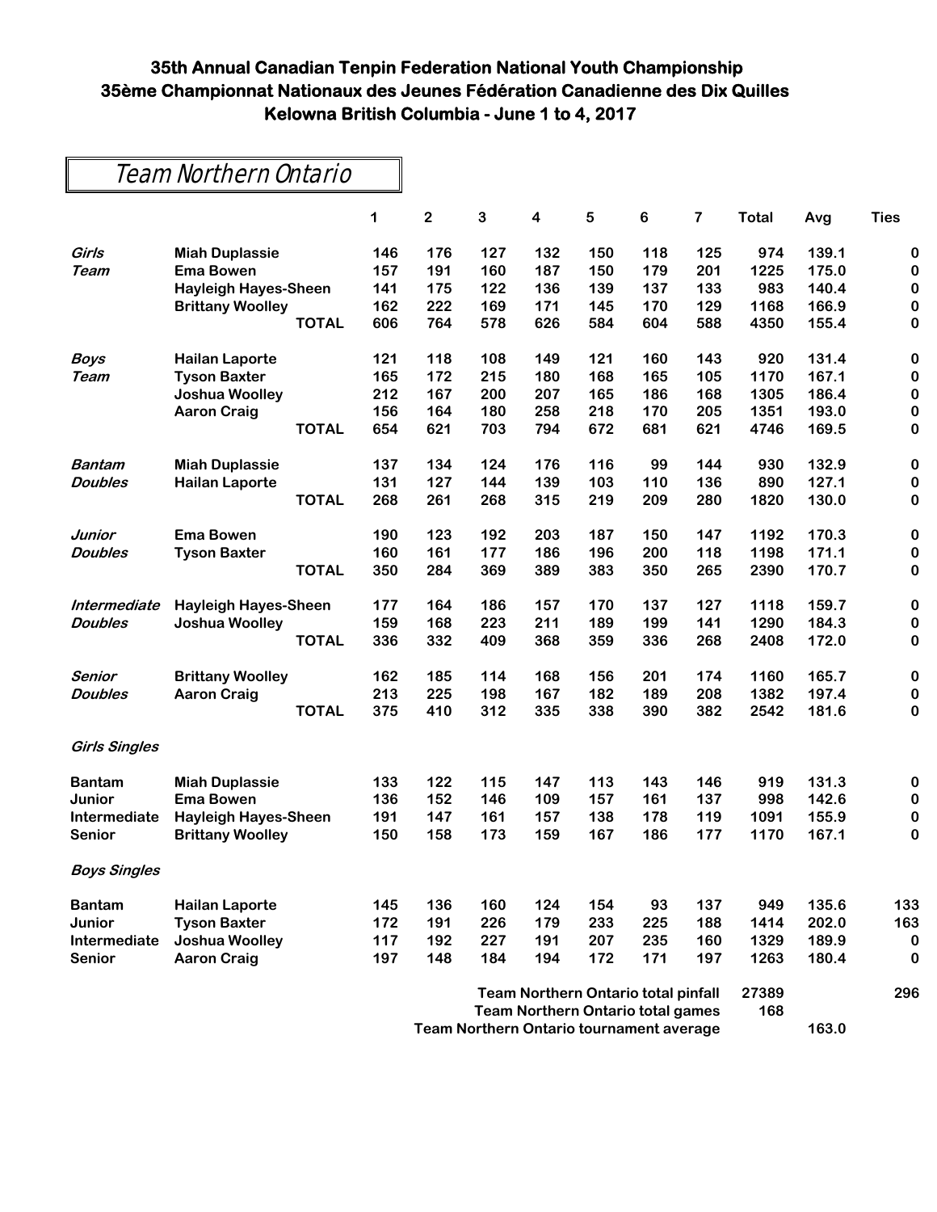# 35th Annual Canadian Tenpin Federation National Youth Championship
# 35ème Championnat Nationaux des Jeunes Fédération Canadienne des Dix Quilles
# Kelowna British Columbia - June 1 to 4, 2017

## Team Northern Ontario

| | | 1 | 2 | 3 | 4 | 5 | 6 | 7 | Total | Avg | Ties |
|---|---|---|---|---|---|---|---|---|---|---|---|
| *Girls* | Miah Duplassie | 146 | 176 | 127 | 132 | 150 | 118 | 125 | 974 | 139.1 | 0 |
| *Team* | Ema Bowen | 157 | 191 | 160 | 187 | 150 | 179 | 201 | 1225 | 175.0 | 0 |
| | Hayleigh Hayes-Sheen | 141 | 175 | 122 | 136 | 139 | 137 | 133 | 983 | 140.4 | 0 |
| | Brittany Woolley | 162 | 222 | 169 | 171 | 145 | 170 | 129 | 1168 | 166.9 | 0 |
| | TOTAL | 606 | 764 | 578 | 626 | 584 | 604 | 588 | 4350 | 155.4 | 0 |
| *Boys* | Hailan Laporte | 121 | 118 | 108 | 149 | 121 | 160 | 143 | 920 | 131.4 | 0 |
| *Team* | Tyson Baxter | 165 | 172 | 215 | 180 | 168 | 165 | 105 | 1170 | 167.1 | 0 |
| | Joshua Woolley | 212 | 167 | 200 | 207 | 165 | 186 | 168 | 1305 | 186.4 | 0 |
| | Aaron Craig | 156 | 164 | 180 | 258 | 218 | 170 | 205 | 1351 | 193.0 | 0 |
| | TOTAL | 654 | 621 | 703 | 794 | 672 | 681 | 621 | 4746 | 169.5 | 0 |
| *Bantam* | Miah Duplassie | 137 | 134 | 124 | 176 | 116 | 99 | 144 | 930 | 132.9 | 0 |
| *Doubles* | Hailan Laporte | 131 | 127 | 144 | 139 | 103 | 110 | 136 | 890 | 127.1 | 0 |
| | TOTAL | 268 | 261 | 268 | 315 | 219 | 209 | 280 | 1820 | 130.0 | 0 |
| *Junior* | Ema Bowen | 190 | 123 | 192 | 203 | 187 | 150 | 147 | 1192 | 170.3 | 0 |
| *Doubles* | Tyson Baxter | 160 | 161 | 177 | 186 | 196 | 200 | 118 | 1198 | 171.1 | 0 |
| | TOTAL | 350 | 284 | 369 | 389 | 383 | 350 | 265 | 2390 | 170.7 | 0 |
| *Intermediate* | Hayleigh Hayes-Sheen | 177 | 164 | 186 | 157 | 170 | 137 | 127 | 1118 | 159.7 | 0 |
| *Doubles* | Joshua Woolley | 159 | 168 | 223 | 211 | 189 | 199 | 141 | 1290 | 184.3 | 0 |
| | TOTAL | 336 | 332 | 409 | 368 | 359 | 336 | 268 | 2408 | 172.0 | 0 |
| *Senior* | Brittany Woolley | 162 | 185 | 114 | 168 | 156 | 201 | 174 | 1160 | 165.7 | 0 |
| *Doubles* | Aaron Craig | 213 | 225 | 198 | 167 | 182 | 189 | 208 | 1382 | 197.4 | 0 |
| | TOTAL | 375 | 410 | 312 | 335 | 338 | 390 | 382 | 2542 | 181.6 | 0 |
| *Girls Singles* | | | | | | | | | | | |
| Bantam | Miah Duplassie | 133 | 122 | 115 | 147 | 113 | 143 | 146 | 919 | 131.3 | 0 |
| Junior | Ema Bowen | 136 | 152 | 146 | 109 | 157 | 161 | 137 | 998 | 142.6 | 0 |
| Intermediate | Hayleigh Hayes-Sheen | 191 | 147 | 161 | 157 | 138 | 178 | 119 | 1091 | 155.9 | 0 |
| Senior | Brittany Woolley | 150 | 158 | 173 | 159 | 167 | 186 | 177 | 1170 | 167.1 | 0 |
| *Boys Singles* | | | | | | | | | | | |
| Bantam | Hailan Laporte | 145 | 136 | 160 | 124 | 154 | 93 | 137 | 949 | 135.6 | 133 |
| Junior | Tyson Baxter | 172 | 191 | 226 | 179 | 233 | 225 | 188 | 1414 | 202.0 | 163 |
| Intermediate | Joshua Woolley | 117 | 192 | 227 | 191 | 207 | 235 | 160 | 1329 | 189.9 | 0 |
| Senior | Aaron Craig | 197 | 148 | 184 | 194 | 172 | 171 | 197 | 1263 | 180.4 | 0 |

**Team Northern Ontario total pinfall** 27389 — 296

**Team Northern Ontario total games** 168

**Team Northern Ontario tournament average** 163.0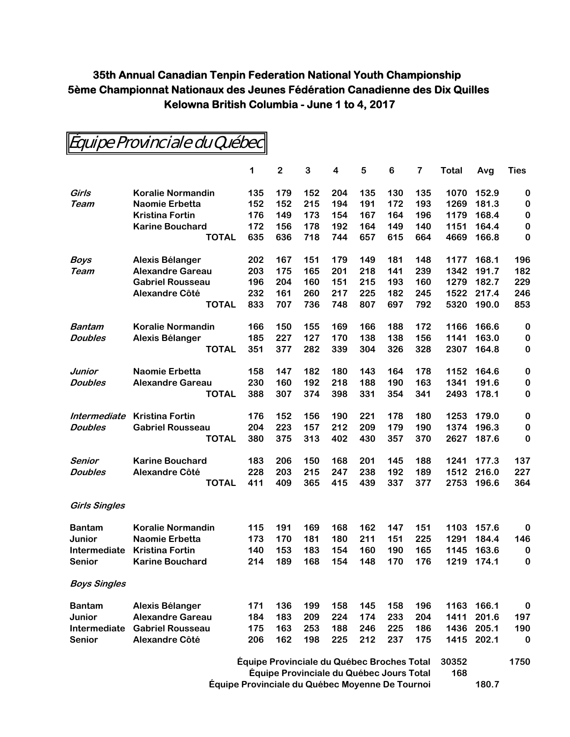**35th Annual Canadian Tenpin Federation National Youth Championship**
**5ème Championnat Nationaux des Jeunes Fédération Canadienne des Dix Quilles**
**Kelowna British Columbia - June 1 to 4, 2017**

# Équipe Provinciale du Québec

| | | 1 | 2 | 3 | 4 | 5 | 6 | 7 | Total | Avg | Ties |
|---|---|---|---|---|---|---|---|---|---|---|---|
| *Girls* | Koralie Normandin | 135 | 179 | 152 | 204 | 135 | 130 | 135 | 1070 | 152.9 | 0 |
| *Team* | Naomie Erbetta | 152 | 152 | 215 | 194 | 191 | 172 | 193 | 1269 | 181.3 | 0 |
| | Kristina Fortin | 176 | 149 | 173 | 154 | 167 | 164 | 196 | 1179 | 168.4 | 0 |
| | Karine Bouchard | 172 | 156 | 178 | 192 | 164 | 149 | 140 | 1151 | 164.4 | 0 |
| | **TOTAL** | 635 | 636 | 718 | 744 | 657 | 615 | 664 | 4669 | 166.8 | 0 |
| *Boys* | Alexis Bélanger | 202 | 167 | 151 | 179 | 149 | 181 | 148 | 1177 | 168.1 | 196 |
| *Team* | Alexandre Gareau | 203 | 175 | 165 | 201 | 218 | 141 | 239 | 1342 | 191.7 | 182 |
| | Gabriel Rousseau | 196 | 204 | 160 | 151 | 215 | 193 | 160 | 1279 | 182.7 | 229 |
| | Alexandre Côté | 232 | 161 | 260 | 217 | 225 | 182 | 245 | 1522 | 217.4 | 246 |
| | **TOTAL** | 833 | 707 | 736 | 748 | 807 | 697 | 792 | 5320 | 190.0 | 853 |
| *Bantam* | Koralie Normandin | 166 | 150 | 155 | 169 | 166 | 188 | 172 | 1166 | 166.6 | 0 |
| *Doubles* | Alexis Bélanger | 185 | 227 | 127 | 170 | 138 | 138 | 156 | 1141 | 163.0 | 0 |
| | **TOTAL** | 351 | 377 | 282 | 339 | 304 | 326 | 328 | 2307 | 164.8 | 0 |
| *Junior* | Naomie Erbetta | 158 | 147 | 182 | 180 | 143 | 164 | 178 | 1152 | 164.6 | 0 |
| *Doubles* | Alexandre Gareau | 230 | 160 | 192 | 218 | 188 | 190 | 163 | 1341 | 191.6 | 0 |
| | **TOTAL** | 388 | 307 | 374 | 398 | 331 | 354 | 341 | 2493 | 178.1 | 0 |
| *Intermediate* | Kristina Fortin | 176 | 152 | 156 | 190 | 221 | 178 | 180 | 1253 | 179.0 | 0 |
| *Doubles* | Gabriel Rousseau | 204 | 223 | 157 | 212 | 209 | 179 | 190 | 1374 | 196.3 | 0 |
| | **TOTAL** | 380 | 375 | 313 | 402 | 430 | 357 | 370 | 2627 | 187.6 | 0 |
| *Senior* | Karine Bouchard | 183 | 206 | 150 | 168 | 201 | 145 | 188 | 1241 | 177.3 | 137 |
| *Doubles* | Alexandre Côté | 228 | 203 | 215 | 247 | 238 | 192 | 189 | 1512 | 216.0 | 227 |
| | **TOTAL** | 411 | 409 | 365 | 415 | 439 | 337 | 377 | 2753 | 196.6 | 364 |
| *Girls Singles* | | | | | | | | | | | |
| Bantam | Koralie Normandin | 115 | 191 | 169 | 168 | 162 | 147 | 151 | 1103 | 157.6 | 0 |
| Junior | Naomie Erbetta | 173 | 170 | 181 | 180 | 211 | 151 | 225 | 1291 | 184.4 | 146 |
| Intermediate | Kristina Fortin | 140 | 153 | 183 | 154 | 160 | 190 | 165 | 1145 | 163.6 | 0 |
| Senior | Karine Bouchard | 214 | 189 | 168 | 154 | 148 | 170 | 176 | 1219 | 174.1 | 0 |
| *Boys Singles* | | | | | | | | | | | |
| Bantam | Alexis Bélanger | 171 | 136 | 199 | 158 | 145 | 158 | 196 | 1163 | 166.1 | 0 |
| Junior | Alexandre Gareau | 184 | 183 | 209 | 224 | 174 | 233 | 204 | 1411 | 201.6 | 197 |
| Intermediate | Gabriel Rousseau | 175 | 163 | 253 | 188 | 246 | 225 | 186 | 1436 | 205.1 | 190 |
| Senior | Alexandre Côté | 206 | 162 | 198 | 225 | 212 | 237 | 175 | 1415 | 202.1 | 0 |

| | Total | Avg | Ties |
|---|---|---|---|
| **Équipe Provinciale du Québec Broches Total** | 30352 | | 1750 |
| **Équipe Provinciale du Québec Jours Total** | 168 | | |
| **Équipe Provinciale du Québec Moyenne De Tournoi** | | 180.7 | |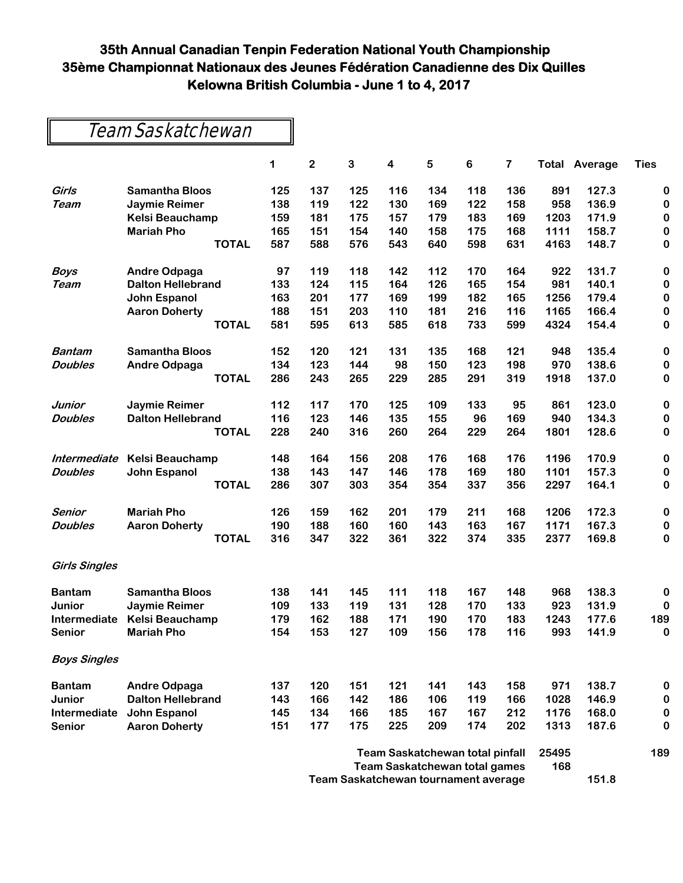# 35th Annual Canadian Tenpin Federation National Youth Championship
# 35ème Championnat Nationaux des Jeunes Fédération Canadienne des Dix Quilles
# Kelowna British Columbia - June 1 to 4, 2017

## Team Saskatchewan

| | | 1 | 2 | 3 | 4 | 5 | 6 | 7 | Total | Average | Ties |
|---|---|---|---|---|---|---|---|---|---|---|---|
| *Girls* | Samantha Bloos | 125 | 137 | 125 | 116 | 134 | 118 | 136 | 891 | 127.3 | 0 |
| *Team* | Jaymie Reimer | 138 | 119 | 122 | 130 | 169 | 122 | 158 | 958 | 136.9 | 0 |
| | Kelsi Beauchamp | 159 | 181 | 175 | 157 | 179 | 183 | 169 | 1203 | 171.9 | 0 |
| | Mariah Pho | 165 | 151 | 154 | 140 | 158 | 175 | 168 | 1111 | 158.7 | 0 |
| | **TOTAL** | 587 | 588 | 576 | 543 | 640 | 598 | 631 | 4163 | 148.7 | 0 |
| *Boys* | Andre Odpaga | 97 | 119 | 118 | 142 | 112 | 170 | 164 | 922 | 131.7 | 0 |
| *Team* | Dalton Hellebrand | 133 | 124 | 115 | 164 | 126 | 165 | 154 | 981 | 140.1 | 0 |
| | John Espanol | 163 | 201 | 177 | 169 | 199 | 182 | 165 | 1256 | 179.4 | 0 |
| | Aaron Doherty | 188 | 151 | 203 | 110 | 181 | 216 | 116 | 1165 | 166.4 | 0 |
| | **TOTAL** | 581 | 595 | 613 | 585 | 618 | 733 | 599 | 4324 | 154.4 | 0 |
| *Bantam* | Samantha Bloos | 152 | 120 | 121 | 131 | 135 | 168 | 121 | 948 | 135.4 | 0 |
| *Doubles* | Andre Odpaga | 134 | 123 | 144 | 98 | 150 | 123 | 198 | 970 | 138.6 | 0 |
| | **TOTAL** | 286 | 243 | 265 | 229 | 285 | 291 | 319 | 1918 | 137.0 | 0 |
| *Junior* | Jaymie Reimer | 112 | 117 | 170 | 125 | 109 | 133 | 95 | 861 | 123.0 | 0 |
| *Doubles* | Dalton Hellebrand | 116 | 123 | 146 | 135 | 155 | 96 | 169 | 940 | 134.3 | 0 |
| | **TOTAL** | 228 | 240 | 316 | 260 | 264 | 229 | 264 | 1801 | 128.6 | 0 |
| *Intermediate* | Kelsi Beauchamp | 148 | 164 | 156 | 208 | 176 | 168 | 176 | 1196 | 170.9 | 0 |
| *Doubles* | John Espanol | 138 | 143 | 147 | 146 | 178 | 169 | 180 | 1101 | 157.3 | 0 |
| | **TOTAL** | 286 | 307 | 303 | 354 | 354 | 337 | 356 | 2297 | 164.1 | 0 |
| *Senior* | Mariah Pho | 126 | 159 | 162 | 201 | 179 | 211 | 168 | 1206 | 172.3 | 0 |
| *Doubles* | Aaron Doherty | 190 | 188 | 160 | 160 | 143 | 163 | 167 | 1171 | 167.3 | 0 |
| | **TOTAL** | 316 | 347 | 322 | 361 | 322 | 374 | 335 | 2377 | 169.8 | 0 |
| *Girls Singles* | | | | | | | | | | | |
| Bantam | Samantha Bloos | 138 | 141 | 145 | 111 | 118 | 167 | 148 | 968 | 138.3 | 0 |
| Junior | Jaymie Reimer | 109 | 133 | 119 | 131 | 128 | 170 | 133 | 923 | 131.9 | 0 |
| Intermediate | Kelsi Beauchamp | 179 | 162 | 188 | 171 | 190 | 170 | 183 | 1243 | 177.6 | 189 |
| Senior | Mariah Pho | 154 | 153 | 127 | 109 | 156 | 178 | 116 | 993 | 141.9 | 0 |
| *Boys Singles* | | | | | | | | | | | |
| Bantam | Andre Odpaga | 137 | 120 | 151 | 121 | 141 | 143 | 158 | 971 | 138.7 | 0 |
| Junior | Dalton Hellebrand | 143 | 166 | 142 | 186 | 106 | 119 | 166 | 1028 | 146.9 | 0 |
| Intermediate | John Espanol | 145 | 134 | 166 | 185 | 167 | 167 | 212 | 1176 | 168.0 | 0 |
| Senior | Aaron Doherty | 151 | 177 | 175 | 225 | 209 | 174 | 202 | 1313 | 187.6 | 0 |

**Team Saskatchewan total pinfall** 25495 — 189

**Team Saskatchewan total games** 168

**Team Saskatchewan tournament average** 151.8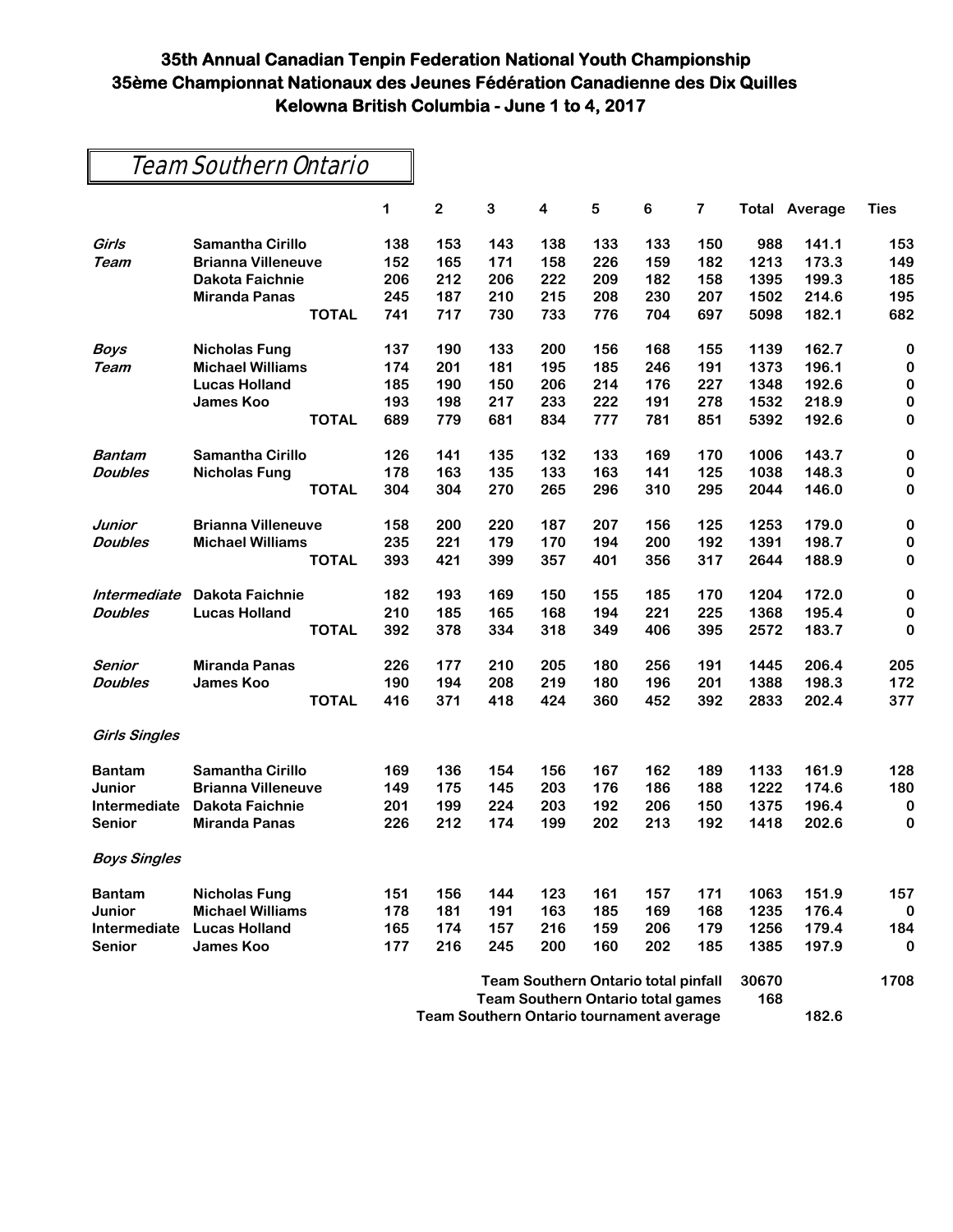# 35th Annual Canadian Tenpin Federation National Youth Championship
# 35ème Championnat Nationaux des Jeunes Fédération Canadienne des Dix Quilles
# Kelowna British Columbia - June 1 to 4, 2017

## Team Southern Ontario

| | | 1 | 2 | 3 | 4 | 5 | 6 | 7 | Total | Average | Ties |
|---|---|---|---|---|---|---|---|---|---|---|---|
| *Girls* | Samantha Cirillo | 138 | 153 | 143 | 138 | 133 | 133 | 150 | 988 | 141.1 | 153 |
| *Team* | Brianna Villeneuve | 152 | 165 | 171 | 158 | 226 | 159 | 182 | 1213 | 173.3 | 149 |
| | Dakota Faichnie | 206 | 212 | 206 | 222 | 209 | 182 | 158 | 1395 | 199.3 | 185 |
| | Miranda Panas | 245 | 187 | 210 | 215 | 208 | 230 | 207 | 1502 | 214.6 | 195 |
| | **TOTAL** | 741 | 717 | 730 | 733 | 776 | 704 | 697 | 5098 | 182.1 | 682 |
| *Boys* | Nicholas Fung | 137 | 190 | 133 | 200 | 156 | 168 | 155 | 1139 | 162.7 | 0 |
| *Team* | Michael Williams | 174 | 201 | 181 | 195 | 185 | 246 | 191 | 1373 | 196.1 | 0 |
| | Lucas Holland | 185 | 190 | 150 | 206 | 214 | 176 | 227 | 1348 | 192.6 | 0 |
| | James Koo | 193 | 198 | 217 | 233 | 222 | 191 | 278 | 1532 | 218.9 | 0 |
| | **TOTAL** | 689 | 779 | 681 | 834 | 777 | 781 | 851 | 5392 | 192.6 | 0 |
| *Bantam* | Samantha Cirillo | 126 | 141 | 135 | 132 | 133 | 169 | 170 | 1006 | 143.7 | 0 |
| *Doubles* | Nicholas Fung | 178 | 163 | 135 | 133 | 163 | 141 | 125 | 1038 | 148.3 | 0 |
| | **TOTAL** | 304 | 304 | 270 | 265 | 296 | 310 | 295 | 2044 | 146.0 | 0 |
| *Junior* | Brianna Villeneuve | 158 | 200 | 220 | 187 | 207 | 156 | 125 | 1253 | 179.0 | 0 |
| *Doubles* | Michael Williams | 235 | 221 | 179 | 170 | 194 | 200 | 192 | 1391 | 198.7 | 0 |
| | **TOTAL** | 393 | 421 | 399 | 357 | 401 | 356 | 317 | 2644 | 188.9 | 0 |
| *Intermediate* | Dakota Faichnie | 182 | 193 | 169 | 150 | 155 | 185 | 170 | 1204 | 172.0 | 0 |
| *Doubles* | Lucas Holland | 210 | 185 | 165 | 168 | 194 | 221 | 225 | 1368 | 195.4 | 0 |
| | **TOTAL** | 392 | 378 | 334 | 318 | 349 | 406 | 395 | 2572 | 183.7 | 0 |
| *Senior* | Miranda Panas | 226 | 177 | 210 | 205 | 180 | 256 | 191 | 1445 | 206.4 | 205 |
| *Doubles* | James Koo | 190 | 194 | 208 | 219 | 180 | 196 | 201 | 1388 | 198.3 | 172 |
| | **TOTAL** | 416 | 371 | 418 | 424 | 360 | 452 | 392 | 2833 | 202.4 | 377 |
| *Girls Singles* | | | | | | | | | | | |
| Bantam | Samantha Cirillo | 169 | 136 | 154 | 156 | 167 | 162 | 189 | 1133 | 161.9 | 128 |
| Junior | Brianna Villeneuve | 149 | 175 | 145 | 203 | 176 | 186 | 188 | 1222 | 174.6 | 180 |
| Intermediate | Dakota Faichnie | 201 | 199 | 224 | 203 | 192 | 206 | 150 | 1375 | 196.4 | 0 |
| Senior | Miranda Panas | 226 | 212 | 174 | 199 | 202 | 213 | 192 | 1418 | 202.6 | 0 |
| *Boys Singles* | | | | | | | | | | | |
| Bantam | Nicholas Fung | 151 | 156 | 144 | 123 | 161 | 157 | 171 | 1063 | 151.9 | 157 |
| Junior | Michael Williams | 178 | 181 | 191 | 163 | 185 | 169 | 168 | 1235 | 176.4 | 0 |
| Intermediate | Lucas Holland | 165 | 174 | 157 | 216 | 159 | 206 | 179 | 1256 | 179.4 | 184 |
| Senior | James Koo | 177 | 216 | 245 | 200 | 160 | 202 | 185 | 1385 | 197.9 | 0 |

| | Total | Average | Ties |
|---|---|---|---|
| **Team Southern Ontario total pinfall** | 30670 | | 1708 |
| **Team Southern Ontario total games** | 168 | | |
| **Team Southern Ontario tournament average** | | 182.6 | |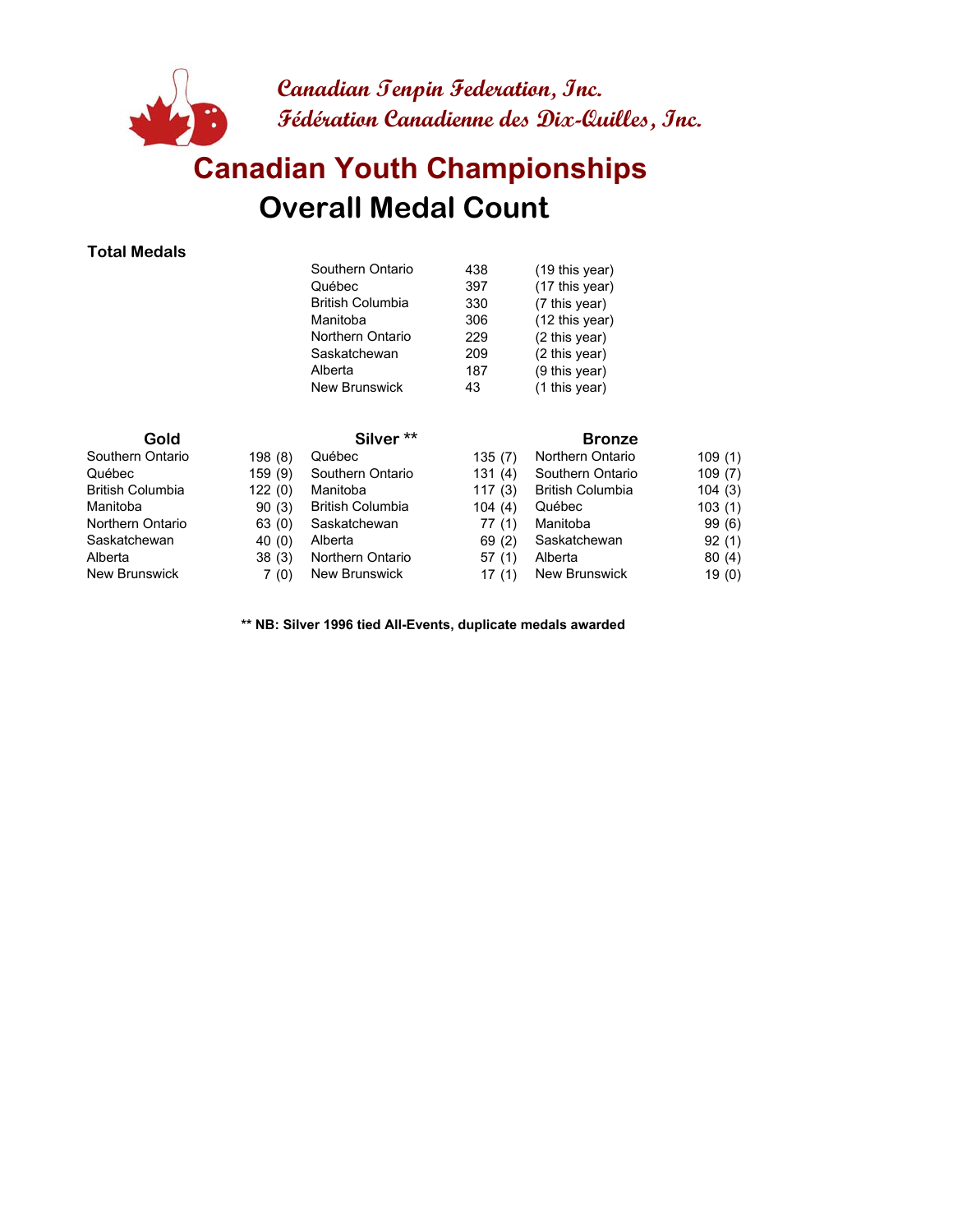Canadian Tenpin Federation, Inc.
Fédération Canadienne des Dix-Quilles, Inc.

# Canadian Youth Championships

## Overall Medal Count

### Total Medals

| | | |
|---|---|---|
| Southern Ontario | 438 | (19 this year) |
| Québec | 397 | (17 this year) |
| British Columbia | 330 | (7 this year) |
| Manitoba | 306 | (12 this year) |
| Northern Ontario | 229 | (2 this year) |
| Saskatchewan | 209 | (2 this year) |
| Alberta | 187 | (9 this year) |
| New Brunswick | 43 | (1 this year) |

| Gold | | Silver ** | | Bronze | |
|---|---|---|---|---|---|
| Southern Ontario | 198 (8) | Québec | 135 (7) | Northern Ontario | 109 (1) |
| Québec | 159 (9) | Southern Ontario | 131 (4) | Southern Ontario | 109 (7) |
| British Columbia | 122 (0) | Manitoba | 117 (3) | British Columbia | 104 (3) |
| Manitoba | 90 (3) | British Columbia | 104 (4) | Québec | 103 (1) |
| Northern Ontario | 63 (0) | Saskatchewan | 77 (1) | Manitoba | 99 (6) |
| Saskatchewan | 40 (0) | Alberta | 69 (2) | Saskatchewan | 92 (1) |
| Alberta | 38 (3) | Northern Ontario | 57 (1) | Alberta | 80 (4) |
| New Brunswick | 7 (0) | New Brunswick | 17 (1) | New Brunswick | 19 (0) |

**** NB: Silver 1996 tied All-Events, duplicate medals awarded**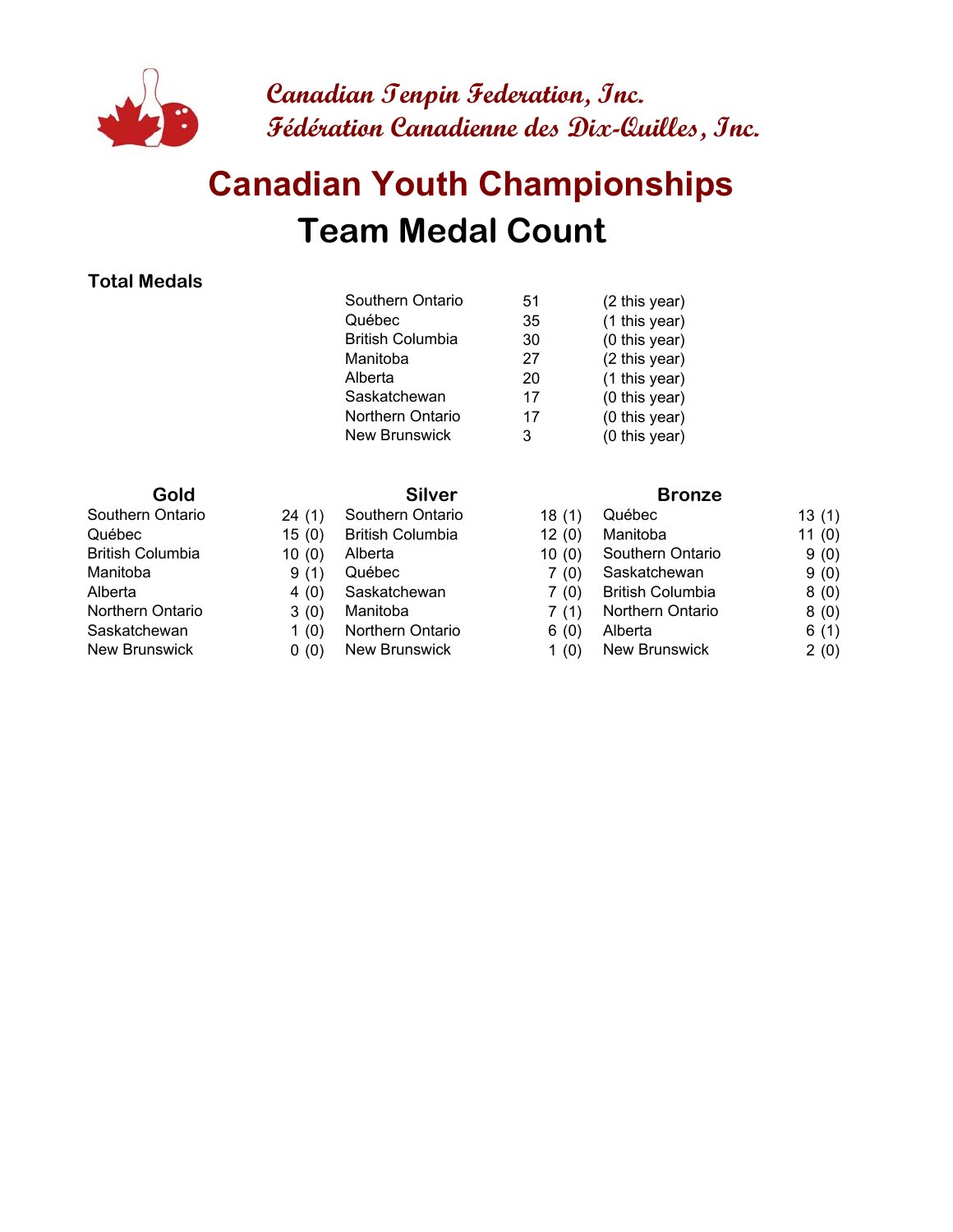Canadian Tenpin Federation, Inc.
Fédération Canadienne des Dix-Quilles, Inc.

# Canadian Youth Championships
# Team Medal Count

### Total Medals

| | | |
|---|---|---|
| Southern Ontario | 51 | (2 this year) |
| Québec | 35 | (1 this year) |
| British Columbia | 30 | (0 this year) |
| Manitoba | 27 | (2 this year) |
| Alberta | 20 | (1 this year) |
| Saskatchewan | 17 | (0 this year) |
| Northern Ontario | 17 | (0 this year) |
| New Brunswick | 3 | (0 this year) |

| Gold | | Silver | | Bronze | |
|---|---|---|---|---|---|
| Southern Ontario | 24 (1) | Southern Ontario | 18 (1) | Québec | 13 (1) |
| Québec | 15 (0) | British Columbia | 12 (0) | Manitoba | 11 (0) |
| British Columbia | 10 (0) | Alberta | 10 (0) | Southern Ontario | 9 (0) |
| Manitoba | 9 (1) | Québec | 7 (0) | Saskatchewan | 9 (0) |
| Alberta | 4 (0) | Saskatchewan | 7 (0) | British Columbia | 8 (0) |
| Northern Ontario | 3 (0) | Manitoba | 7 (1) | Northern Ontario | 8 (0) |
| Saskatchewan | 1 (0) | Northern Ontario | 6 (0) | Alberta | 6 (1) |
| New Brunswick | 0 (0) | New Brunswick | 1 (0) | New Brunswick | 2 (0) |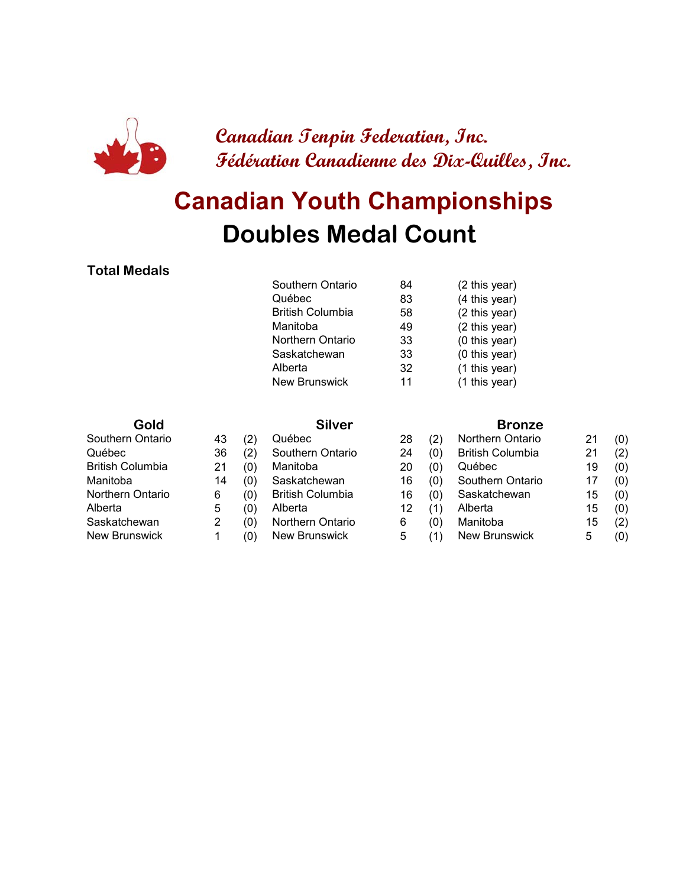*Canadian Tenpin Federation, Inc.*
*Fédération Canadienne des Dix-Quilles, Inc.*

# Canadian Youth Championships

## Doubles Medal Count

### Total Medals

| | | |
|---|---|---|
| Southern Ontario | 84 | (2 this year) |
| Québec | 83 | (4 this year) |
| British Columbia | 58 | (2 this year) |
| Manitoba | 49 | (2 this year) |
| Northern Ontario | 33 | (0 this year) |
| Saskatchewan | 33 | (0 this year) |
| Alberta | 32 | (1 this year) |
| New Brunswick | 11 | (1 this year) |

| Gold | | | Silver | | | Bronze | | |
|---|---|---|---|---|---|---|---|---|
| Southern Ontario | 43 | (2) | Québec | 28 | (2) | Northern Ontario | 21 | (0) |
| Québec | 36 | (2) | Southern Ontario | 24 | (0) | British Columbia | 21 | (2) |
| British Columbia | 21 | (0) | Manitoba | 20 | (0) | Québec | 19 | (0) |
| Manitoba | 14 | (0) | Saskatchewan | 16 | (0) | Southern Ontario | 17 | (0) |
| Northern Ontario | 6 | (0) | British Columbia | 16 | (0) | Saskatchewan | 15 | (0) |
| Alberta | 5 | (0) | Alberta | 12 | (1) | Alberta | 15 | (0) |
| Saskatchewan | 2 | (0) | Northern Ontario | 6 | (0) | Manitoba | 15 | (2) |
| New Brunswick | 1 | (0) | New Brunswick | 5 | (1) | New Brunswick | 5 | (0) |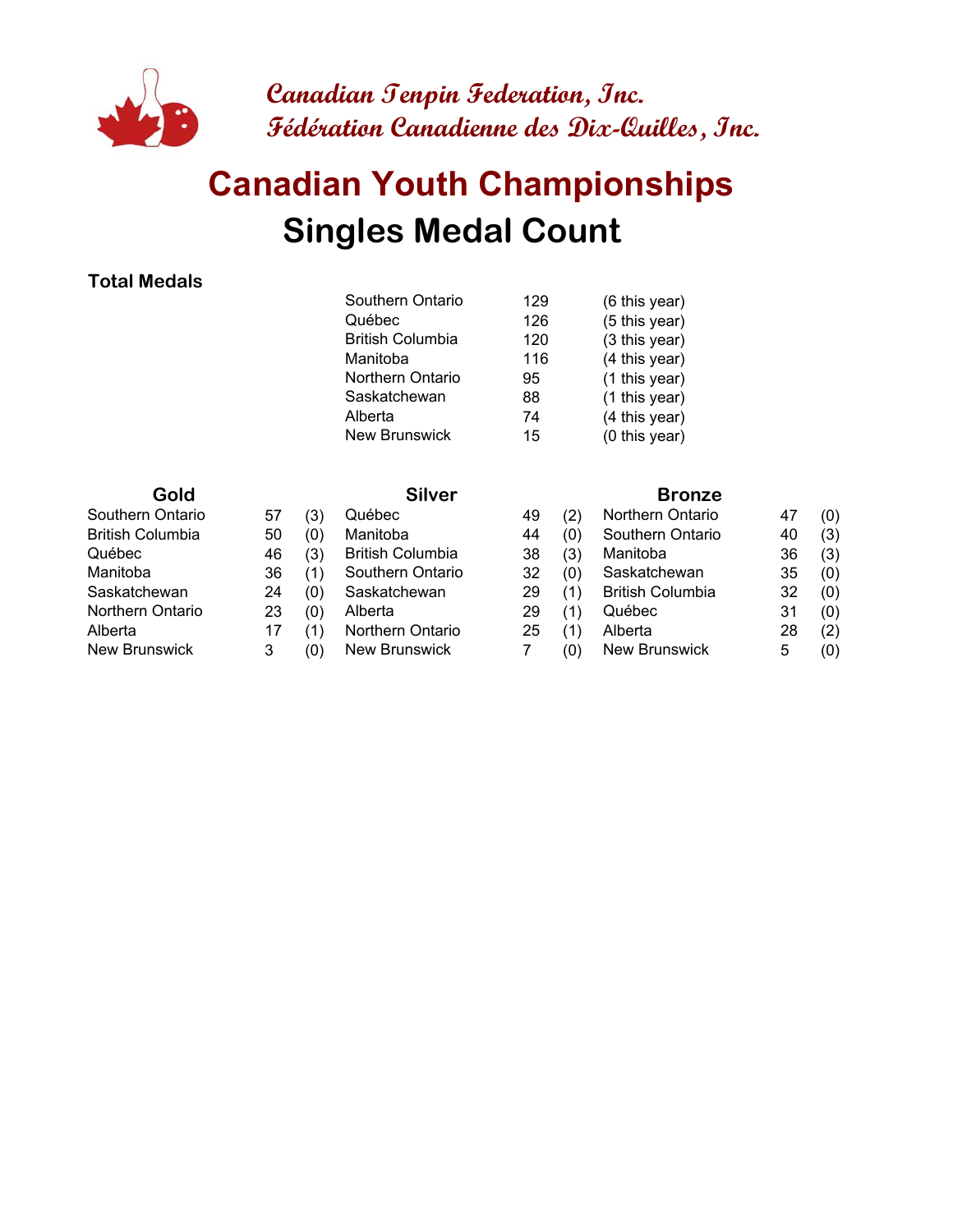**Canadian Tenpin Federation, Inc.**
**Fédération Canadienne des Dix-Quilles, Inc.**

# Canadian Youth Championships

## Singles Medal Count

### Total Medals

| | | |
|---|---|---|
| Southern Ontario | 129 | (6 this year) |
| Québec | 126 | (5 this year) |
| British Columbia | 120 | (3 this year) |
| Manitoba | 116 | (4 this year) |
| Northern Ontario | 95 | (1 this year) |
| Saskatchewan | 88 | (1 this year) |
| Alberta | 74 | (4 this year) |
| New Brunswick | 15 | (0 this year) |

| Gold | | | Silver | | | Bronze | | |
|---|---|---|---|---|---|---|---|---|
| Southern Ontario | 57 | (3) | Québec | 49 | (2) | Northern Ontario | 47 | (0) |
| British Columbia | 50 | (0) | Manitoba | 44 | (0) | Southern Ontario | 40 | (3) |
| Québec | 46 | (3) | British Columbia | 38 | (3) | Manitoba | 36 | (3) |
| Manitoba | 36 | (1) | Southern Ontario | 32 | (0) | Saskatchewan | 35 | (0) |
| Saskatchewan | 24 | (0) | Saskatchewan | 29 | (1) | British Columbia | 32 | (0) |
| Northern Ontario | 23 | (0) | Alberta | 29 | (1) | Québec | 31 | (0) |
| Alberta | 17 | (1) | Northern Ontario | 25 | (1) | Alberta | 28 | (2) |
| New Brunswick | 3 | (0) | New Brunswick | 7 | (0) | New Brunswick | 5 | (0) |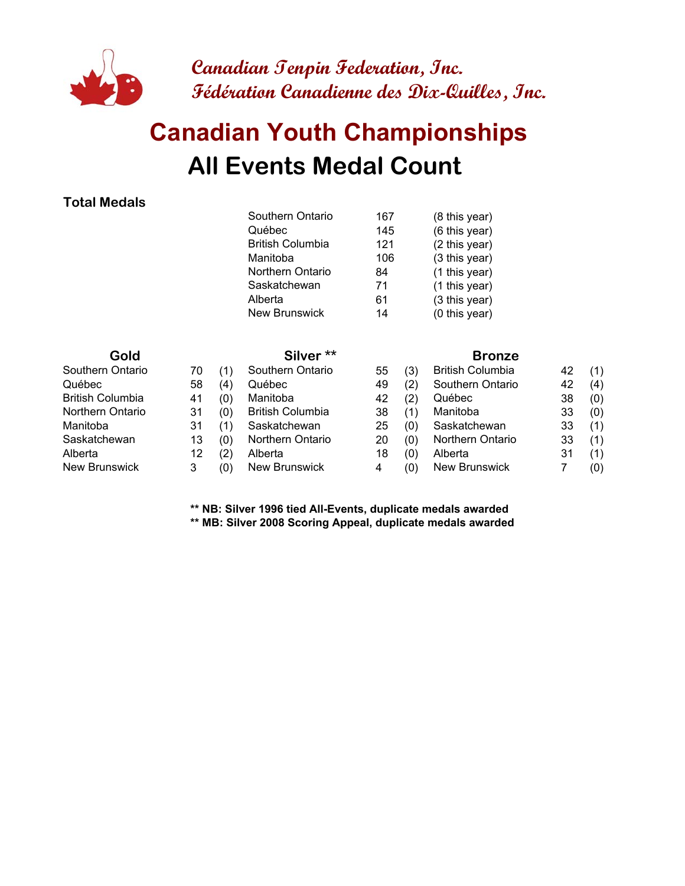*Canadian Tenpin Federation, Inc.*
*Fédération Canadienne des Dix-Quilles, Inc.*

# Canadian Youth Championships

## All Events Medal Count

**Total Medals**

| | | |
|---|---|---|
| Southern Ontario | 167 | (8 this year) |
| Québec | 145 | (6 this year) |
| British Columbia | 121 | (2 this year) |
| Manitoba | 106 | (3 this year) |
| Northern Ontario | 84 | (1 this year) |
| Saskatchewan | 71 | (1 this year) |
| Alberta | 61 | (3 this year) |
| New Brunswick | 14 | (0 this year) |

| Gold | | | Silver ** | | | Bronze | | |
|---|---|---|---|---|---|---|---|---|
| Southern Ontario | 70 | (1) | Southern Ontario | 55 | (3) | British Columbia | 42 | (1) |
| Québec | 58 | (4) | Québec | 49 | (2) | Southern Ontario | 42 | (4) |
| British Columbia | 41 | (0) | Manitoba | 42 | (2) | Québec | 38 | (0) |
| Northern Ontario | 31 | (0) | British Columbia | 38 | (1) | Manitoba | 33 | (0) |
| Manitoba | 31 | (1) | Saskatchewan | 25 | (0) | Saskatchewan | 33 | (1) |
| Saskatchewan | 13 | (0) | Northern Ontario | 20 | (0) | Northern Ontario | 33 | (1) |
| Alberta | 12 | (2) | Alberta | 18 | (0) | Alberta | 31 | (1) |
| New Brunswick | 3 | (0) | New Brunswick | 4 | (0) | New Brunswick | 7 | (0) |

**** NB: Silver 1996 tied All-Events, duplicate medals awarded**
**** MB: Silver 2008 Scoring Appeal, duplicate medals awarded**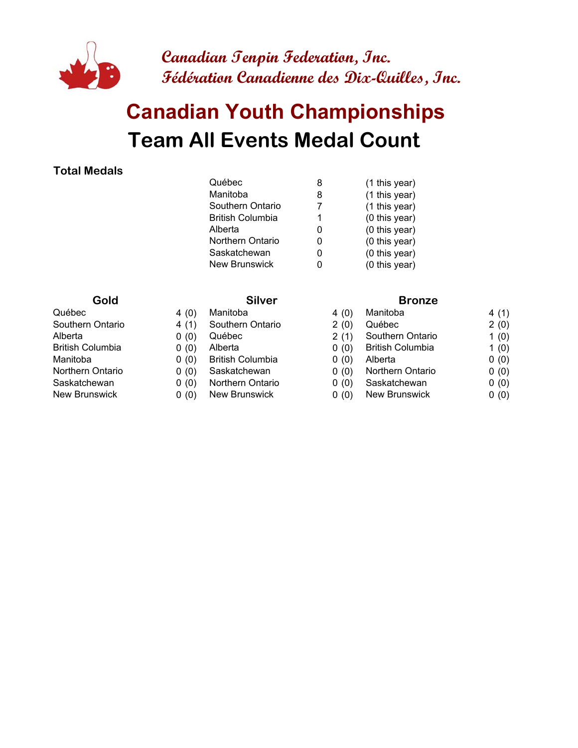Canadian Tenpin Federation, Inc.
Fédération Canadienne des Dix-Quilles, Inc.

# Canadian Youth Championships

# Team All Events Medal Count

### Total Medals

| | | |
|---|---|---|
| Québec | 8 | (1 this year) |
| Manitoba | 8 | (1 this year) |
| Southern Ontario | 7 | (1 this year) |
| British Columbia | 1 | (0 this year) |
| Alberta | 0 | (0 this year) |
| Northern Ontario | 0 | (0 this year) |
| Saskatchewan | 0 | (0 this year) |
| New Brunswick | 0 | (0 this year) |

| Gold | | Silver | | Bronze | |
|---|---|---|---|---|---|
| Québec | 4 (0) | Manitoba | 4 (0) | Manitoba | 4 (1) |
| Southern Ontario | 4 (1) | Southern Ontario | 2 (0) | Québec | 2 (0) |
| Alberta | 0 (0) | Québec | 2 (1) | Southern Ontario | 1 (0) |
| British Columbia | 0 (0) | Alberta | 0 (0) | British Columbia | 1 (0) |
| Manitoba | 0 (0) | British Columbia | 0 (0) | Alberta | 0 (0) |
| Northern Ontario | 0 (0) | Saskatchewan | 0 (0) | Northern Ontario | 0 (0) |
| Saskatchewan | 0 (0) | Northern Ontario | 0 (0) | Saskatchewan | 0 (0) |
| New Brunswick | 0 (0) | New Brunswick | 0 (0) | New Brunswick | 0 (0) |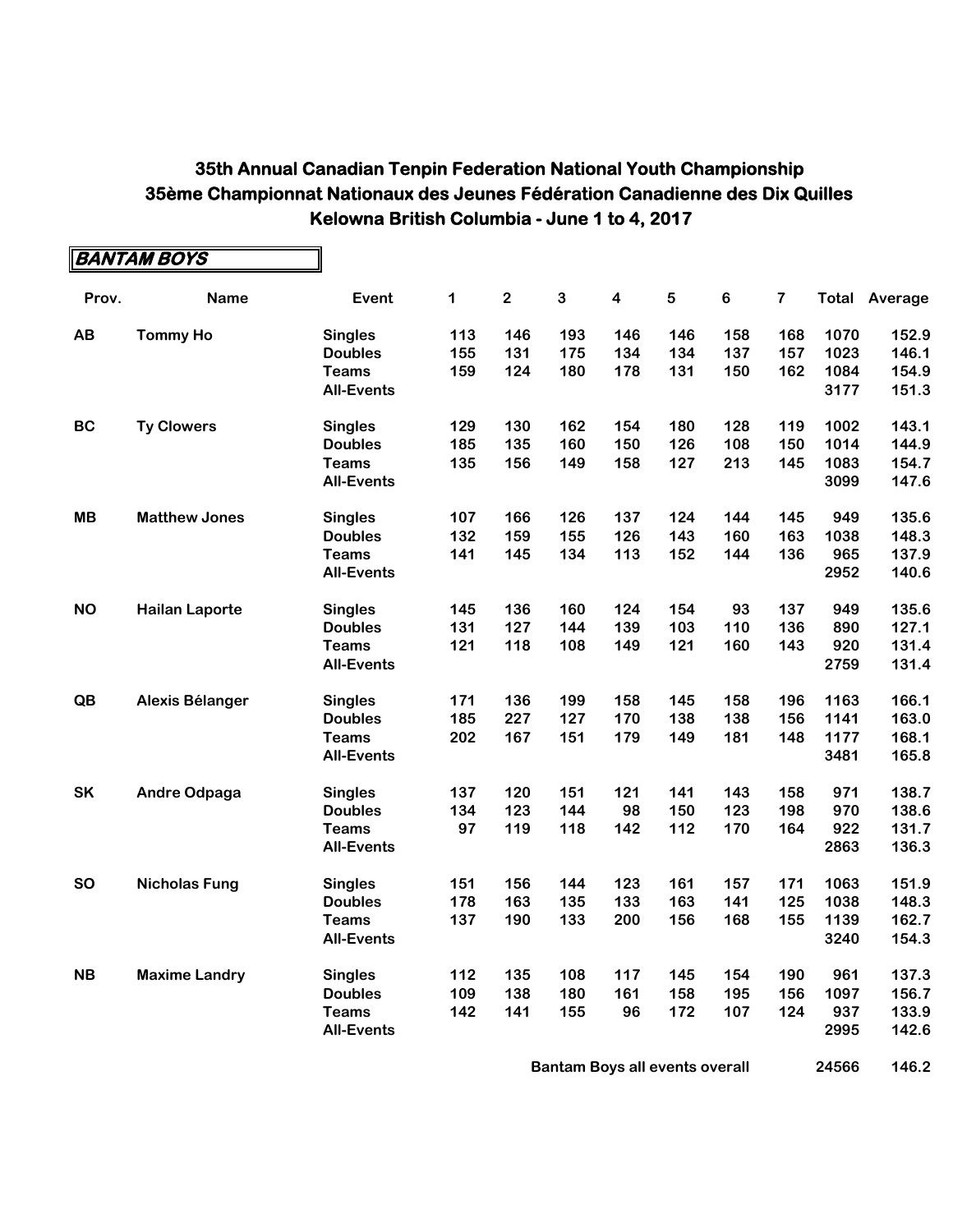## 35th Annual Canadian Tenpin Federation National Youth Championship
## 35ème Championnat Nationaux des Jeunes Fédération Canadienne des Dix Quilles
## Kelowna British Columbia - June 1 to 4, 2017

### BANTAM BOYS

| Prov. | Name | Event | 1 | 2 | 3 | 4 | 5 | 6 | 7 | Total | Average |
|---|---|---|---|---|---|---|---|---|---|---|---|
| AB | Tommy Ho | Singles | 113 | 146 | 193 | 146 | 146 | 158 | 168 | 1070 | 152.9 |
| | | Doubles | 155 | 131 | 175 | 134 | 134 | 137 | 157 | 1023 | 146.1 |
| | | Teams | 159 | 124 | 180 | 178 | 131 | 150 | 162 | 1084 | 154.9 |
| | | All-Events | | | | | | | | 3177 | 151.3 |
| BC | Ty Clowers | Singles | 129 | 130 | 162 | 154 | 180 | 128 | 119 | 1002 | 143.1 |
| | | Doubles | 185 | 135 | 160 | 150 | 126 | 108 | 150 | 1014 | 144.9 |
| | | Teams | 135 | 156 | 149 | 158 | 127 | 213 | 145 | 1083 | 154.7 |
| | | All-Events | | | | | | | | 3099 | 147.6 |
| MB | Matthew Jones | Singles | 107 | 166 | 126 | 137 | 124 | 144 | 145 | 949 | 135.6 |
| | | Doubles | 132 | 159 | 155 | 126 | 143 | 160 | 163 | 1038 | 148.3 |
| | | Teams | 141 | 145 | 134 | 113 | 152 | 144 | 136 | 965 | 137.9 |
| | | All-Events | | | | | | | | 2952 | 140.6 |
| NO | Hailan Laporte | Singles | 145 | 136 | 160 | 124 | 154 | 93 | 137 | 949 | 135.6 |
| | | Doubles | 131 | 127 | 144 | 139 | 103 | 110 | 136 | 890 | 127.1 |
| | | Teams | 121 | 118 | 108 | 149 | 121 | 160 | 143 | 920 | 131.4 |
| | | All-Events | | | | | | | | 2759 | 131.4 |
| QB | Alexis Bélanger | Singles | 171 | 136 | 199 | 158 | 145 | 158 | 196 | 1163 | 166.1 |
| | | Doubles | 185 | 227 | 127 | 170 | 138 | 138 | 156 | 1141 | 163.0 |
| | | Teams | 202 | 167 | 151 | 179 | 149 | 181 | 148 | 1177 | 168.1 |
| | | All-Events | | | | | | | | 3481 | 165.8 |
| SK | Andre Odpaga | Singles | 137 | 120 | 151 | 121 | 141 | 143 | 158 | 971 | 138.7 |
| | | Doubles | 134 | 123 | 144 | 98 | 150 | 123 | 198 | 970 | 138.6 |
| | | Teams | 97 | 119 | 118 | 142 | 112 | 170 | 164 | 922 | 131.7 |
| | | All-Events | | | | | | | | 2863 | 136.3 |
| SO | Nicholas Fung | Singles | 151 | 156 | 144 | 123 | 161 | 157 | 171 | 1063 | 151.9 |
| | | Doubles | 178 | 163 | 135 | 133 | 163 | 141 | 125 | 1038 | 148.3 |
| | | Teams | 137 | 190 | 133 | 200 | 156 | 168 | 155 | 1139 | 162.7 |
| | | All-Events | | | | | | | | 3240 | 154.3 |
| NB | Maxime Landry | Singles | 112 | 135 | 108 | 117 | 145 | 154 | 190 | 961 | 137.3 |
| | | Doubles | 109 | 138 | 180 | 161 | 158 | 195 | 156 | 1097 | 156.7 |
| | | Teams | 142 | 141 | 155 | 96 | 172 | 107 | 124 | 937 | 133.9 |
| | | All-Events | | | | | | | | 2995 | 142.6 |

**Bantam Boys all events overall** **24566** **146.2**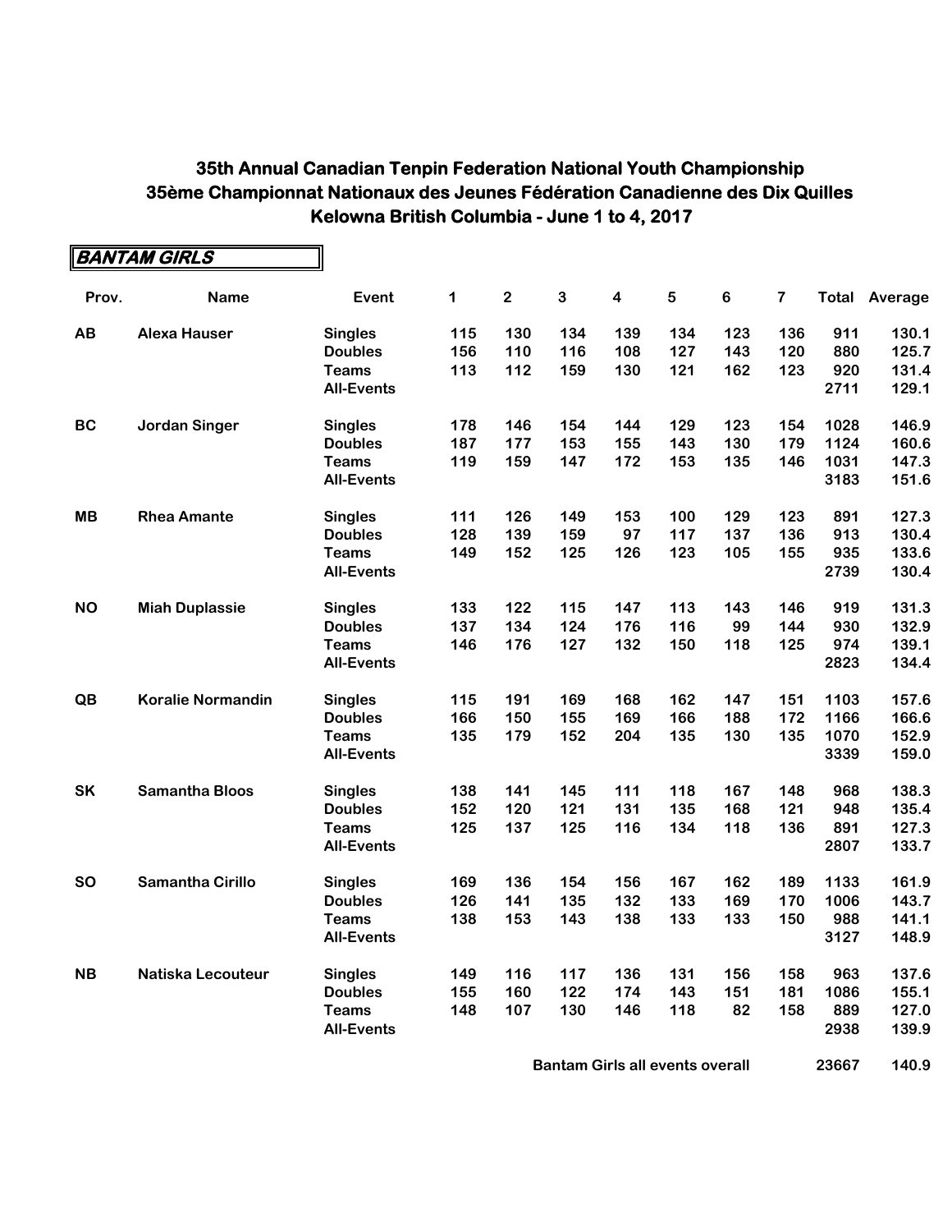# 35th Annual Canadian Tenpin Federation National Youth Championship
# 35ème Championnat Nationaux des Jeunes Fédération Canadienne des Dix Quilles
# Kelowna British Columbia - June 1 to 4, 2017

## BANTAM GIRLS

| Prov. | Name | Event | 1 | 2 | 3 | 4 | 5 | 6 | 7 | Total | Average |
|---|---|---|---|---|---|---|---|---|---|---|---|
| AB | Alexa Hauser | Singles | 115 | 130 | 134 | 139 | 134 | 123 | 136 | 911 | 130.1 |
| | | Doubles | 156 | 110 | 116 | 108 | 127 | 143 | 120 | 880 | 125.7 |
| | | Teams | 113 | 112 | 159 | 130 | 121 | 162 | 123 | 920 | 131.4 |
| | | All-Events | | | | | | | | 2711 | 129.1 |
| BC | Jordan Singer | Singles | 178 | 146 | 154 | 144 | 129 | 123 | 154 | 1028 | 146.9 |
| | | Doubles | 187 | 177 | 153 | 155 | 143 | 130 | 179 | 1124 | 160.6 |
| | | Teams | 119 | 159 | 147 | 172 | 153 | 135 | 146 | 1031 | 147.3 |
| | | All-Events | | | | | | | | 3183 | 151.6 |
| MB | Rhea Amante | Singles | 111 | 126 | 149 | 153 | 100 | 129 | 123 | 891 | 127.3 |
| | | Doubles | 128 | 139 | 159 | 97 | 117 | 137 | 136 | 913 | 130.4 |
| | | Teams | 149 | 152 | 125 | 126 | 123 | 105 | 155 | 935 | 133.6 |
| | | All-Events | | | | | | | | 2739 | 130.4 |
| NO | Miah Duplassie | Singles | 133 | 122 | 115 | 147 | 113 | 143 | 146 | 919 | 131.3 |
| | | Doubles | 137 | 134 | 124 | 176 | 116 | 99 | 144 | 930 | 132.9 |
| | | Teams | 146 | 176 | 127 | 132 | 150 | 118 | 125 | 974 | 139.1 |
| | | All-Events | | | | | | | | 2823 | 134.4 |
| QB | Koralie Normandin | Singles | 115 | 191 | 169 | 168 | 162 | 147 | 151 | 1103 | 157.6 |
| | | Doubles | 166 | 150 | 155 | 169 | 166 | 188 | 172 | 1166 | 166.6 |
| | | Teams | 135 | 179 | 152 | 204 | 135 | 130 | 135 | 1070 | 152.9 |
| | | All-Events | | | | | | | | 3339 | 159.0 |
| SK | Samantha Bloos | Singles | 138 | 141 | 145 | 111 | 118 | 167 | 148 | 968 | 138.3 |
| | | Doubles | 152 | 120 | 121 | 131 | 135 | 168 | 121 | 948 | 135.4 |
| | | Teams | 125 | 137 | 125 | 116 | 134 | 118 | 136 | 891 | 127.3 |
| | | All-Events | | | | | | | | 2807 | 133.7 |
| SO | Samantha Cirillo | Singles | 169 | 136 | 154 | 156 | 167 | 162 | 189 | 1133 | 161.9 |
| | | Doubles | 126 | 141 | 135 | 132 | 133 | 169 | 170 | 1006 | 143.7 |
| | | Teams | 138 | 153 | 143 | 138 | 133 | 133 | 150 | 988 | 141.1 |
| | | All-Events | | | | | | | | 3127 | 148.9 |
| NB | Natiska Lecouteur | Singles | 149 | 116 | 117 | 136 | 131 | 156 | 158 | 963 | 137.6 |
| | | Doubles | 155 | 160 | 122 | 174 | 143 | 151 | 181 | 1086 | 155.1 |
| | | Teams | 148 | 107 | 130 | 146 | 118 | 82 | 158 | 889 | 127.0 |
| | | All-Events | | | | | | | | 2938 | 139.9 |
| | | | | | Bantam Girls all events overall | | | | | 23667 | 140.9 |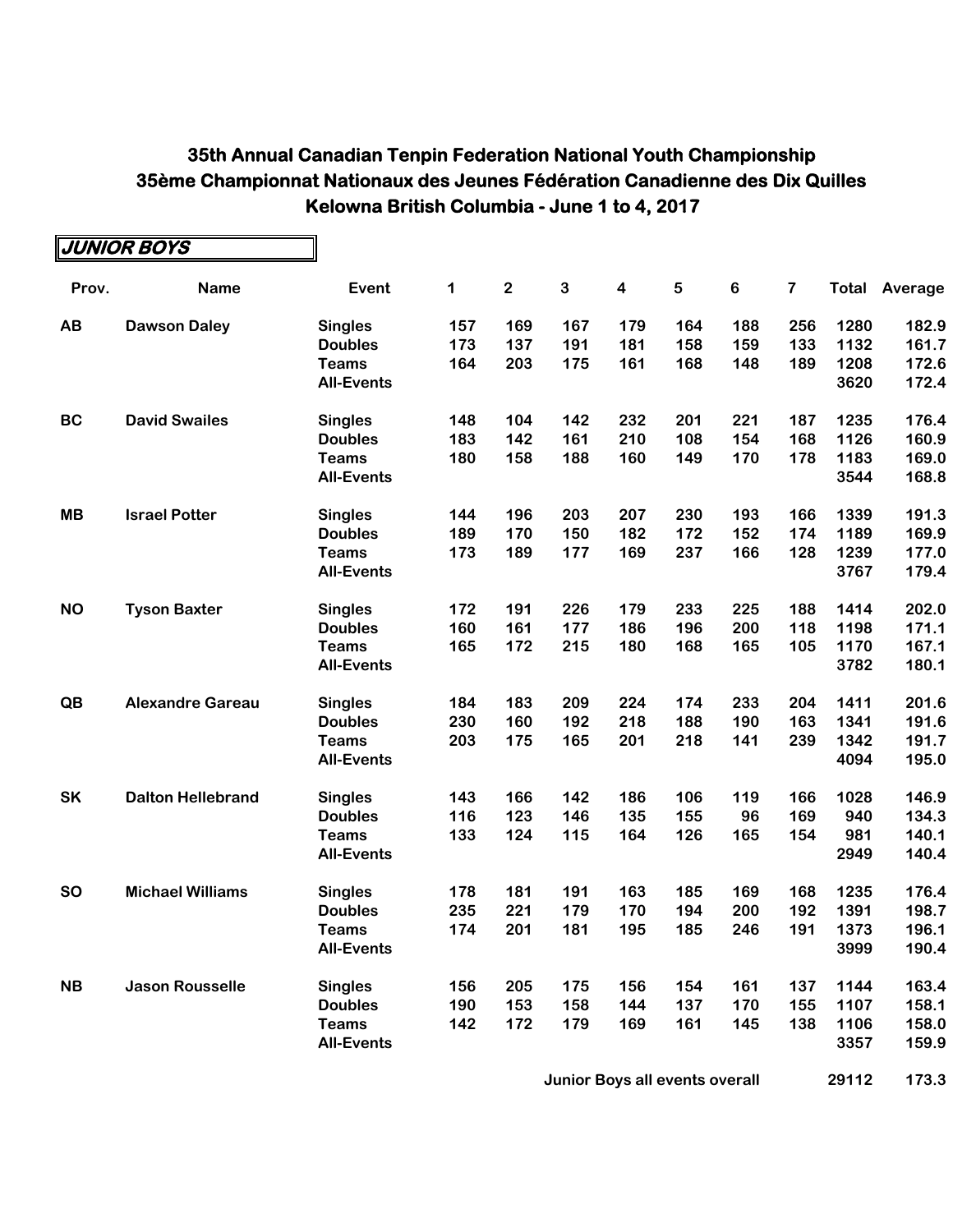# 35th Annual Canadian Tenpin Federation National Youth Championship
# 35ème Championnat Nationaux des Jeunes Fédération Canadienne des Dix Quilles
# Kelowna British Columbia - June 1 to 4, 2017

## JUNIOR BOYS

| Prov. | Name | Event | 1 | 2 | 3 | 4 | 5 | 6 | 7 | Total | Average |
|---|---|---|---|---|---|---|---|---|---|---|---|
| AB | Dawson Daley | Singles | 157 | 169 | 167 | 179 | 164 | 188 | 256 | 1280 | 182.9 |
| | | Doubles | 173 | 137 | 191 | 181 | 158 | 159 | 133 | 1132 | 161.7 |
| | | Teams | 164 | 203 | 175 | 161 | 168 | 148 | 189 | 1208 | 172.6 |
| | | All-Events | | | | | | | | 3620 | 172.4 |
| BC | David Swailes | Singles | 148 | 104 | 142 | 232 | 201 | 221 | 187 | 1235 | 176.4 |
| | | Doubles | 183 | 142 | 161 | 210 | 108 | 154 | 168 | 1126 | 160.9 |
| | | Teams | 180 | 158 | 188 | 160 | 149 | 170 | 178 | 1183 | 169.0 |
| | | All-Events | | | | | | | | 3544 | 168.8 |
| MB | Israel Potter | Singles | 144 | 196 | 203 | 207 | 230 | 193 | 166 | 1339 | 191.3 |
| | | Doubles | 189 | 170 | 150 | 182 | 172 | 152 | 174 | 1189 | 169.9 |
| | | Teams | 173 | 189 | 177 | 169 | 237 | 166 | 128 | 1239 | 177.0 |
| | | All-Events | | | | | | | | 3767 | 179.4 |
| NO | Tyson Baxter | Singles | 172 | 191 | 226 | 179 | 233 | 225 | 188 | 1414 | 202.0 |
| | | Doubles | 160 | 161 | 177 | 186 | 196 | 200 | 118 | 1198 | 171.1 |
| | | Teams | 165 | 172 | 215 | 180 | 168 | 165 | 105 | 1170 | 167.1 |
| | | All-Events | | | | | | | | 3782 | 180.1 |
| QB | Alexandre Gareau | Singles | 184 | 183 | 209 | 224 | 174 | 233 | 204 | 1411 | 201.6 |
| | | Doubles | 230 | 160 | 192 | 218 | 188 | 190 | 163 | 1341 | 191.6 |
| | | Teams | 203 | 175 | 165 | 201 | 218 | 141 | 239 | 1342 | 191.7 |
| | | All-Events | | | | | | | | 4094 | 195.0 |
| SK | Dalton Hellebrand | Singles | 143 | 166 | 142 | 186 | 106 | 119 | 166 | 1028 | 146.9 |
| | | Doubles | 116 | 123 | 146 | 135 | 155 | 96 | 169 | 940 | 134.3 |
| | | Teams | 133 | 124 | 115 | 164 | 126 | 165 | 154 | 981 | 140.1 |
| | | All-Events | | | | | | | | 2949 | 140.4 |
| SO | Michael Williams | Singles | 178 | 181 | 191 | 163 | 185 | 169 | 168 | 1235 | 176.4 |
| | | Doubles | 235 | 221 | 179 | 170 | 194 | 200 | 192 | 1391 | 198.7 |
| | | Teams | 174 | 201 | 181 | 195 | 185 | 246 | 191 | 1373 | 196.1 |
| | | All-Events | | | | | | | | 3999 | 190.4 |
| NB | Jason Rousselle | Singles | 156 | 205 | 175 | 156 | 154 | 161 | 137 | 1144 | 163.4 |
| | | Doubles | 190 | 153 | 158 | 144 | 137 | 170 | 155 | 1107 | 158.1 |
| | | Teams | 142 | 172 | 179 | 169 | 161 | 145 | 138 | 1106 | 158.0 |
| | | All-Events | | | | | | | | 3357 | 159.9 |
| | | | | | | Junior Boys all events overall | | | | 29112 | 173.3 |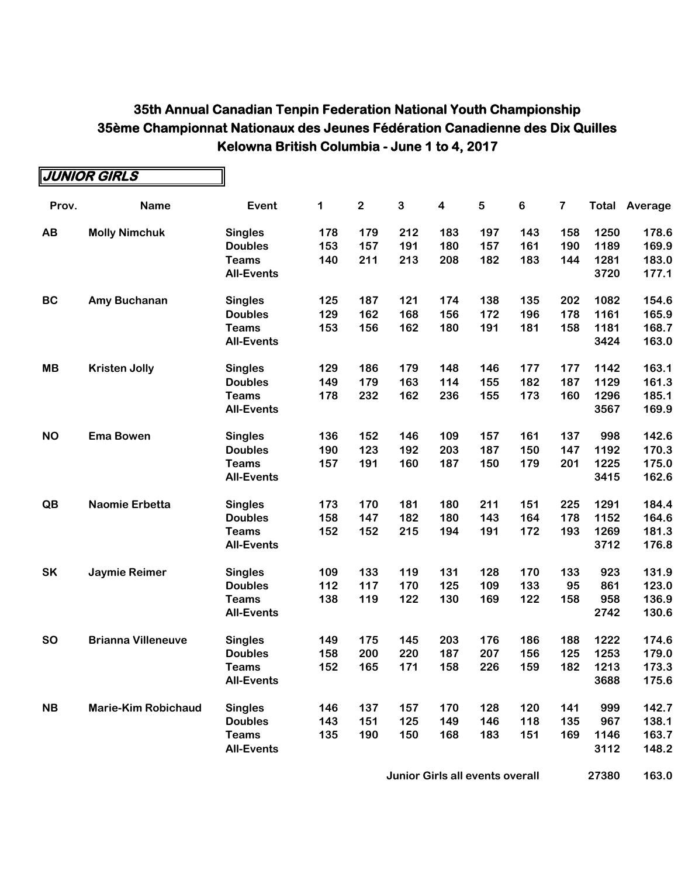# 35th Annual Canadian Tenpin Federation National Youth Championship
# 35ème Championnat Nationaux des Jeunes Fédération Canadienne des Dix Quilles
# Kelowna British Columbia - June 1 to 4, 2017

## JUNIOR GIRLS

| Prov. | Name | Event | 1 | 2 | 3 | 4 | 5 | 6 | 7 | Total | Average |
|---|---|---|---|---|---|---|---|---|---|---|---|
| AB | Molly Nimchuk | Singles | 178 | 179 | 212 | 183 | 197 | 143 | 158 | 1250 | 178.6 |
| | | Doubles | 153 | 157 | 191 | 180 | 157 | 161 | 190 | 1189 | 169.9 |
| | | Teams | 140 | 211 | 213 | 208 | 182 | 183 | 144 | 1281 | 183.0 |
| | | All-Events | | | | | | | | 3720 | 177.1 |
| BC | Amy Buchanan | Singles | 125 | 187 | 121 | 174 | 138 | 135 | 202 | 1082 | 154.6 |
| | | Doubles | 129 | 162 | 168 | 156 | 172 | 196 | 178 | 1161 | 165.9 |
| | | Teams | 153 | 156 | 162 | 180 | 191 | 181 | 158 | 1181 | 168.7 |
| | | All-Events | | | | | | | | 3424 | 163.0 |
| MB | Kristen Jolly | Singles | 129 | 186 | 179 | 148 | 146 | 177 | 177 | 1142 | 163.1 |
| | | Doubles | 149 | 179 | 163 | 114 | 155 | 182 | 187 | 1129 | 161.3 |
| | | Teams | 178 | 232 | 162 | 236 | 155 | 173 | 160 | 1296 | 185.1 |
| | | All-Events | | | | | | | | 3567 | 169.9 |
| NO | Ema Bowen | Singles | 136 | 152 | 146 | 109 | 157 | 161 | 137 | 998 | 142.6 |
| | | Doubles | 190 | 123 | 192 | 203 | 187 | 150 | 147 | 1192 | 170.3 |
| | | Teams | 157 | 191 | 160 | 187 | 150 | 179 | 201 | 1225 | 175.0 |
| | | All-Events | | | | | | | | 3415 | 162.6 |
| QB | Naomie Erbetta | Singles | 173 | 170 | 181 | 180 | 211 | 151 | 225 | 1291 | 184.4 |
| | | Doubles | 158 | 147 | 182 | 180 | 143 | 164 | 178 | 1152 | 164.6 |
| | | Teams | 152 | 152 | 215 | 194 | 191 | 172 | 193 | 1269 | 181.3 |
| | | All-Events | | | | | | | | 3712 | 176.8 |
| SK | Jaymie Reimer | Singles | 109 | 133 | 119 | 131 | 128 | 170 | 133 | 923 | 131.9 |
| | | Doubles | 112 | 117 | 170 | 125 | 109 | 133 | 95 | 861 | 123.0 |
| | | Teams | 138 | 119 | 122 | 130 | 169 | 122 | 158 | 958 | 136.9 |
| | | All-Events | | | | | | | | 2742 | 130.6 |
| SO | Brianna Villeneuve | Singles | 149 | 175 | 145 | 203 | 176 | 186 | 188 | 1222 | 174.6 |
| | | Doubles | 158 | 200 | 220 | 187 | 207 | 156 | 125 | 1253 | 179.0 |
| | | Teams | 152 | 165 | 171 | 158 | 226 | 159 | 182 | 1213 | 173.3 |
| | | All-Events | | | | | | | | 3688 | 175.6 |
| NB | Marie-Kim Robichaud | Singles | 146 | 137 | 157 | 170 | 128 | 120 | 141 | 999 | 142.7 |
| | | Doubles | 143 | 151 | 125 | 149 | 146 | 118 | 135 | 967 | 138.1 |
| | | Teams | 135 | 190 | 150 | 168 | 183 | 151 | 169 | 1146 | 163.7 |
| | | All-Events | | | | | | | | 3112 | 148.2 |
| | | | | | | | Junior Girls all events overall | | | 27380 | 163.0 |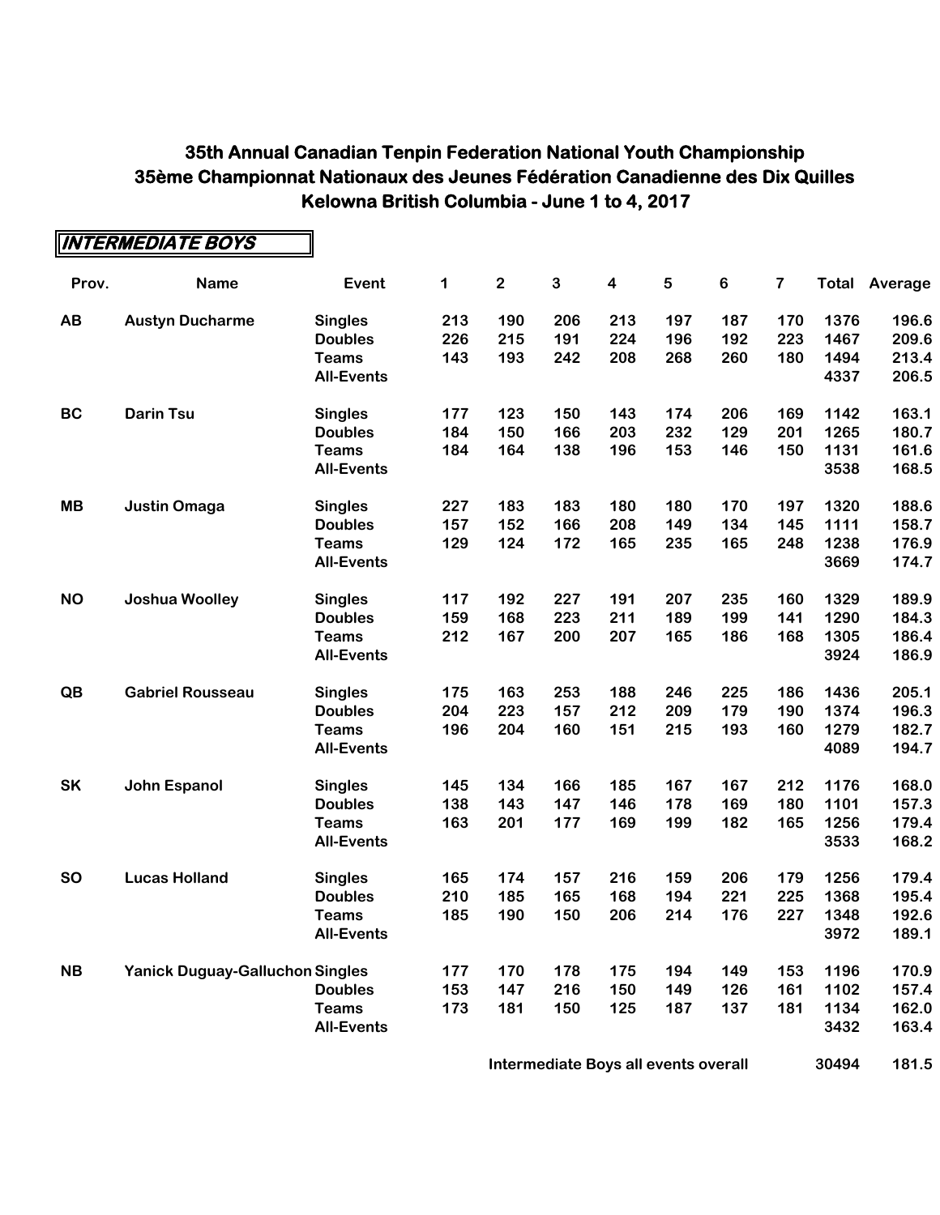# 35th Annual Canadian Tenpin Federation National Youth Championship
# 35ème Championnat Nationaux des Jeunes Fédération Canadienne des Dix Quilles
# Kelowna British Columbia - June 1 to 4, 2017

## INTERMEDIATE BOYS

| Prov. | Name | Event | 1 | 2 | 3 | 4 | 5 | 6 | 7 | Total | Average |
|---|---|---|---|---|---|---|---|---|---|---|---|
| AB | Austyn Ducharme | Singles | 213 | 190 | 206 | 213 | 197 | 187 | 170 | 1376 | 196.6 |
| | | Doubles | 226 | 215 | 191 | 224 | 196 | 192 | 223 | 1467 | 209.6 |
| | | Teams | 143 | 193 | 242 | 208 | 268 | 260 | 180 | 1494 | 213.4 |
| | | All-Events | | | | | | | | 4337 | 206.5 |
| BC | Darin Tsu | Singles | 177 | 123 | 150 | 143 | 174 | 206 | 169 | 1142 | 163.1 |
| | | Doubles | 184 | 150 | 166 | 203 | 232 | 129 | 201 | 1265 | 180.7 |
| | | Teams | 184 | 164 | 138 | 196 | 153 | 146 | 150 | 1131 | 161.6 |
| | | All-Events | | | | | | | | 3538 | 168.5 |
| MB | Justin Omaga | Singles | 227 | 183 | 183 | 180 | 180 | 170 | 197 | 1320 | 188.6 |
| | | Doubles | 157 | 152 | 166 | 208 | 149 | 134 | 145 | 1111 | 158.7 |
| | | Teams | 129 | 124 | 172 | 165 | 235 | 165 | 248 | 1238 | 176.9 |
| | | All-Events | | | | | | | | 3669 | 174.7 |
| NO | Joshua Woolley | Singles | 117 | 192 | 227 | 191 | 207 | 235 | 160 | 1329 | 189.9 |
| | | Doubles | 159 | 168 | 223 | 211 | 189 | 199 | 141 | 1290 | 184.3 |
| | | Teams | 212 | 167 | 200 | 207 | 165 | 186 | 168 | 1305 | 186.4 |
| | | All-Events | | | | | | | | 3924 | 186.9 |
| QB | Gabriel Rousseau | Singles | 175 | 163 | 253 | 188 | 246 | 225 | 186 | 1436 | 205.1 |
| | | Doubles | 204 | 223 | 157 | 212 | 209 | 179 | 190 | 1374 | 196.3 |
| | | Teams | 196 | 204 | 160 | 151 | 215 | 193 | 160 | 1279 | 182.7 |
| | | All-Events | | | | | | | | 4089 | 194.7 |
| SK | John Espanol | Singles | 145 | 134 | 166 | 185 | 167 | 167 | 212 | 1176 | 168.0 |
| | | Doubles | 138 | 143 | 147 | 146 | 178 | 169 | 180 | 1101 | 157.3 |
| | | Teams | 163 | 201 | 177 | 169 | 199 | 182 | 165 | 1256 | 179.4 |
| | | All-Events | | | | | | | | 3533 | 168.2 |
| SO | Lucas Holland | Singles | 165 | 174 | 157 | 216 | 159 | 206 | 179 | 1256 | 179.4 |
| | | Doubles | 210 | 185 | 165 | 168 | 194 | 221 | 225 | 1368 | 195.4 |
| | | Teams | 185 | 190 | 150 | 206 | 214 | 176 | 227 | 1348 | 192.6 |
| | | All-Events | | | | | | | | 3972 | 189.1 |
| NB | Yanick Duguay-Galluchon | Singles | 177 | 170 | 178 | 175 | 194 | 149 | 153 | 1196 | 170.9 |
| | | Doubles | 153 | 147 | 216 | 150 | 149 | 126 | 161 | 1102 | 157.4 |
| | | Teams | 173 | 181 | 150 | 125 | 187 | 137 | 181 | 1134 | 162.0 |
| | | All-Events | | | | | | | | 3432 | 163.4 |
| | | | | | Intermediate Boys all events overall | | | | | 30494 | 181.5 |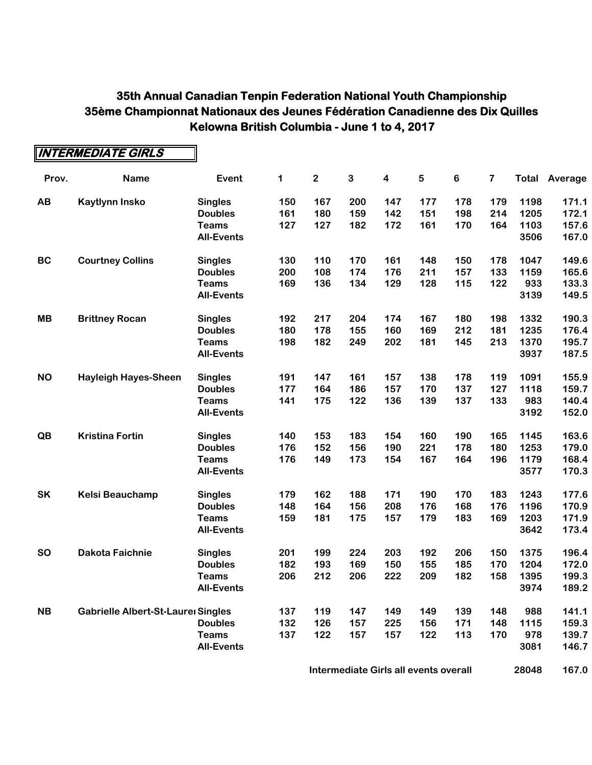# 35th Annual Canadian Tenpin Federation National Youth Championship
# 35ème Championnat Nationaux des Jeunes Fédération Canadienne des Dix Quilles
# Kelowna British Columbia - June 1 to 4, 2017

## INTERMEDIATE GIRLS

| Prov. | Name | Event | 1 | 2 | 3 | 4 | 5 | 6 | 7 | Total | Average |
|---|---|---|---|---|---|---|---|---|---|---|---|
| AB | Kaytlynn Insko | Singles | 150 | 167 | 200 | 147 | 177 | 178 | 179 | 1198 | 171.1 |
| | | Doubles | 161 | 180 | 159 | 142 | 151 | 198 | 214 | 1205 | 172.1 |
| | | Teams | 127 | 127 | 182 | 172 | 161 | 170 | 164 | 1103 | 157.6 |
| | | All-Events | | | | | | | | 3506 | 167.0 |
| BC | Courtney Collins | Singles | 130 | 110 | 170 | 161 | 148 | 150 | 178 | 1047 | 149.6 |
| | | Doubles | 200 | 108 | 174 | 176 | 211 | 157 | 133 | 1159 | 165.6 |
| | | Teams | 169 | 136 | 134 | 129 | 128 | 115 | 122 | 933 | 133.3 |
| | | All-Events | | | | | | | | 3139 | 149.5 |
| MB | Brittney Rocan | Singles | 192 | 217 | 204 | 174 | 167 | 180 | 198 | 1332 | 190.3 |
| | | Doubles | 180 | 178 | 155 | 160 | 169 | 212 | 181 | 1235 | 176.4 |
| | | Teams | 198 | 182 | 249 | 202 | 181 | 145 | 213 | 1370 | 195.7 |
| | | All-Events | | | | | | | | 3937 | 187.5 |
| NO | Hayleigh Hayes-Sheen | Singles | 191 | 147 | 161 | 157 | 138 | 178 | 119 | 1091 | 155.9 |
| | | Doubles | 177 | 164 | 186 | 157 | 170 | 137 | 127 | 1118 | 159.7 |
| | | Teams | 141 | 175 | 122 | 136 | 139 | 137 | 133 | 983 | 140.4 |
| | | All-Events | | | | | | | | 3192 | 152.0 |
| QB | Kristina Fortin | Singles | 140 | 153 | 183 | 154 | 160 | 190 | 165 | 1145 | 163.6 |
| | | Doubles | 176 | 152 | 156 | 190 | 221 | 178 | 180 | 1253 | 179.0 |
| | | Teams | 176 | 149 | 173 | 154 | 167 | 164 | 196 | 1179 | 168.4 |
| | | All-Events | | | | | | | | 3577 | 170.3 |
| SK | Kelsi Beauchamp | Singles | 179 | 162 | 188 | 171 | 190 | 170 | 183 | 1243 | 177.6 |
| | | Doubles | 148 | 164 | 156 | 208 | 176 | 168 | 176 | 1196 | 170.9 |
| | | Teams | 159 | 181 | 175 | 157 | 179 | 183 | 169 | 1203 | 171.9 |
| | | All-Events | | | | | | | | 3642 | 173.4 |
| SO | Dakota Faichnie | Singles | 201 | 199 | 224 | 203 | 192 | 206 | 150 | 1375 | 196.4 |
| | | Doubles | 182 | 193 | 169 | 150 | 155 | 185 | 170 | 1204 | 172.0 |
| | | Teams | 206 | 212 | 206 | 222 | 209 | 182 | 158 | 1395 | 199.3 |
| | | All-Events | | | | | | | | 3974 | 189.2 |
| NB | Gabrielle Albert-St-Laurei | Singles | 137 | 119 | 147 | 149 | 149 | 139 | 148 | 988 | 141.1 |
| | | Doubles | 132 | 126 | 157 | 225 | 156 | 171 | 148 | 1115 | 159.3 |
| | | Teams | 137 | 122 | 157 | 157 | 122 | 113 | 170 | 978 | 139.7 |
| | | All-Events | | | | | | | | 3081 | 146.7 |
| | | | | | Intermediate Girls all events overall | | | | | 28048 | 167.0 |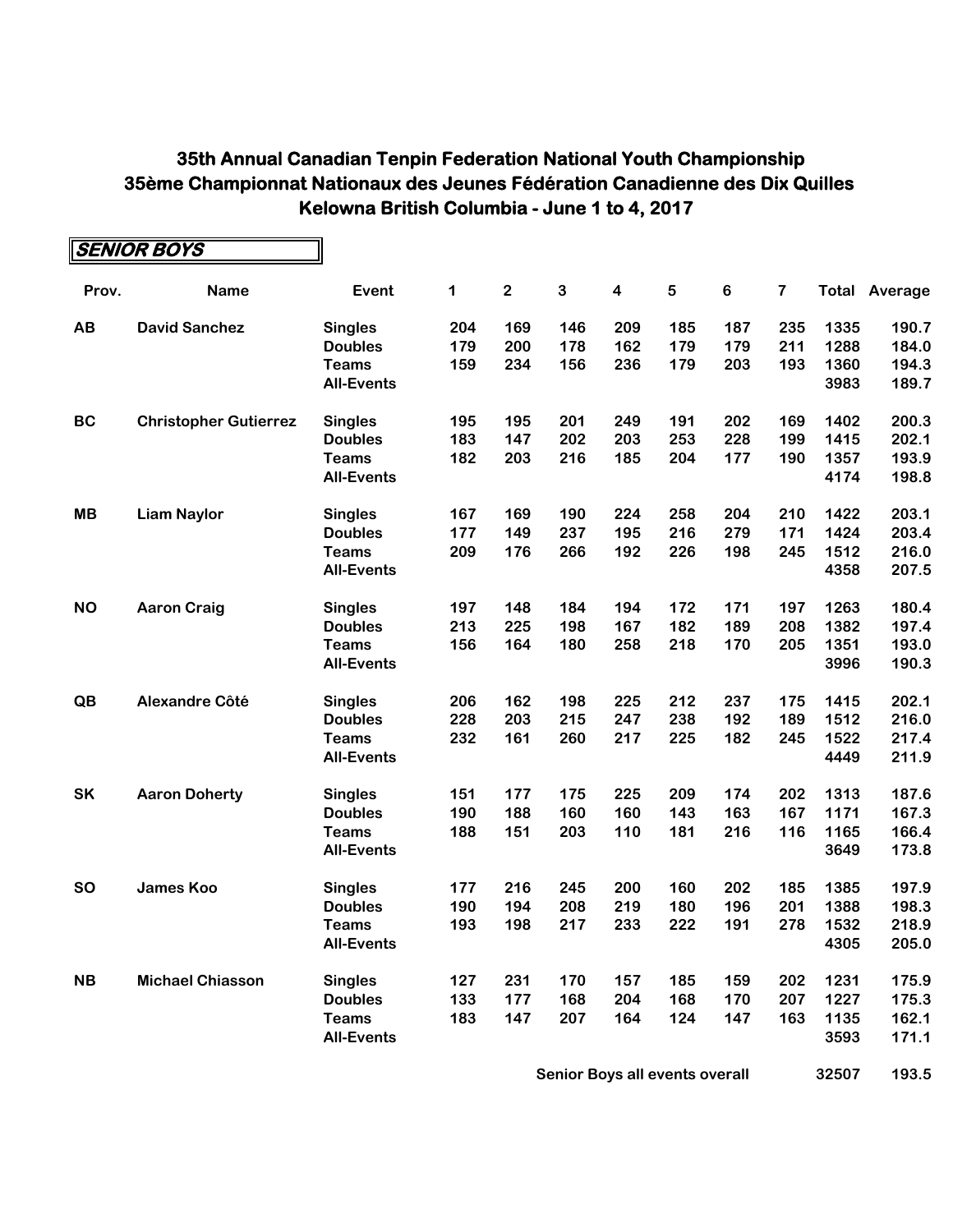# 35th Annual Canadian Tenpin Federation National Youth Championship
# 35ème Championnat Nationaux des Jeunes Fédération Canadienne des Dix Quilles
# Kelowna British Columbia - June 1 to 4, 2017

## SENIOR BOYS

| Prov. | Name | Event | 1 | 2 | 3 | 4 | 5 | 6 | 7 | Total | Average |
|---|---|---|---|---|---|---|---|---|---|---|---|
| AB | David Sanchez | Singles | 204 | 169 | 146 | 209 | 185 | 187 | 235 | 1335 | 190.7 |
| | | Doubles | 179 | 200 | 178 | 162 | 179 | 179 | 211 | 1288 | 184.0 |
| | | Teams | 159 | 234 | 156 | 236 | 179 | 203 | 193 | 1360 | 194.3 |
| | | All-Events | | | | | | | | 3983 | 189.7 |
| BC | Christopher Gutierrez | Singles | 195 | 195 | 201 | 249 | 191 | 202 | 169 | 1402 | 200.3 |
| | | Doubles | 183 | 147 | 202 | 203 | 253 | 228 | 199 | 1415 | 202.1 |
| | | Teams | 182 | 203 | 216 | 185 | 204 | 177 | 190 | 1357 | 193.9 |
| | | All-Events | | | | | | | | 4174 | 198.8 |
| MB | Liam Naylor | Singles | 167 | 169 | 190 | 224 | 258 | 204 | 210 | 1422 | 203.1 |
| | | Doubles | 177 | 149 | 237 | 195 | 216 | 279 | 171 | 1424 | 203.4 |
| | | Teams | 209 | 176 | 266 | 192 | 226 | 198 | 245 | 1512 | 216.0 |
| | | All-Events | | | | | | | | 4358 | 207.5 |
| NO | Aaron Craig | Singles | 197 | 148 | 184 | 194 | 172 | 171 | 197 | 1263 | 180.4 |
| | | Doubles | 213 | 225 | 198 | 167 | 182 | 189 | 208 | 1382 | 197.4 |
| | | Teams | 156 | 164 | 180 | 258 | 218 | 170 | 205 | 1351 | 193.0 |
| | | All-Events | | | | | | | | 3996 | 190.3 |
| QB | Alexandre Côté | Singles | 206 | 162 | 198 | 225 | 212 | 237 | 175 | 1415 | 202.1 |
| | | Doubles | 228 | 203 | 215 | 247 | 238 | 192 | 189 | 1512 | 216.0 |
| | | Teams | 232 | 161 | 260 | 217 | 225 | 182 | 245 | 1522 | 217.4 |
| | | All-Events | | | | | | | | 4449 | 211.9 |
| SK | Aaron Doherty | Singles | 151 | 177 | 175 | 225 | 209 | 174 | 202 | 1313 | 187.6 |
| | | Doubles | 190 | 188 | 160 | 160 | 143 | 163 | 167 | 1171 | 167.3 |
| | | Teams | 188 | 151 | 203 | 110 | 181 | 216 | 116 | 1165 | 166.4 |
| | | All-Events | | | | | | | | 3649 | 173.8 |
| SO | James Koo | Singles | 177 | 216 | 245 | 200 | 160 | 202 | 185 | 1385 | 197.9 |
| | | Doubles | 190 | 194 | 208 | 219 | 180 | 196 | 201 | 1388 | 198.3 |
| | | Teams | 193 | 198 | 217 | 233 | 222 | 191 | 278 | 1532 | 218.9 |
| | | All-Events | | | | | | | | 4305 | 205.0 |
| NB | Michael Chiasson | Singles | 127 | 231 | 170 | 157 | 185 | 159 | 202 | 1231 | 175.9 |
| | | Doubles | 133 | 177 | 168 | 204 | 168 | 170 | 207 | 1227 | 175.3 |
| | | Teams | 183 | 147 | 207 | 164 | 124 | 147 | 163 | 1135 | 162.1 |
| | | All-Events | | | | | | | | 3593 | 171.1 |
| | | | | | | | Senior Boys all events overall | | | 32507 | 193.5 |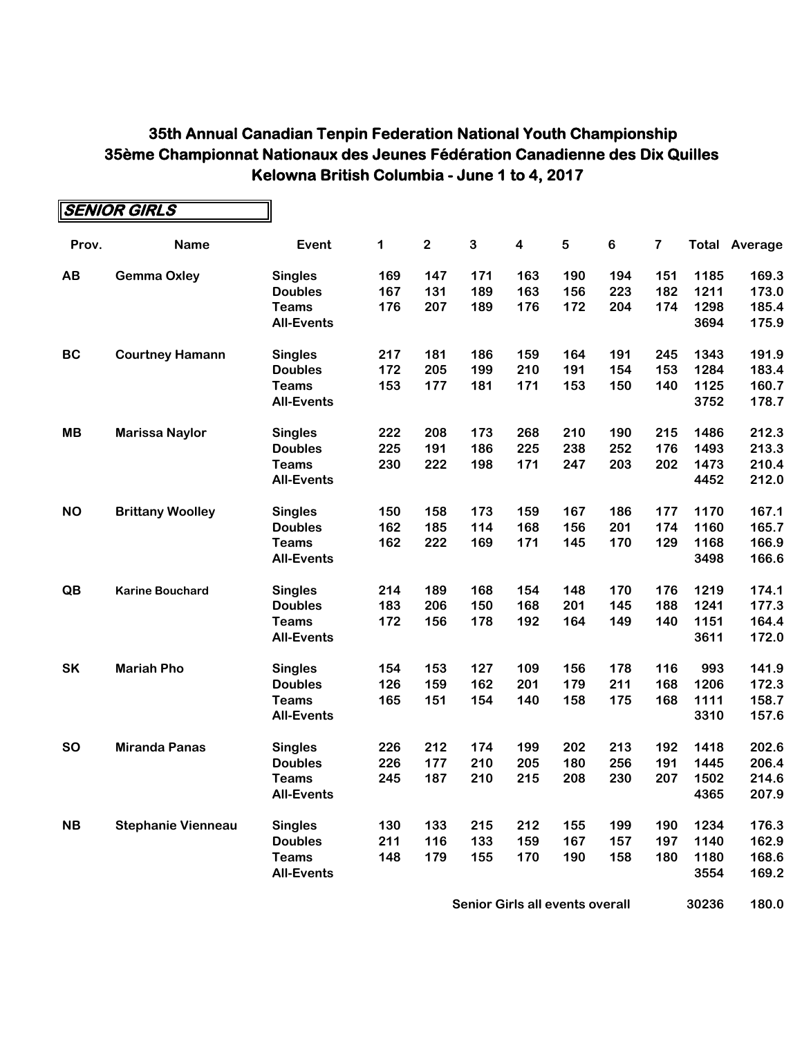## 35th Annual Canadian Tenpin Federation National Youth Championship
## 35ème Championnat Nationaux des Jeunes Fédération Canadienne des Dix Quilles
## Kelowna British Columbia - June 1 to 4, 2017

**SENIOR GIRLS**

| Prov. | Name | Event | 1 | 2 | 3 | 4 | 5 | 6 | 7 | Total | Average |
|---|---|---|---|---|---|---|---|---|---|---|---|
| AB | Gemma Oxley | Singles | 169 | 147 | 171 | 163 | 190 | 194 | 151 | 1185 | 169.3 |
| | | Doubles | 167 | 131 | 189 | 163 | 156 | 223 | 182 | 1211 | 173.0 |
| | | Teams | 176 | 207 | 189 | 176 | 172 | 204 | 174 | 1298 | 185.4 |
| | | All-Events | | | | | | | | 3694 | 175.9 |
| BC | Courtney Hamann | Singles | 217 | 181 | 186 | 159 | 164 | 191 | 245 | 1343 | 191.9 |
| | | Doubles | 172 | 205 | 199 | 210 | 191 | 154 | 153 | 1284 | 183.4 |
| | | Teams | 153 | 177 | 181 | 171 | 153 | 150 | 140 | 1125 | 160.7 |
| | | All-Events | | | | | | | | 3752 | 178.7 |
| MB | Marissa Naylor | Singles | 222 | 208 | 173 | 268 | 210 | 190 | 215 | 1486 | 212.3 |
| | | Doubles | 225 | 191 | 186 | 225 | 238 | 252 | 176 | 1493 | 213.3 |
| | | Teams | 230 | 222 | 198 | 171 | 247 | 203 | 202 | 1473 | 210.4 |
| | | All-Events | | | | | | | | 4452 | 212.0 |
| NO | Brittany Woolley | Singles | 150 | 158 | 173 | 159 | 167 | 186 | 177 | 1170 | 167.1 |
| | | Doubles | 162 | 185 | 114 | 168 | 156 | 201 | 174 | 1160 | 165.7 |
| | | Teams | 162 | 222 | 169 | 171 | 145 | 170 | 129 | 1168 | 166.9 |
| | | All-Events | | | | | | | | 3498 | 166.6 |
| QB | Karine Bouchard | Singles | 214 | 189 | 168 | 154 | 148 | 170 | 176 | 1219 | 174.1 |
| | | Doubles | 183 | 206 | 150 | 168 | 201 | 145 | 188 | 1241 | 177.3 |
| | | Teams | 172 | 156 | 178 | 192 | 164 | 149 | 140 | 1151 | 164.4 |
| | | All-Events | | | | | | | | 3611 | 172.0 |
| SK | Mariah Pho | Singles | 154 | 153 | 127 | 109 | 156 | 178 | 116 | 993 | 141.9 |
| | | Doubles | 126 | 159 | 162 | 201 | 179 | 211 | 168 | 1206 | 172.3 |
| | | Teams | 165 | 151 | 154 | 140 | 158 | 175 | 168 | 1111 | 158.7 |
| | | All-Events | | | | | | | | 3310 | 157.6 |
| SO | Miranda Panas | Singles | 226 | 212 | 174 | 199 | 202 | 213 | 192 | 1418 | 202.6 |
| | | Doubles | 226 | 177 | 210 | 205 | 180 | 256 | 191 | 1445 | 206.4 |
| | | Teams | 245 | 187 | 210 | 215 | 208 | 230 | 207 | 1502 | 214.6 |
| | | All-Events | | | | | | | | 4365 | 207.9 |
| NB | Stephanie Vienneau | Singles | 130 | 133 | 215 | 212 | 155 | 199 | 190 | 1234 | 176.3 |
| | | Doubles | 211 | 116 | 133 | 159 | 167 | 157 | 197 | 1140 | 162.9 |
| | | Teams | 148 | 179 | 155 | 170 | 190 | 158 | 180 | 1180 | 168.6 |
| | | All-Events | | | | | | | | 3554 | 169.2 |
| | | | | | | Senior Girls all events overall | | | | 30236 | 180.0 |